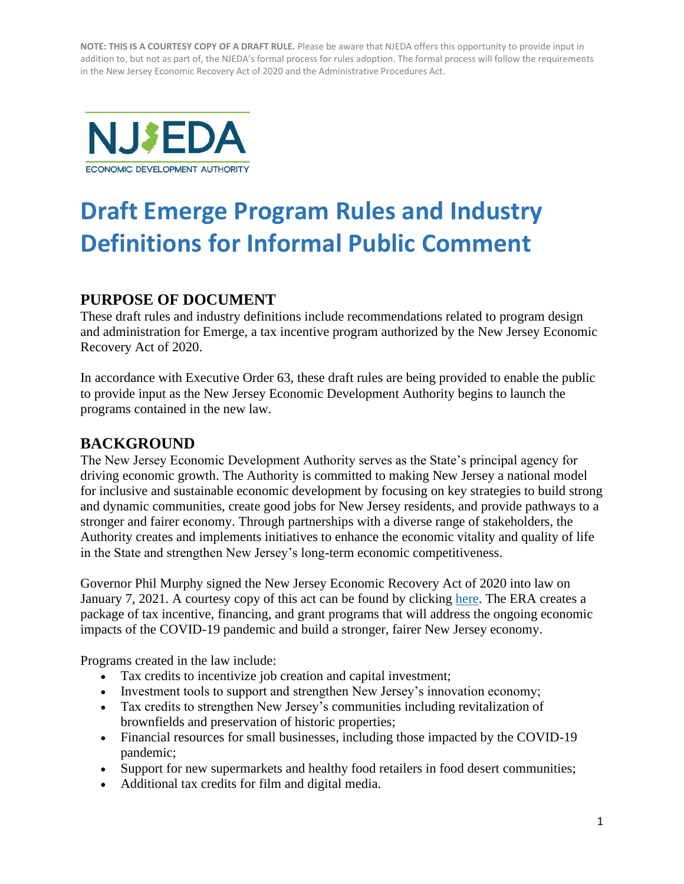**NOTE: THIS IS A COURTESY COPY OF A DRAFT RULE.** Please be aware that NJEDA offers this opportunity to provide input in addition to, but not as part of, the NJEDA's formal process for rules adoption. The formal process will follow the requirements in the New Jersey Economic Recovery Act of 2020 and the Administrative Procedures Act.

NJEDA
ECONOMIC DEVELOPMENT AUTHORITY

# Draft Emerge Program Rules and Industry Definitions for Informal Public Comment

## PURPOSE OF DOCUMENT

These draft rules and industry definitions include recommendations related to program design and administration for Emerge, a tax incentive program authorized by the New Jersey Economic Recovery Act of 2020.

In accordance with Executive Order 63, these draft rules are being provided to enable the public to provide input as the New Jersey Economic Development Authority begins to launch the programs contained in the new law.

## BACKGROUND

The New Jersey Economic Development Authority serves as the State's principal agency for driving economic growth. The Authority is committed to making New Jersey a national model for inclusive and sustainable economic development by focusing on key strategies to build strong and dynamic communities, create good jobs for New Jersey residents, and provide pathways to a stronger and fairer economy. Through partnerships with a diverse range of stakeholders, the Authority creates and implements initiatives to enhance the economic vitality and quality of life in the State and strengthen New Jersey's long-term economic competitiveness.

Governor Phil Murphy signed the New Jersey Economic Recovery Act of 2020 into law on January 7, 2021. A courtesy copy of this act can be found by clicking here. The ERA creates a package of tax incentive, financing, and grant programs that will address the ongoing economic impacts of the COVID-19 pandemic and build a stronger, fairer New Jersey economy.

Programs created in the law include:

- Tax credits to incentivize job creation and capital investment;
- Investment tools to support and strengthen New Jersey's innovation economy;
- Tax credits to strengthen New Jersey's communities including revitalization of brownfields and preservation of historic properties;
- Financial resources for small businesses, including those impacted by the COVID-19 pandemic;
- Support for new supermarkets and healthy food retailers in food desert communities;
- Additional tax credits for film and digital media.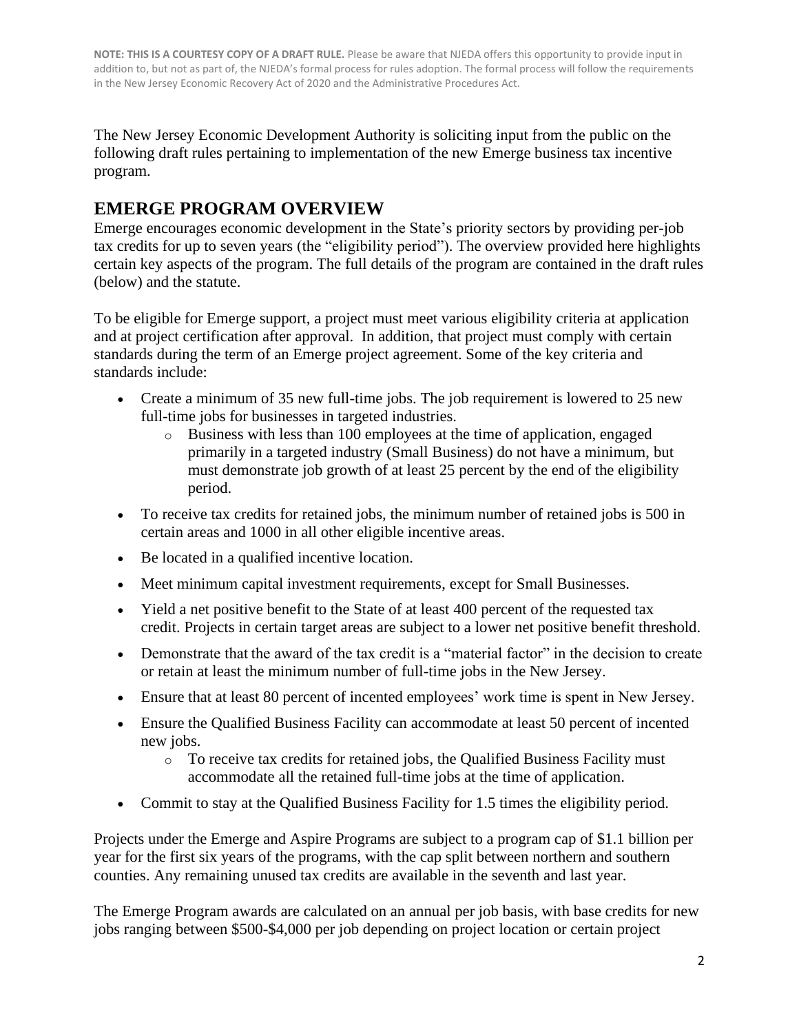**NOTE: THIS IS A COURTESY COPY OF A DRAFT RULE.** Please be aware that NJEDA offers this opportunity to provide input in addition to, but not as part of, the NJEDA's formal process for rules adoption. The formal process will follow the requirements in the New Jersey Economic Recovery Act of 2020 and the Administrative Procedures Act.

The New Jersey Economic Development Authority is soliciting input from the public on the following draft rules pertaining to implementation of the new Emerge business tax incentive program.

## EMERGE PROGRAM OVERVIEW

Emerge encourages economic development in the State's priority sectors by providing per-job tax credits for up to seven years (the "eligibility period"). The overview provided here highlights certain key aspects of the program. The full details of the program are contained in the draft rules (below) and the statute.

To be eligible for Emerge support, a project must meet various eligibility criteria at application and at project certification after approval. In addition, that project must comply with certain standards during the term of an Emerge project agreement. Some of the key criteria and standards include:

- Create a minimum of 35 new full-time jobs. The job requirement is lowered to 25 new full-time jobs for businesses in targeted industries.
  - Business with less than 100 employees at the time of application, engaged primarily in a targeted industry (Small Business) do not have a minimum, but must demonstrate job growth of at least 25 percent by the end of the eligibility period.
- To receive tax credits for retained jobs, the minimum number of retained jobs is 500 in certain areas and 1000 in all other eligible incentive areas.
- Be located in a qualified incentive location.
- Meet minimum capital investment requirements, except for Small Businesses.
- Yield a net positive benefit to the State of at least 400 percent of the requested tax credit. Projects in certain target areas are subject to a lower net positive benefit threshold.
- Demonstrate that the award of the tax credit is a "material factor" in the decision to create or retain at least the minimum number of full-time jobs in the New Jersey.
- Ensure that at least 80 percent of incented employees' work time is spent in New Jersey.
- Ensure the Qualified Business Facility can accommodate at least 50 percent of incented new jobs.
  - To receive tax credits for retained jobs, the Qualified Business Facility must accommodate all the retained full-time jobs at the time of application.
- Commit to stay at the Qualified Business Facility for 1.5 times the eligibility period.

Projects under the Emerge and Aspire Programs are subject to a program cap of $1.1 billion per year for the first six years of the programs, with the cap split between northern and southern counties. Any remaining unused tax credits are available in the seventh and last year.

The Emerge Program awards are calculated on an annual per job basis, with base credits for new jobs ranging between $500-$4,000 per job depending on project location or certain project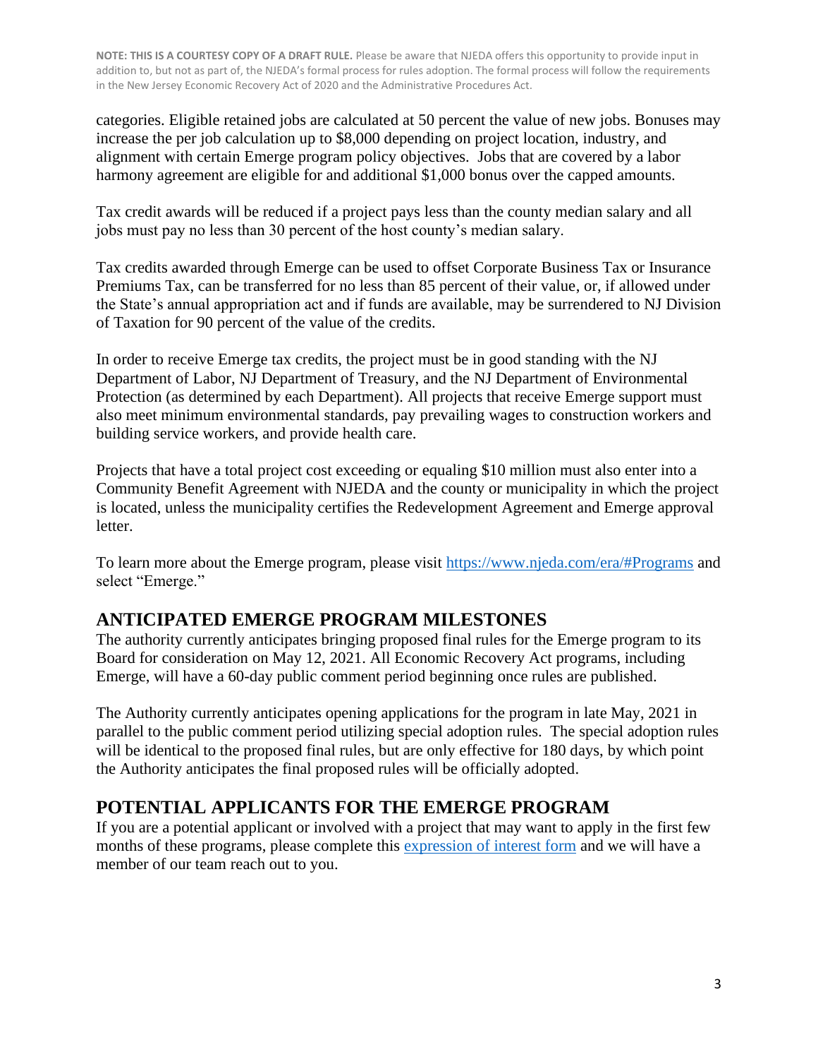categories. Eligible retained jobs are calculated at 50 percent the value of new jobs. Bonuses may increase the per job calculation up to $8,000 depending on project location, industry, and alignment with certain Emerge program policy objectives. Jobs that are covered by a labor harmony agreement are eligible for and additional $1,000 bonus over the capped amounts.

Tax credit awards will be reduced if a project pays less than the county median salary and all jobs must pay no less than 30 percent of the host county's median salary.

Tax credits awarded through Emerge can be used to offset Corporate Business Tax or Insurance Premiums Tax, can be transferred for no less than 85 percent of their value, or, if allowed under the State's annual appropriation act and if funds are available, may be surrendered to NJ Division of Taxation for 90 percent of the value of the credits.

In order to receive Emerge tax credits, the project must be in good standing with the NJ Department of Labor, NJ Department of Treasury, and the NJ Department of Environmental Protection (as determined by each Department). All projects that receive Emerge support must also meet minimum environmental standards, pay prevailing wages to construction workers and building service workers, and provide health care.

Projects that have a total project cost exceeding or equaling $10 million must also enter into a Community Benefit Agreement with NJEDA and the county or municipality in which the project is located, unless the municipality certifies the Redevelopment Agreement and Emerge approval letter.

To learn more about the Emerge program, please visit https://www.njeda.com/era/#Programs and select "Emerge."

## ANTICIPATED EMERGE PROGRAM MILESTONES

The authority currently anticipates bringing proposed final rules for the Emerge program to its Board for consideration on May 12, 2021. All Economic Recovery Act programs, including Emerge, will have a 60-day public comment period beginning once rules are published.

The Authority currently anticipates opening applications for the program in late May, 2021 in parallel to the public comment period utilizing special adoption rules. The special adoption rules will be identical to the proposed final rules, but are only effective for 180 days, by which point the Authority anticipates the final proposed rules will be officially adopted.

## POTENTIAL APPLICANTS FOR THE EMERGE PROGRAM

If you are a potential applicant or involved with a project that may want to apply in the first few months of these programs, please complete this expression of interest form and we will have a member of our team reach out to you.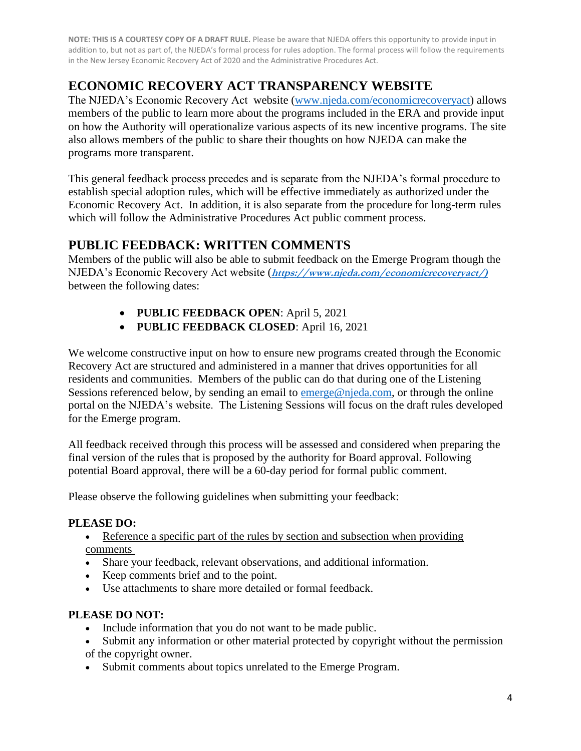**NOTE: THIS IS A COURTESY COPY OF A DRAFT RULE.** Please be aware that NJEDA offers this opportunity to provide input in addition to, but not as part of, the NJEDA's formal process for rules adoption. The formal process will follow the requirements in the New Jersey Economic Recovery Act of 2020 and the Administrative Procedures Act.

## ECONOMIC RECOVERY ACT TRANSPARENCY WEBSITE

The NJEDA's Economic Recovery Act website (www.njeda.com/economicrecoveryact) allows members of the public to learn more about the programs included in the ERA and provide input on how the Authority will operationalize various aspects of its new incentive programs. The site also allows members of the public to share their thoughts on how NJEDA can make the programs more transparent.

This general feedback process precedes and is separate from the NJEDA's formal procedure to establish special adoption rules, which will be effective immediately as authorized under the Economic Recovery Act. In addition, it is also separate from the procedure for long-term rules which will follow the Administrative Procedures Act public comment process.

## PUBLIC FEEDBACK: WRITTEN COMMENTS

Members of the public will also be able to submit feedback on the Emerge Program though the NJEDA's Economic Recovery Act website (***https://www.njeda.com/economicrecoveryact/)*** between the following dates:

- **PUBLIC FEEDBACK OPEN**: April 5, 2021
- **PUBLIC FEEDBACK CLOSED**: April 16, 2021

We welcome constructive input on how to ensure new programs created through the Economic Recovery Act are structured and administered in a manner that drives opportunities for all residents and communities. Members of the public can do that during one of the Listening Sessions referenced below, by sending an email to emerge@njeda.com, or through the online portal on the NJEDA's website. The Listening Sessions will focus on the draft rules developed for the Emerge program.

All feedback received through this process will be assessed and considered when preparing the final version of the rules that is proposed by the authority for Board approval. Following potential Board approval, there will be a 60-day period for formal public comment.

Please observe the following guidelines when submitting your feedback:

**PLEASE DO:**

- <u>Reference a specific part of the rules by section and subsection when providing comments</u>
- Share your feedback, relevant observations, and additional information.
- Keep comments brief and to the point.
- Use attachments to share more detailed or formal feedback.

**PLEASE DO NOT:**

- Include information that you do not want to be made public.
- Submit any information or other material protected by copyright without the permission of the copyright owner.
- Submit comments about topics unrelated to the Emerge Program.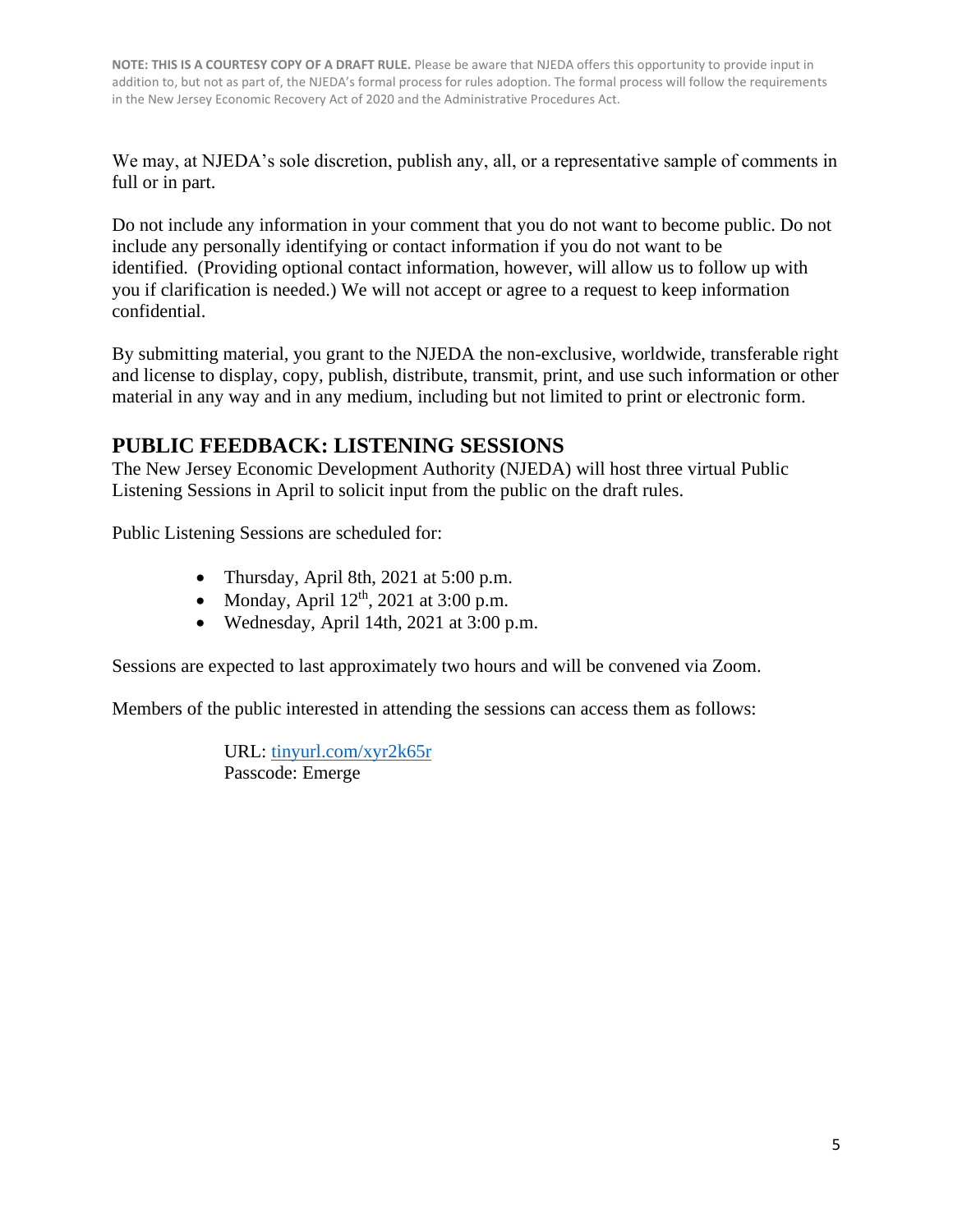**NOTE: THIS IS A COURTESY COPY OF A DRAFT RULE.** Please be aware that NJEDA offers this opportunity to provide input in addition to, but not as part of, the NJEDA's formal process for rules adoption. The formal process will follow the requirements in the New Jersey Economic Recovery Act of 2020 and the Administrative Procedures Act.

We may, at NJEDA's sole discretion, publish any, all, or a representative sample of comments in full or in part.

Do not include any information in your comment that you do not want to become public. Do not include any personally identifying or contact information if you do not want to be identified. (Providing optional contact information, however, will allow us to follow up with you if clarification is needed.) We will not accept or agree to a request to keep information confidential.

By submitting material, you grant to the NJEDA the non-exclusive, worldwide, transferable right and license to display, copy, publish, distribute, transmit, print, and use such information or other material in any way and in any medium, including but not limited to print or electronic form.

## PUBLIC FEEDBACK: LISTENING SESSIONS

The New Jersey Economic Development Authority (NJEDA) will host three virtual Public Listening Sessions in April to solicit input from the public on the draft rules.

Public Listening Sessions are scheduled for:

- Thursday, April 8th, 2021 at 5:00 p.m.
- Monday, April 12th, 2021 at 3:00 p.m.
- Wednesday, April 14th, 2021 at 3:00 p.m.

Sessions are expected to last approximately two hours and will be convened via Zoom.

Members of the public interested in attending the sessions can access them as follows:

URL: tinyurl.com/xyr2k65r
Passcode: Emerge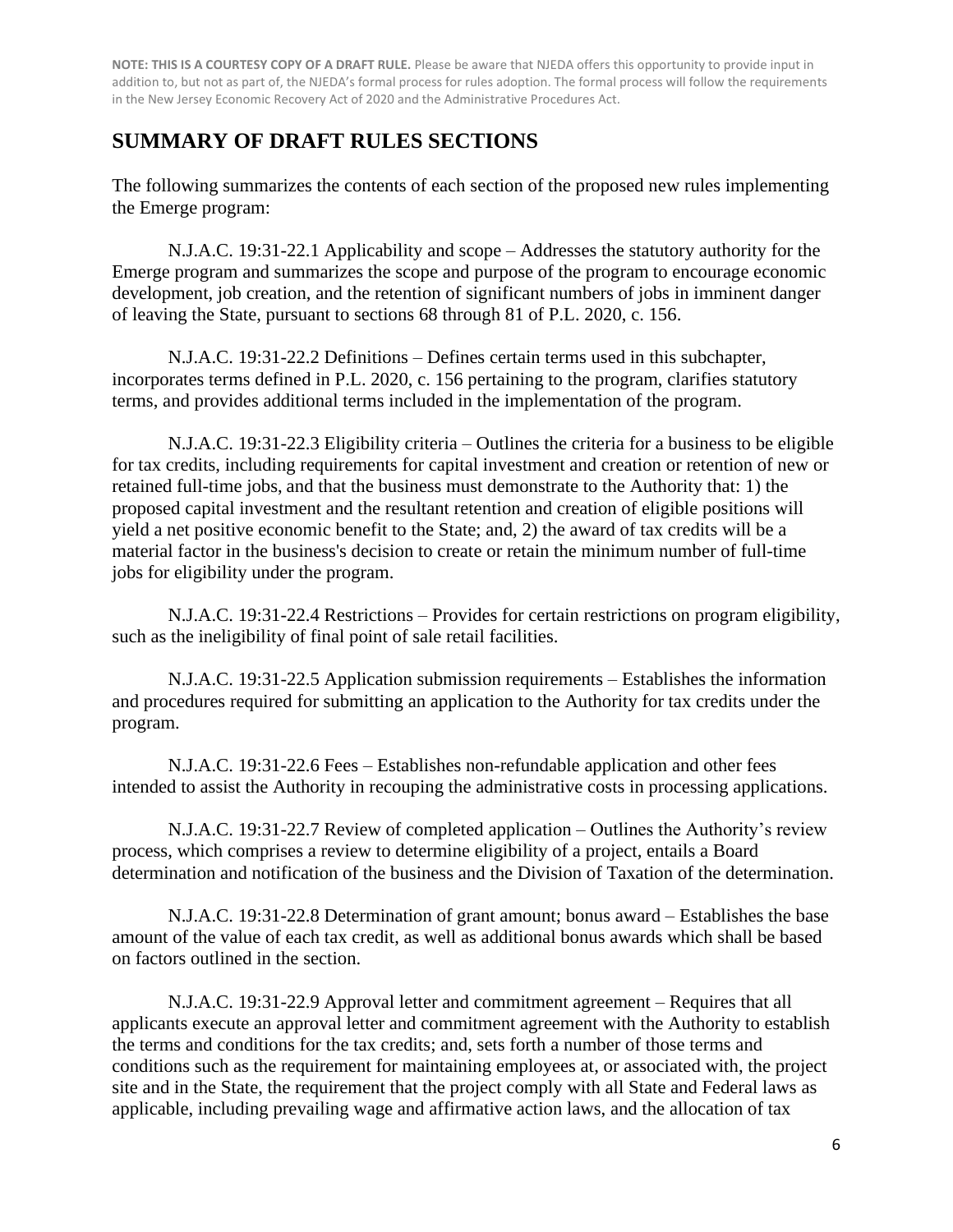**NOTE: THIS IS A COURTESY COPY OF A DRAFT RULE.** Please be aware that NJEDA offers this opportunity to provide input in addition to, but not as part of, the NJEDA's formal process for rules adoption. The formal process will follow the requirements in the New Jersey Economic Recovery Act of 2020 and the Administrative Procedures Act.

## SUMMARY OF DRAFT RULES SECTIONS

The following summarizes the contents of each section of the proposed new rules implementing the Emerge program:

N.J.A.C. 19:31-22.1 Applicability and scope – Addresses the statutory authority for the Emerge program and summarizes the scope and purpose of the program to encourage economic development, job creation, and the retention of significant numbers of jobs in imminent danger of leaving the State, pursuant to sections 68 through 81 of P.L. 2020, c. 156.

N.J.A.C. 19:31-22.2 Definitions – Defines certain terms used in this subchapter, incorporates terms defined in P.L. 2020, c. 156 pertaining to the program, clarifies statutory terms, and provides additional terms included in the implementation of the program.

N.J.A.C. 19:31-22.3 Eligibility criteria – Outlines the criteria for a business to be eligible for tax credits, including requirements for capital investment and creation or retention of new or retained full-time jobs, and that the business must demonstrate to the Authority that: 1) the proposed capital investment and the resultant retention and creation of eligible positions will yield a net positive economic benefit to the State; and, 2) the award of tax credits will be a material factor in the business's decision to create or retain the minimum number of full-time jobs for eligibility under the program.

N.J.A.C. 19:31-22.4 Restrictions – Provides for certain restrictions on program eligibility, such as the ineligibility of final point of sale retail facilities.

N.J.A.C. 19:31-22.5 Application submission requirements – Establishes the information and procedures required for submitting an application to the Authority for tax credits under the program.

N.J.A.C. 19:31-22.6 Fees – Establishes non-refundable application and other fees intended to assist the Authority in recouping the administrative costs in processing applications.

N.J.A.C. 19:31-22.7 Review of completed application – Outlines the Authority's review process, which comprises a review to determine eligibility of a project, entails a Board determination and notification of the business and the Division of Taxation of the determination.

N.J.A.C. 19:31-22.8 Determination of grant amount; bonus award – Establishes the base amount of the value of each tax credit, as well as additional bonus awards which shall be based on factors outlined in the section.

N.J.A.C. 19:31-22.9 Approval letter and commitment agreement – Requires that all applicants execute an approval letter and commitment agreement with the Authority to establish the terms and conditions for the tax credits; and, sets forth a number of those terms and conditions such as the requirement for maintaining employees at, or associated with, the project site and in the State, the requirement that the project comply with all State and Federal laws as applicable, including prevailing wage and affirmative action laws, and the allocation of tax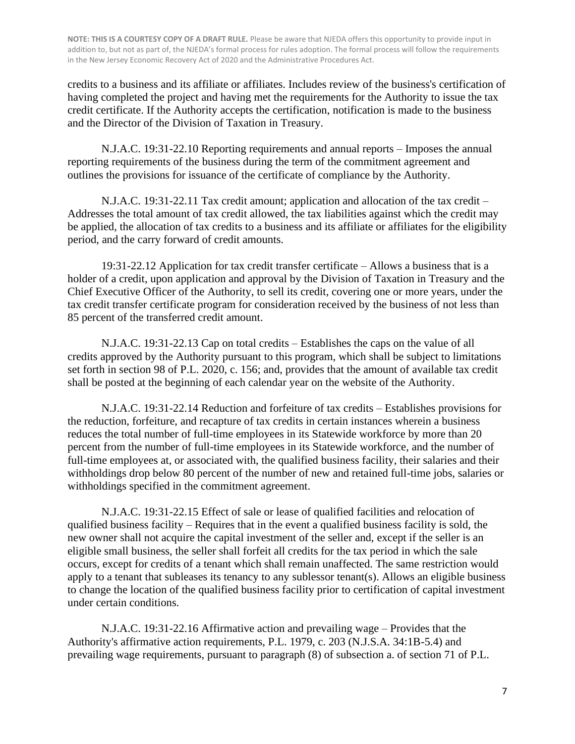credits to a business and its affiliate or affiliates. Includes review of the business's certification of having completed the project and having met the requirements for the Authority to issue the tax credit certificate. If the Authority accepts the certification, notification is made to the business and the Director of the Division of Taxation in Treasury.

N.J.A.C. 19:31-22.10 Reporting requirements and annual reports – Imposes the annual reporting requirements of the business during the term of the commitment agreement and outlines the provisions for issuance of the certificate of compliance by the Authority.

N.J.A.C. 19:31-22.11 Tax credit amount; application and allocation of the tax credit – Addresses the total amount of tax credit allowed, the tax liabilities against which the credit may be applied, the allocation of tax credits to a business and its affiliate or affiliates for the eligibility period, and the carry forward of credit amounts.

19:31-22.12 Application for tax credit transfer certificate – Allows a business that is a holder of a credit, upon application and approval by the Division of Taxation in Treasury and the Chief Executive Officer of the Authority, to sell its credit, covering one or more years, under the tax credit transfer certificate program for consideration received by the business of not less than 85 percent of the transferred credit amount.

N.J.A.C. 19:31-22.13 Cap on total credits – Establishes the caps on the value of all credits approved by the Authority pursuant to this program, which shall be subject to limitations set forth in section 98 of P.L. 2020, c. 156; and, provides that the amount of available tax credit shall be posted at the beginning of each calendar year on the website of the Authority.

N.J.A.C. 19:31-22.14 Reduction and forfeiture of tax credits – Establishes provisions for the reduction, forfeiture, and recapture of tax credits in certain instances wherein a business reduces the total number of full-time employees in its Statewide workforce by more than 20 percent from the number of full-time employees in its Statewide workforce, and the number of full-time employees at, or associated with, the qualified business facility, their salaries and their withholdings drop below 80 percent of the number of new and retained full-time jobs, salaries or withholdings specified in the commitment agreement.

N.J.A.C. 19:31-22.15 Effect of sale or lease of qualified facilities and relocation of qualified business facility – Requires that in the event a qualified business facility is sold, the new owner shall not acquire the capital investment of the seller and, except if the seller is an eligible small business, the seller shall forfeit all credits for the tax period in which the sale occurs, except for credits of a tenant which shall remain unaffected. The same restriction would apply to a tenant that subleases its tenancy to any sublessor tenant(s). Allows an eligible business to change the location of the qualified business facility prior to certification of capital investment under certain conditions.

N.J.A.C. 19:31-22.16 Affirmative action and prevailing wage – Provides that the Authority's affirmative action requirements, P.L. 1979, c. 203 (N.J.S.A. 34:1B-5.4) and prevailing wage requirements, pursuant to paragraph (8) of subsection a. of section 71 of P.L.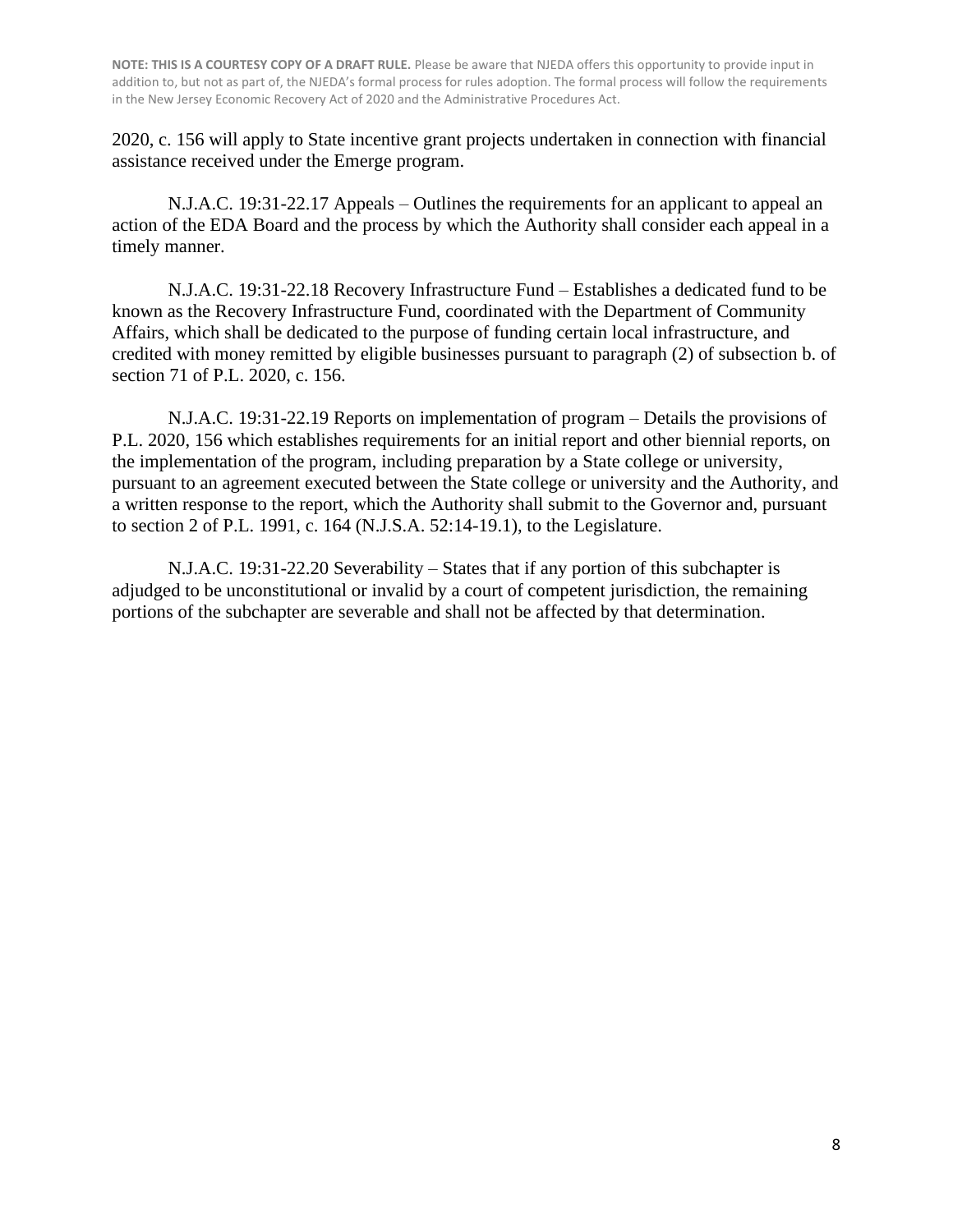2020, c. 156 will apply to State incentive grant projects undertaken in connection with financial assistance received under the Emerge program.

N.J.A.C. 19:31-22.17 Appeals – Outlines the requirements for an applicant to appeal an action of the EDA Board and the process by which the Authority shall consider each appeal in a timely manner.

N.J.A.C. 19:31-22.18 Recovery Infrastructure Fund – Establishes a dedicated fund to be known as the Recovery Infrastructure Fund, coordinated with the Department of Community Affairs, which shall be dedicated to the purpose of funding certain local infrastructure, and credited with money remitted by eligible businesses pursuant to paragraph (2) of subsection b. of section 71 of P.L. 2020, c. 156.

N.J.A.C. 19:31-22.19 Reports on implementation of program – Details the provisions of P.L. 2020, 156 which establishes requirements for an initial report and other biennial reports, on the implementation of the program, including preparation by a State college or university, pursuant to an agreement executed between the State college or university and the Authority, and a written response to the report, which the Authority shall submit to the Governor and, pursuant to section 2 of P.L. 1991, c. 164 (N.J.S.A. 52:14-19.1), to the Legislature.

N.J.A.C. 19:31-22.20 Severability – States that if any portion of this subchapter is adjudged to be unconstitutional or invalid by a court of competent jurisdiction, the remaining portions of the subchapter are severable and shall not be affected by that determination.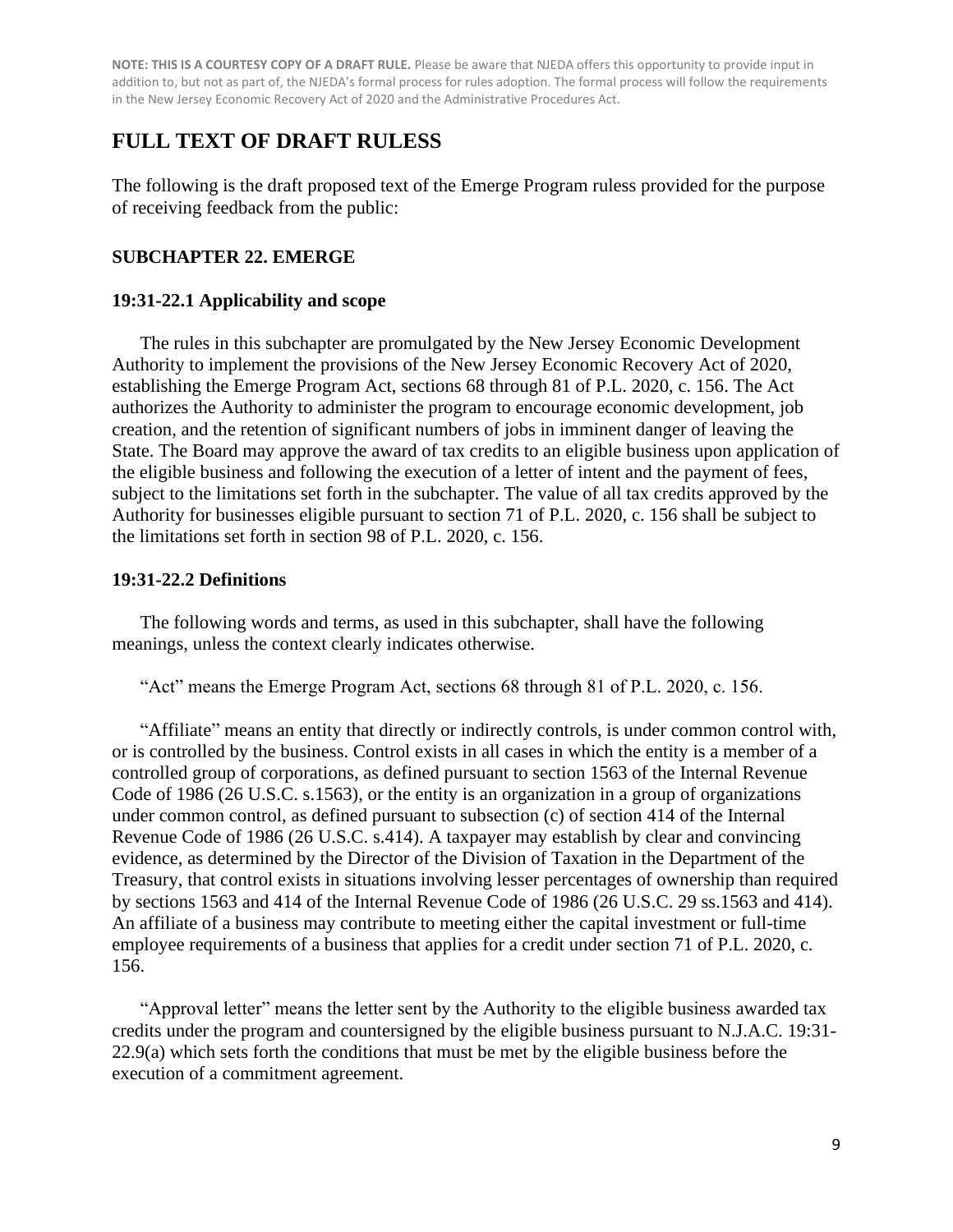**NOTE: THIS IS A COURTESY COPY OF A DRAFT RULE.** Please be aware that NJEDA offers this opportunity to provide input in addition to, but not as part of, the NJEDA's formal process for rules adoption. The formal process will follow the requirements in the New Jersey Economic Recovery Act of 2020 and the Administrative Procedures Act.

# FULL TEXT OF DRAFT RULESS

The following is the draft proposed text of the Emerge Program ruless provided for the purpose of receiving feedback from the public:

### SUBCHAPTER 22. EMERGE

### 19:31-22.1 Applicability and scope

The rules in this subchapter are promulgated by the New Jersey Economic Development Authority to implement the provisions of the New Jersey Economic Recovery Act of 2020, establishing the Emerge Program Act, sections 68 through 81 of P.L. 2020, c. 156. The Act authorizes the Authority to administer the program to encourage economic development, job creation, and the retention of significant numbers of jobs in imminent danger of leaving the State. The Board may approve the award of tax credits to an eligible business upon application of the eligible business and following the execution of a letter of intent and the payment of fees, subject to the limitations set forth in the subchapter. The value of all tax credits approved by the Authority for businesses eligible pursuant to section 71 of P.L. 2020, c. 156 shall be subject to the limitations set forth in section 98 of P.L. 2020, c. 156.

### 19:31-22.2 Definitions

The following words and terms, as used in this subchapter, shall have the following meanings, unless the context clearly indicates otherwise.

"Act" means the Emerge Program Act, sections 68 through 81 of P.L. 2020, c. 156.

"Affiliate" means an entity that directly or indirectly controls, is under common control with, or is controlled by the business. Control exists in all cases in which the entity is a member of a controlled group of corporations, as defined pursuant to section 1563 of the Internal Revenue Code of 1986 (26 U.S.C. s.1563), or the entity is an organization in a group of organizations under common control, as defined pursuant to subsection (c) of section 414 of the Internal Revenue Code of 1986 (26 U.S.C. s.414). A taxpayer may establish by clear and convincing evidence, as determined by the Director of the Division of Taxation in the Department of the Treasury, that control exists in situations involving lesser percentages of ownership than required by sections 1563 and 414 of the Internal Revenue Code of 1986 (26 U.S.C. 29 ss.1563 and 414). An affiliate of a business may contribute to meeting either the capital investment or full-time employee requirements of a business that applies for a credit under section 71 of P.L. 2020, c. 156.

"Approval letter" means the letter sent by the Authority to the eligible business awarded tax credits under the program and countersigned by the eligible business pursuant to N.J.A.C. 19:31-22.9(a) which sets forth the conditions that must be met by the eligible business before the execution of a commitment agreement.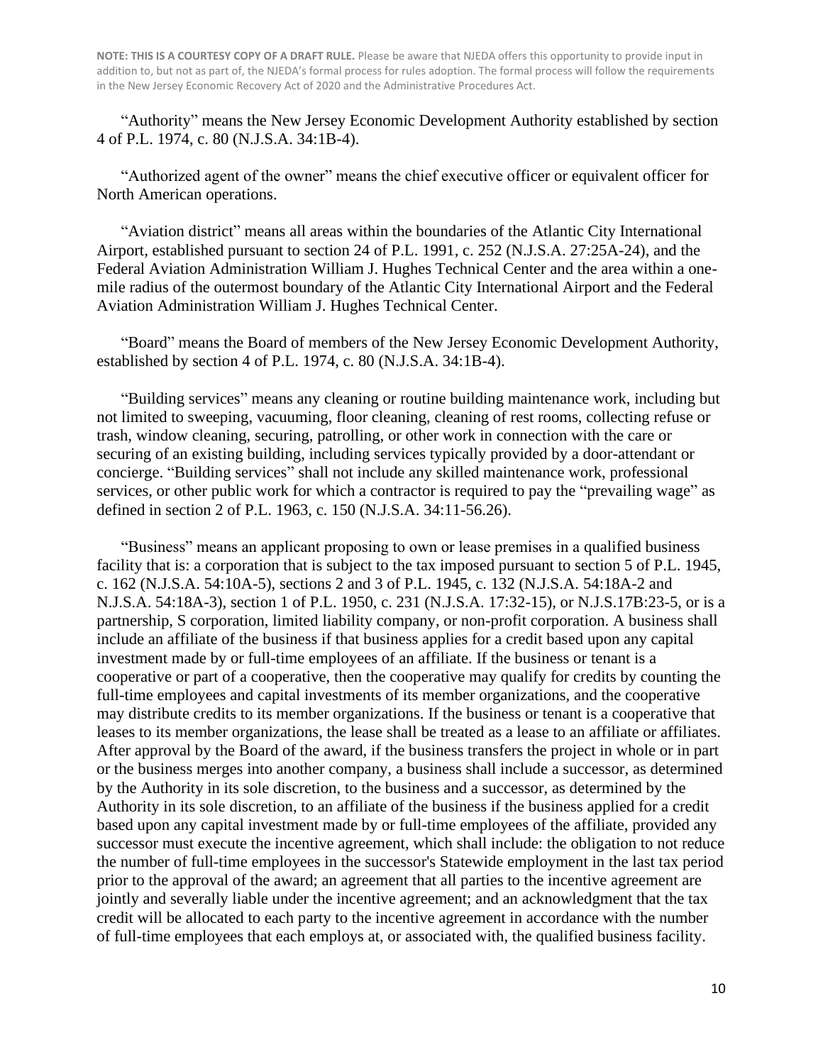**NOTE: THIS IS A COURTESY COPY OF A DRAFT RULE.** Please be aware that NJEDA offers this opportunity to provide input in addition to, but not as part of, the NJEDA's formal process for rules adoption. The formal process will follow the requirements in the New Jersey Economic Recovery Act of 2020 and the Administrative Procedures Act.

"Authority" means the New Jersey Economic Development Authority established by section 4 of P.L. 1974, c. 80 (N.J.S.A. 34:1B-4).

"Authorized agent of the owner" means the chief executive officer or equivalent officer for North American operations.

"Aviation district" means all areas within the boundaries of the Atlantic City International Airport, established pursuant to section 24 of P.L. 1991, c. 252 (N.J.S.A. 27:25A-24), and the Federal Aviation Administration William J. Hughes Technical Center and the area within a one-mile radius of the outermost boundary of the Atlantic City International Airport and the Federal Aviation Administration William J. Hughes Technical Center.

"Board" means the Board of members of the New Jersey Economic Development Authority, established by section 4 of P.L. 1974, c. 80 (N.J.S.A. 34:1B-4).

"Building services" means any cleaning or routine building maintenance work, including but not limited to sweeping, vacuuming, floor cleaning, cleaning of rest rooms, collecting refuse or trash, window cleaning, securing, patrolling, or other work in connection with the care or securing of an existing building, including services typically provided by a door-attendant or concierge. "Building services" shall not include any skilled maintenance work, professional services, or other public work for which a contractor is required to pay the "prevailing wage" as defined in section 2 of P.L. 1963, c. 150 (N.J.S.A. 34:11-56.26).

"Business" means an applicant proposing to own or lease premises in a qualified business facility that is: a corporation that is subject to the tax imposed pursuant to section 5 of P.L. 1945, c. 162 (N.J.S.A. 54:10A-5), sections 2 and 3 of P.L. 1945, c. 132 (N.J.S.A. 54:18A-2 and N.J.S.A. 54:18A-3), section 1 of P.L. 1950, c. 231 (N.J.S.A. 17:32-15), or N.J.S.17B:23-5, or is a partnership, S corporation, limited liability company, or non-profit corporation. A business shall include an affiliate of the business if that business applies for a credit based upon any capital investment made by or full-time employees of an affiliate. If the business or tenant is a cooperative or part of a cooperative, then the cooperative may qualify for credits by counting the full-time employees and capital investments of its member organizations, and the cooperative may distribute credits to its member organizations. If the business or tenant is a cooperative that leases to its member organizations, the lease shall be treated as a lease to an affiliate or affiliates. After approval by the Board of the award, if the business transfers the project in whole or in part or the business merges into another company, a business shall include a successor, as determined by the Authority in its sole discretion, to the business and a successor, as determined by the Authority in its sole discretion, to an affiliate of the business if the business applied for a credit based upon any capital investment made by or full-time employees of the affiliate, provided any successor must execute the incentive agreement, which shall include: the obligation to not reduce the number of full-time employees in the successor's Statewide employment in the last tax period prior to the approval of the award; an agreement that all parties to the incentive agreement are jointly and severally liable under the incentive agreement; and an acknowledgment that the tax credit will be allocated to each party to the incentive agreement in accordance with the number of full-time employees that each employs at, or associated with, the qualified business facility.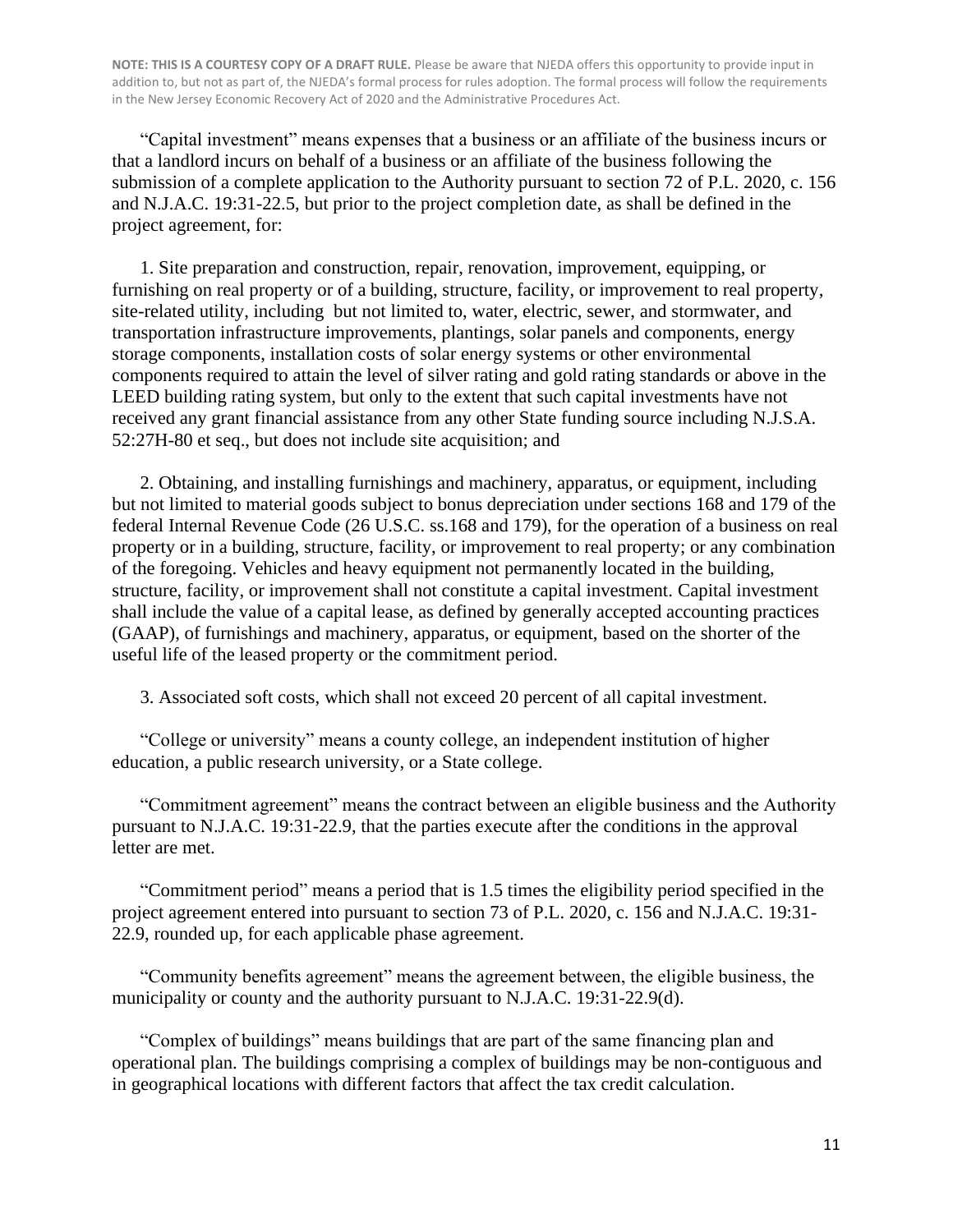**NOTE: THIS IS A COURTESY COPY OF A DRAFT RULE.** Please be aware that NJEDA offers this opportunity to provide input in addition to, but not as part of, the NJEDA's formal process for rules adoption. The formal process will follow the requirements in the New Jersey Economic Recovery Act of 2020 and the Administrative Procedures Act.

"Capital investment" means expenses that a business or an affiliate of the business incurs or that a landlord incurs on behalf of a business or an affiliate of the business following the submission of a complete application to the Authority pursuant to section 72 of P.L. 2020, c. 156 and N.J.A.C. 19:31-22.5, but prior to the project completion date, as shall be defined in the project agreement, for:

1. Site preparation and construction, repair, renovation, improvement, equipping, or furnishing on real property or of a building, structure, facility, or improvement to real property, site-related utility, including but not limited to, water, electric, sewer, and stormwater, and transportation infrastructure improvements, plantings, solar panels and components, energy storage components, installation costs of solar energy systems or other environmental components required to attain the level of silver rating and gold rating standards or above in the LEED building rating system, but only to the extent that such capital investments have not received any grant financial assistance from any other State funding source including N.J.S.A. 52:27H-80 et seq., but does not include site acquisition; and

2. Obtaining, and installing furnishings and machinery, apparatus, or equipment, including but not limited to material goods subject to bonus depreciation under sections 168 and 179 of the federal Internal Revenue Code (26 U.S.C. ss.168 and 179), for the operation of a business on real property or in a building, structure, facility, or improvement to real property; or any combination of the foregoing. Vehicles and heavy equipment not permanently located in the building, structure, facility, or improvement shall not constitute a capital investment. Capital investment shall include the value of a capital lease, as defined by generally accepted accounting practices (GAAP), of furnishings and machinery, apparatus, or equipment, based on the shorter of the useful life of the leased property or the commitment period.

3. Associated soft costs, which shall not exceed 20 percent of all capital investment.

"College or university" means a county college, an independent institution of higher education, a public research university, or a State college.

"Commitment agreement" means the contract between an eligible business and the Authority pursuant to N.J.A.C. 19:31-22.9, that the parties execute after the conditions in the approval letter are met.

"Commitment period" means a period that is 1.5 times the eligibility period specified in the project agreement entered into pursuant to section 73 of P.L. 2020, c. 156 and N.J.A.C. 19:31-22.9, rounded up, for each applicable phase agreement.

"Community benefits agreement" means the agreement between, the eligible business, the municipality or county and the authority pursuant to N.J.A.C. 19:31-22.9(d).

"Complex of buildings" means buildings that are part of the same financing plan and operational plan. The buildings comprising a complex of buildings may be non-contiguous and in geographical locations with different factors that affect the tax credit calculation.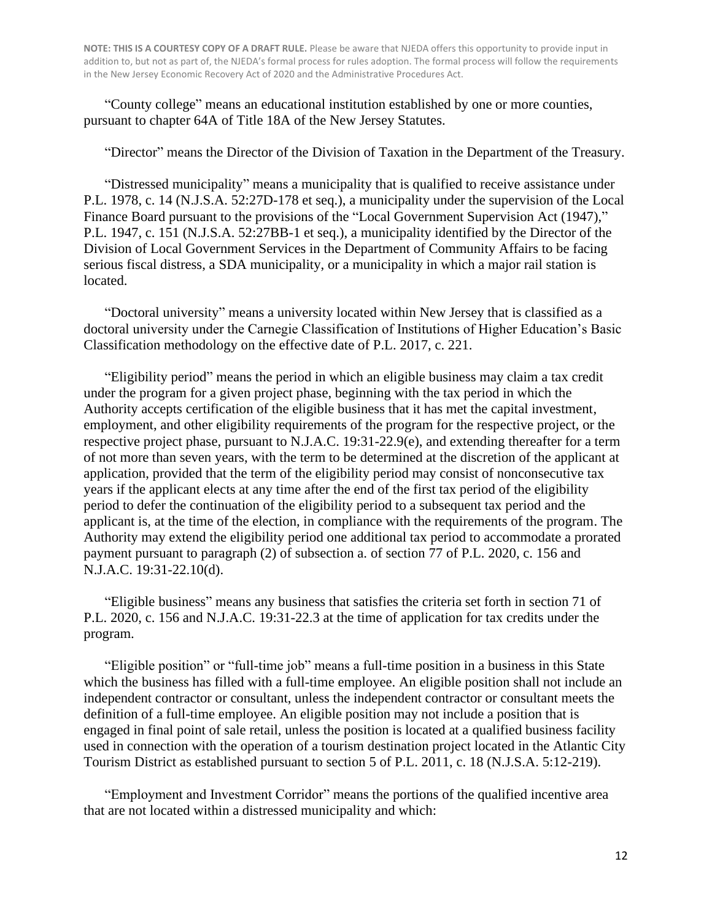**NOTE: THIS IS A COURTESY COPY OF A DRAFT RULE.** Please be aware that NJEDA offers this opportunity to provide input in addition to, but not as part of, the NJEDA's formal process for rules adoption. The formal process will follow the requirements in the New Jersey Economic Recovery Act of 2020 and the Administrative Procedures Act.

"County college" means an educational institution established by one or more counties, pursuant to chapter 64A of Title 18A of the New Jersey Statutes.

"Director" means the Director of the Division of Taxation in the Department of the Treasury.

"Distressed municipality" means a municipality that is qualified to receive assistance under P.L. 1978, c. 14 (N.J.S.A. 52:27D-178 et seq.), a municipality under the supervision of the Local Finance Board pursuant to the provisions of the "Local Government Supervision Act (1947)," P.L. 1947, c. 151 (N.J.S.A. 52:27BB-1 et seq.), a municipality identified by the Director of the Division of Local Government Services in the Department of Community Affairs to be facing serious fiscal distress, a SDA municipality, or a municipality in which a major rail station is located.

"Doctoral university" means a university located within New Jersey that is classified as a doctoral university under the Carnegie Classification of Institutions of Higher Education's Basic Classification methodology on the effective date of P.L. 2017, c. 221.

"Eligibility period" means the period in which an eligible business may claim a tax credit under the program for a given project phase, beginning with the tax period in which the Authority accepts certification of the eligible business that it has met the capital investment, employment, and other eligibility requirements of the program for the respective project, or the respective project phase, pursuant to N.J.A.C. 19:31-22.9(e), and extending thereafter for a term of not more than seven years, with the term to be determined at the discretion of the applicant at application, provided that the term of the eligibility period may consist of nonconsecutive tax years if the applicant elects at any time after the end of the first tax period of the eligibility period to defer the continuation of the eligibility period to a subsequent tax period and the applicant is, at the time of the election, in compliance with the requirements of the program. The Authority may extend the eligibility period one additional tax period to accommodate a prorated payment pursuant to paragraph (2) of subsection a. of section 77 of P.L. 2020, c. 156 and N.J.A.C. 19:31-22.10(d).

"Eligible business" means any business that satisfies the criteria set forth in section 71 of P.L. 2020, c. 156 and N.J.A.C. 19:31-22.3 at the time of application for tax credits under the program.

"Eligible position" or "full-time job" means a full-time position in a business in this State which the business has filled with a full-time employee. An eligible position shall not include an independent contractor or consultant, unless the independent contractor or consultant meets the definition of a full-time employee. An eligible position may not include a position that is engaged in final point of sale retail, unless the position is located at a qualified business facility used in connection with the operation of a tourism destination project located in the Atlantic City Tourism District as established pursuant to section 5 of P.L. 2011, c. 18 (N.J.S.A. 5:12-219).

"Employment and Investment Corridor" means the portions of the qualified incentive area that are not located within a distressed municipality and which: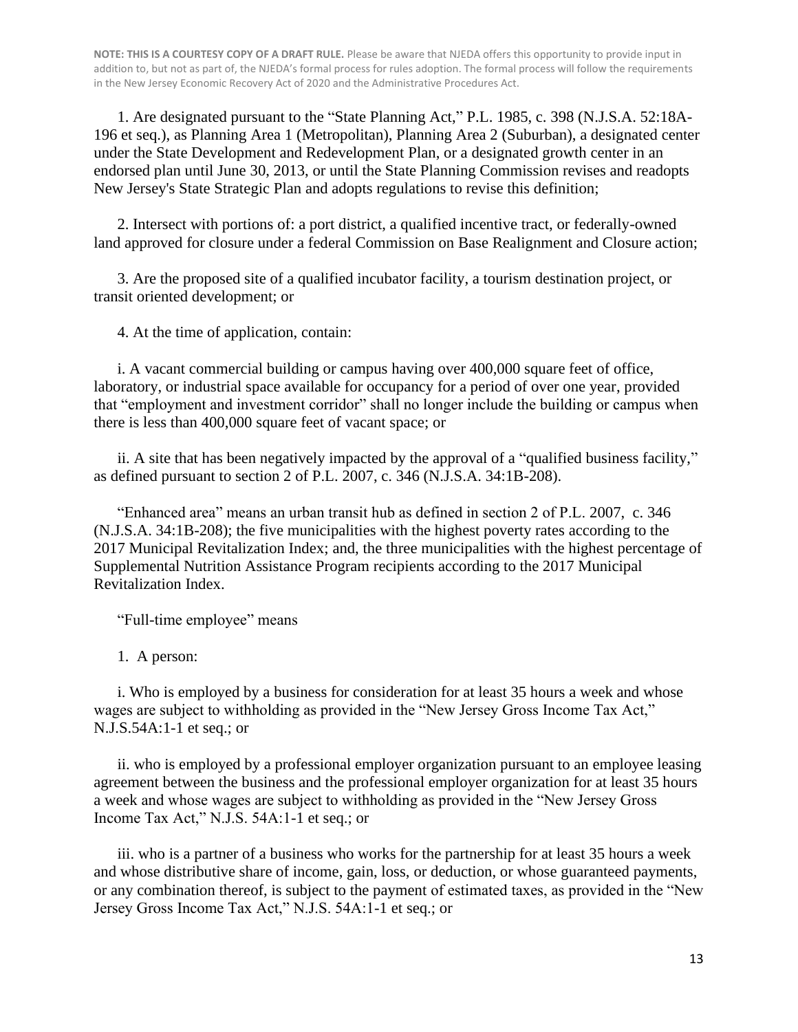**NOTE: THIS IS A COURTESY COPY OF A DRAFT RULE.** Please be aware that NJEDA offers this opportunity to provide input in addition to, but not as part of, the NJEDA's formal process for rules adoption. The formal process will follow the requirements in the New Jersey Economic Recovery Act of 2020 and the Administrative Procedures Act.

1. Are designated pursuant to the "State Planning Act," P.L. 1985, c. 398 (N.J.S.A. 52:18A-196 et seq.), as Planning Area 1 (Metropolitan), Planning Area 2 (Suburban), a designated center under the State Development and Redevelopment Plan, or a designated growth center in an endorsed plan until June 30, 2013, or until the State Planning Commission revises and readopts New Jersey's State Strategic Plan and adopts regulations to revise this definition;

2. Intersect with portions of: a port district, a qualified incentive tract, or federally-owned land approved for closure under a federal Commission on Base Realignment and Closure action;

3. Are the proposed site of a qualified incubator facility, a tourism destination project, or transit oriented development; or

4. At the time of application, contain:

i. A vacant commercial building or campus having over 400,000 square feet of office, laboratory, or industrial space available for occupancy for a period of over one year, provided that "employment and investment corridor" shall no longer include the building or campus when there is less than 400,000 square feet of vacant space; or

ii. A site that has been negatively impacted by the approval of a "qualified business facility," as defined pursuant to section 2 of P.L. 2007, c. 346 (N.J.S.A. 34:1B-208).

"Enhanced area" means an urban transit hub as defined in section 2 of P.L. 2007, c. 346 (N.J.S.A. 34:1B-208); the five municipalities with the highest poverty rates according to the 2017 Municipal Revitalization Index; and, the three municipalities with the highest percentage of Supplemental Nutrition Assistance Program recipients according to the 2017 Municipal Revitalization Index.

"Full-time employee" means

1. A person:

i. Who is employed by a business for consideration for at least 35 hours a week and whose wages are subject to withholding as provided in the "New Jersey Gross Income Tax Act," N.J.S.54A:1-1 et seq.; or

ii. who is employed by a professional employer organization pursuant to an employee leasing agreement between the business and the professional employer organization for at least 35 hours a week and whose wages are subject to withholding as provided in the "New Jersey Gross Income Tax Act," N.J.S. 54A:1-1 et seq.; or

iii. who is a partner of a business who works for the partnership for at least 35 hours a week and whose distributive share of income, gain, loss, or deduction, or whose guaranteed payments, or any combination thereof, is subject to the payment of estimated taxes, as provided in the "New Jersey Gross Income Tax Act," N.J.S. 54A:1-1 et seq.; or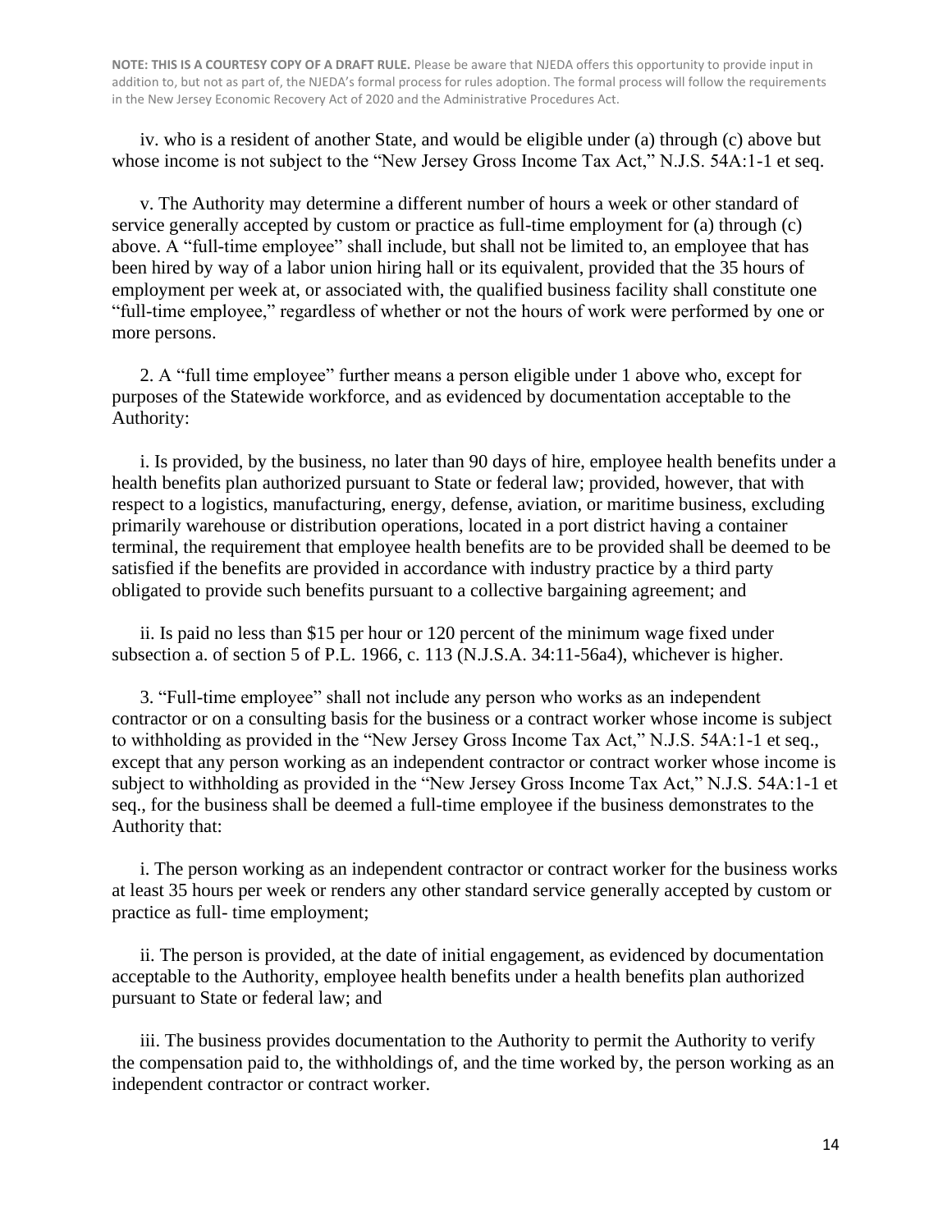**NOTE: THIS IS A COURTESY COPY OF A DRAFT RULE.** Please be aware that NJEDA offers this opportunity to provide input in addition to, but not as part of, the NJEDA's formal process for rules adoption. The formal process will follow the requirements in the New Jersey Economic Recovery Act of 2020 and the Administrative Procedures Act.

iv. who is a resident of another State, and would be eligible under (a) through (c) above but whose income is not subject to the "New Jersey Gross Income Tax Act," N.J.S. 54A:1-1 et seq.

v. The Authority may determine a different number of hours a week or other standard of service generally accepted by custom or practice as full-time employment for (a) through (c) above. A "full-time employee" shall include, but shall not be limited to, an employee that has been hired by way of a labor union hiring hall or its equivalent, provided that the 35 hours of employment per week at, or associated with, the qualified business facility shall constitute one "full-time employee," regardless of whether or not the hours of work were performed by one or more persons.

2. A "full time employee" further means a person eligible under 1 above who, except for purposes of the Statewide workforce, and as evidenced by documentation acceptable to the Authority:

i. Is provided, by the business, no later than 90 days of hire, employee health benefits under a health benefits plan authorized pursuant to State or federal law; provided, however, that with respect to a logistics, manufacturing, energy, defense, aviation, or maritime business, excluding primarily warehouse or distribution operations, located in a port district having a container terminal, the requirement that employee health benefits are to be provided shall be deemed to be satisfied if the benefits are provided in accordance with industry practice by a third party obligated to provide such benefits pursuant to a collective bargaining agreement; and

ii. Is paid no less than $15 per hour or 120 percent of the minimum wage fixed under subsection a. of section 5 of P.L. 1966, c. 113 (N.J.S.A. 34:11-56a4), whichever is higher.

3. "Full-time employee" shall not include any person who works as an independent contractor or on a consulting basis for the business or a contract worker whose income is subject to withholding as provided in the "New Jersey Gross Income Tax Act," N.J.S. 54A:1-1 et seq., except that any person working as an independent contractor or contract worker whose income is subject to withholding as provided in the "New Jersey Gross Income Tax Act," N.J.S. 54A:1-1 et seq., for the business shall be deemed a full-time employee if the business demonstrates to the Authority that:

i. The person working as an independent contractor or contract worker for the business works at least 35 hours per week or renders any other standard service generally accepted by custom or practice as full- time employment;

ii. The person is provided, at the date of initial engagement, as evidenced by documentation acceptable to the Authority, employee health benefits under a health benefits plan authorized pursuant to State or federal law; and

iii. The business provides documentation to the Authority to permit the Authority to verify the compensation paid to, the withholdings of, and the time worked by, the person working as an independent contractor or contract worker.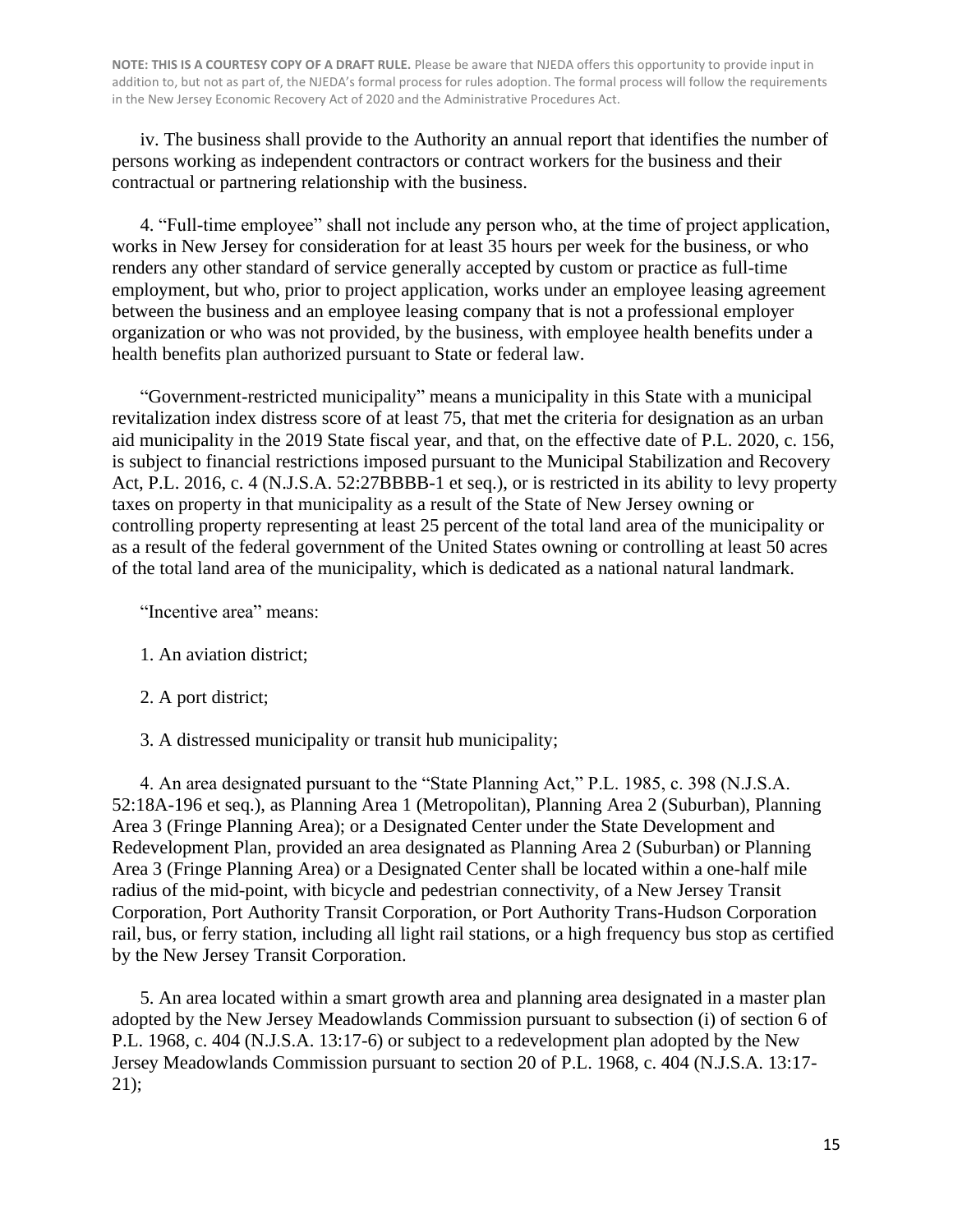**NOTE: THIS IS A COURTESY COPY OF A DRAFT RULE.** Please be aware that NJEDA offers this opportunity to provide input in addition to, but not as part of, the NJEDA's formal process for rules adoption. The formal process will follow the requirements in the New Jersey Economic Recovery Act of 2020 and the Administrative Procedures Act.

iv. The business shall provide to the Authority an annual report that identifies the number of persons working as independent contractors or contract workers for the business and their contractual or partnering relationship with the business.

4. "Full-time employee" shall not include any person who, at the time of project application, works in New Jersey for consideration for at least 35 hours per week for the business, or who renders any other standard of service generally accepted by custom or practice as full-time employment, but who, prior to project application, works under an employee leasing agreement between the business and an employee leasing company that is not a professional employer organization or who was not provided, by the business, with employee health benefits under a health benefits plan authorized pursuant to State or federal law.

"Government-restricted municipality" means a municipality in this State with a municipal revitalization index distress score of at least 75, that met the criteria for designation as an urban aid municipality in the 2019 State fiscal year, and that, on the effective date of P.L. 2020, c. 156, is subject to financial restrictions imposed pursuant to the Municipal Stabilization and Recovery Act, P.L. 2016, c. 4 (N.J.S.A. 52:27BBBB-1 et seq.), or is restricted in its ability to levy property taxes on property in that municipality as a result of the State of New Jersey owning or controlling property representing at least 25 percent of the total land area of the municipality or as a result of the federal government of the United States owning or controlling at least 50 acres of the total land area of the municipality, which is dedicated as a national natural landmark.

"Incentive area" means:

1. An aviation district;

2. A port district;

3. A distressed municipality or transit hub municipality;

4. An area designated pursuant to the "State Planning Act," P.L. 1985, c. 398 (N.J.S.A. 52:18A-196 et seq.), as Planning Area 1 (Metropolitan), Planning Area 2 (Suburban), Planning Area 3 (Fringe Planning Area); or a Designated Center under the State Development and Redevelopment Plan, provided an area designated as Planning Area 2 (Suburban) or Planning Area 3 (Fringe Planning Area) or a Designated Center shall be located within a one-half mile radius of the mid-point, with bicycle and pedestrian connectivity, of a New Jersey Transit Corporation, Port Authority Transit Corporation, or Port Authority Trans-Hudson Corporation rail, bus, or ferry station, including all light rail stations, or a high frequency bus stop as certified by the New Jersey Transit Corporation.

5. An area located within a smart growth area and planning area designated in a master plan adopted by the New Jersey Meadowlands Commission pursuant to subsection (i) of section 6 of P.L. 1968, c. 404 (N.J.S.A. 13:17-6) or subject to a redevelopment plan adopted by the New Jersey Meadowlands Commission pursuant to section 20 of P.L. 1968, c. 404 (N.J.S.A. 13:17-21);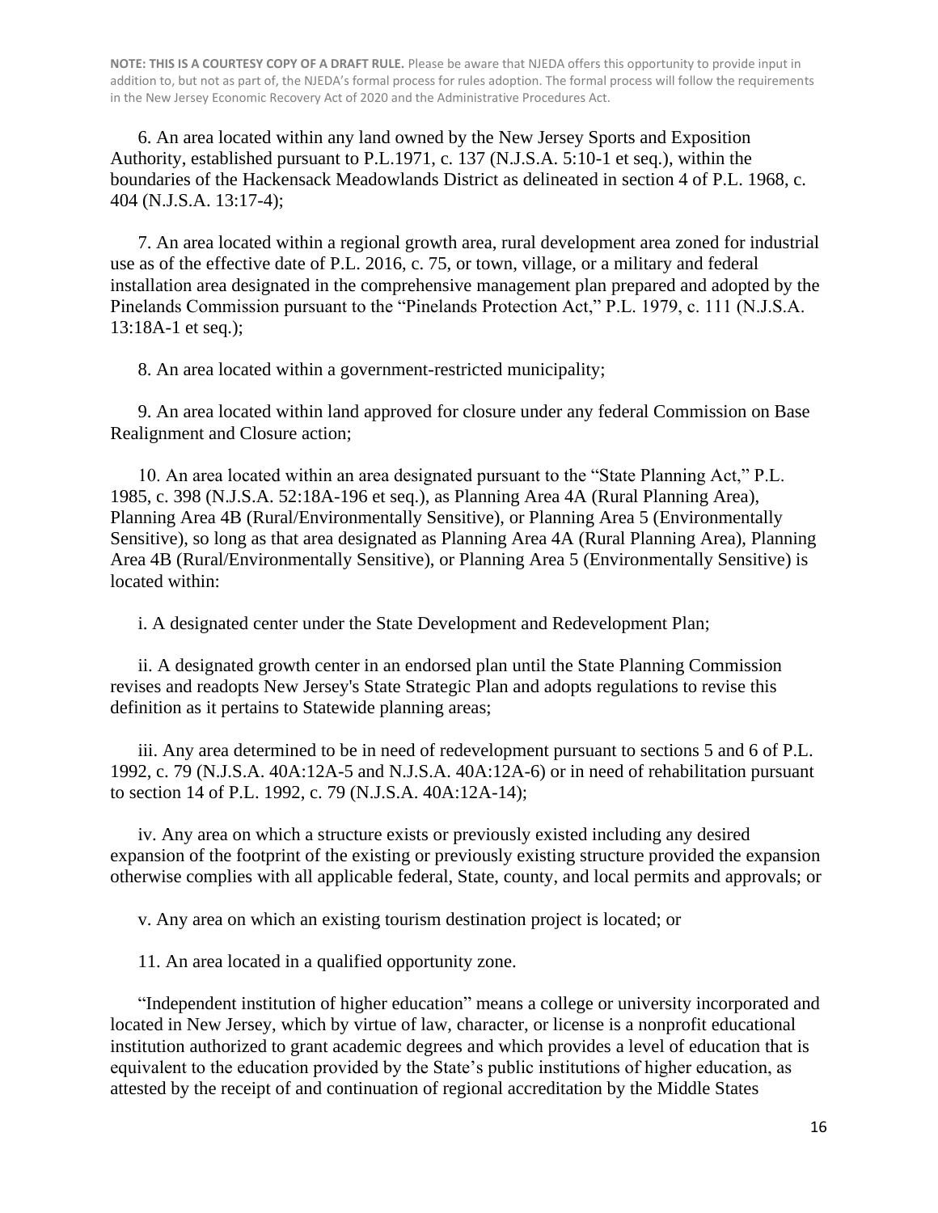**NOTE: THIS IS A COURTESY COPY OF A DRAFT RULE.** Please be aware that NJEDA offers this opportunity to provide input in addition to, but not as part of, the NJEDA's formal process for rules adoption. The formal process will follow the requirements in the New Jersey Economic Recovery Act of 2020 and the Administrative Procedures Act.

6. An area located within any land owned by the New Jersey Sports and Exposition Authority, established pursuant to P.L.1971, c. 137 (N.J.S.A. 5:10-1 et seq.), within the boundaries of the Hackensack Meadowlands District as delineated in section 4 of P.L. 1968, c. 404 (N.J.S.A. 13:17-4);

7. An area located within a regional growth area, rural development area zoned for industrial use as of the effective date of P.L. 2016, c. 75, or town, village, or a military and federal installation area designated in the comprehensive management plan prepared and adopted by the Pinelands Commission pursuant to the "Pinelands Protection Act," P.L. 1979, c. 111 (N.J.S.A. 13:18A-1 et seq.);

8. An area located within a government-restricted municipality;

9. An area located within land approved for closure under any federal Commission on Base Realignment and Closure action;

10. An area located within an area designated pursuant to the "State Planning Act," P.L. 1985, c. 398 (N.J.S.A. 52:18A-196 et seq.), as Planning Area 4A (Rural Planning Area), Planning Area 4B (Rural/Environmentally Sensitive), or Planning Area 5 (Environmentally Sensitive), so long as that area designated as Planning Area 4A (Rural Planning Area), Planning Area 4B (Rural/Environmentally Sensitive), or Planning Area 5 (Environmentally Sensitive) is located within:

i. A designated center under the State Development and Redevelopment Plan;

ii. A designated growth center in an endorsed plan until the State Planning Commission revises and readopts New Jersey's State Strategic Plan and adopts regulations to revise this definition as it pertains to Statewide planning areas;

iii. Any area determined to be in need of redevelopment pursuant to sections 5 and 6 of P.L. 1992, c. 79 (N.J.S.A. 40A:12A-5 and N.J.S.A. 40A:12A-6) or in need of rehabilitation pursuant to section 14 of P.L. 1992, c. 79 (N.J.S.A. 40A:12A-14);

iv. Any area on which a structure exists or previously existed including any desired expansion of the footprint of the existing or previously existing structure provided the expansion otherwise complies with all applicable federal, State, county, and local permits and approvals; or

v. Any area on which an existing tourism destination project is located; or

11. An area located in a qualified opportunity zone.

"Independent institution of higher education" means a college or university incorporated and located in New Jersey, which by virtue of law, character, or license is a nonprofit educational institution authorized to grant academic degrees and which provides a level of education that is equivalent to the education provided by the State's public institutions of higher education, as attested by the receipt of and continuation of regional accreditation by the Middle States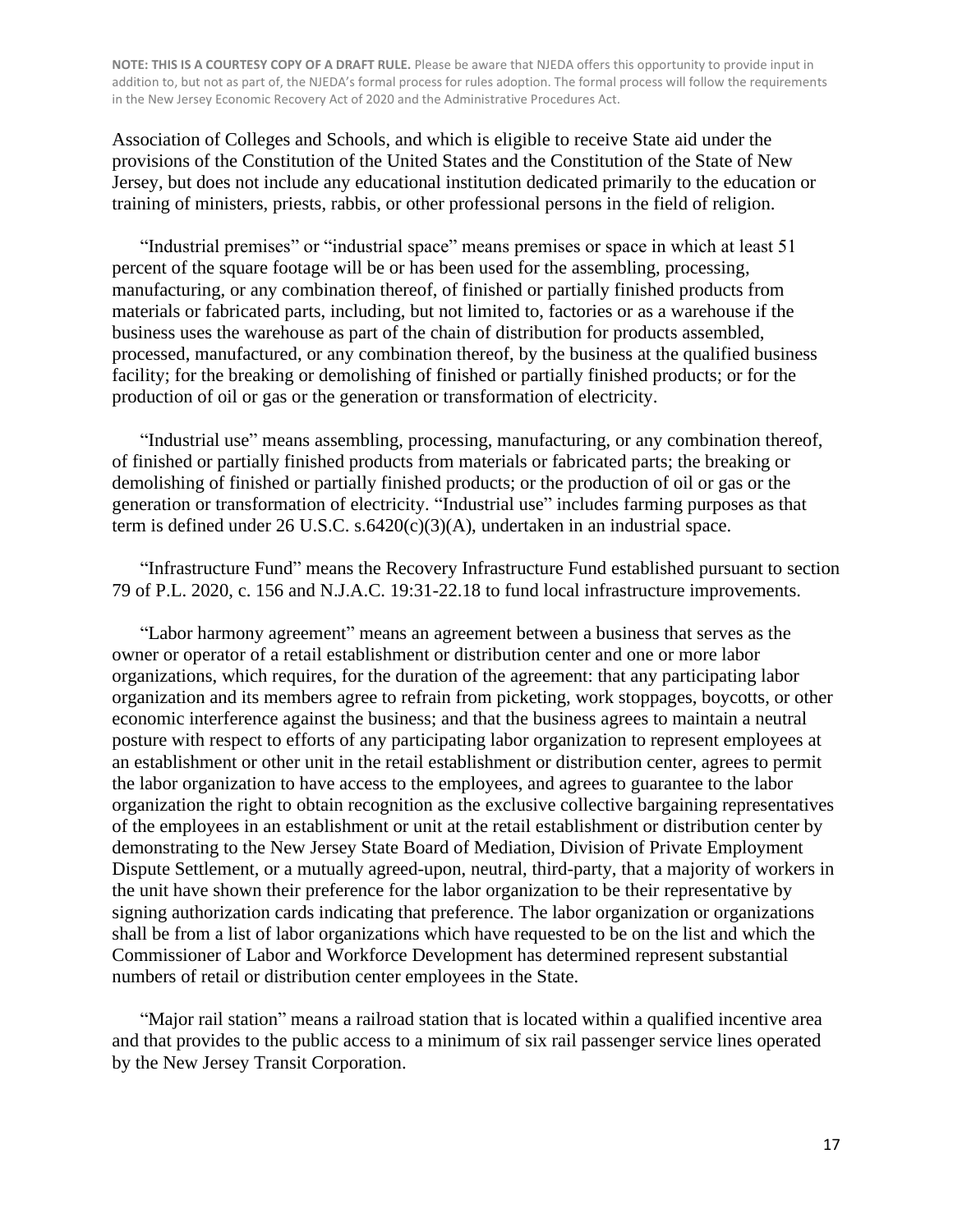Association of Colleges and Schools, and which is eligible to receive State aid under the provisions of the Constitution of the United States and the Constitution of the State of New Jersey, but does not include any educational institution dedicated primarily to the education or training of ministers, priests, rabbis, or other professional persons in the field of religion.

"Industrial premises" or "industrial space" means premises or space in which at least 51 percent of the square footage will be or has been used for the assembling, processing, manufacturing, or any combination thereof, of finished or partially finished products from materials or fabricated parts, including, but not limited to, factories or as a warehouse if the business uses the warehouse as part of the chain of distribution for products assembled, processed, manufactured, or any combination thereof, by the business at the qualified business facility; for the breaking or demolishing of finished or partially finished products; or for the production of oil or gas or the generation or transformation of electricity.

"Industrial use" means assembling, processing, manufacturing, or any combination thereof, of finished or partially finished products from materials or fabricated parts; the breaking or demolishing of finished or partially finished products; or the production of oil or gas or the generation or transformation of electricity. "Industrial use" includes farming purposes as that term is defined under 26 U.S.C. s.6420(c)(3)(A), undertaken in an industrial space.

"Infrastructure Fund" means the Recovery Infrastructure Fund established pursuant to section 79 of P.L. 2020, c. 156 and N.J.A.C. 19:31-22.18 to fund local infrastructure improvements.

"Labor harmony agreement" means an agreement between a business that serves as the owner or operator of a retail establishment or distribution center and one or more labor organizations, which requires, for the duration of the agreement: that any participating labor organization and its members agree to refrain from picketing, work stoppages, boycotts, or other economic interference against the business; and that the business agrees to maintain a neutral posture with respect to efforts of any participating labor organization to represent employees at an establishment or other unit in the retail establishment or distribution center, agrees to permit the labor organization to have access to the employees, and agrees to guarantee to the labor organization the right to obtain recognition as the exclusive collective bargaining representatives of the employees in an establishment or unit at the retail establishment or distribution center by demonstrating to the New Jersey State Board of Mediation, Division of Private Employment Dispute Settlement, or a mutually agreed-upon, neutral, third-party, that a majority of workers in the unit have shown their preference for the labor organization to be their representative by signing authorization cards indicating that preference. The labor organization or organizations shall be from a list of labor organizations which have requested to be on the list and which the Commissioner of Labor and Workforce Development has determined represent substantial numbers of retail or distribution center employees in the State.

"Major rail station" means a railroad station that is located within a qualified incentive area and that provides to the public access to a minimum of six rail passenger service lines operated by the New Jersey Transit Corporation.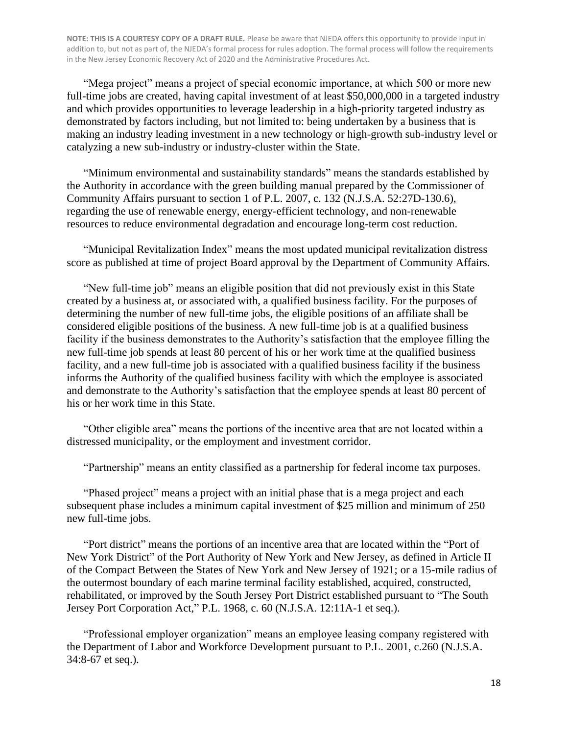**NOTE: THIS IS A COURTESY COPY OF A DRAFT RULE.** Please be aware that NJEDA offers this opportunity to provide input in addition to, but not as part of, the NJEDA's formal process for rules adoption. The formal process will follow the requirements in the New Jersey Economic Recovery Act of 2020 and the Administrative Procedures Act.

"Mega project" means a project of special economic importance, at which 500 or more new full-time jobs are created, having capital investment of at least $50,000,000 in a targeted industry and which provides opportunities to leverage leadership in a high-priority targeted industry as demonstrated by factors including, but not limited to: being undertaken by a business that is making an industry leading investment in a new technology or high-growth sub-industry level or catalyzing a new sub-industry or industry-cluster within the State.

"Minimum environmental and sustainability standards" means the standards established by the Authority in accordance with the green building manual prepared by the Commissioner of Community Affairs pursuant to section 1 of P.L. 2007, c. 132 (N.J.S.A. 52:27D-130.6), regarding the use of renewable energy, energy-efficient technology, and non-renewable resources to reduce environmental degradation and encourage long-term cost reduction.

"Municipal Revitalization Index" means the most updated municipal revitalization distress score as published at time of project Board approval by the Department of Community Affairs.

"New full-time job" means an eligible position that did not previously exist in this State created by a business at, or associated with, a qualified business facility. For the purposes of determining the number of new full-time jobs, the eligible positions of an affiliate shall be considered eligible positions of the business. A new full-time job is at a qualified business facility if the business demonstrates to the Authority's satisfaction that the employee filling the new full-time job spends at least 80 percent of his or her work time at the qualified business facility, and a new full-time job is associated with a qualified business facility if the business informs the Authority of the qualified business facility with which the employee is associated and demonstrate to the Authority's satisfaction that the employee spends at least 80 percent of his or her work time in this State.

"Other eligible area" means the portions of the incentive area that are not located within a distressed municipality, or the employment and investment corridor.

"Partnership" means an entity classified as a partnership for federal income tax purposes.

"Phased project" means a project with an initial phase that is a mega project and each subsequent phase includes a minimum capital investment of $25 million and minimum of 250 new full-time jobs.

"Port district" means the portions of an incentive area that are located within the "Port of New York District" of the Port Authority of New York and New Jersey, as defined in Article II of the Compact Between the States of New York and New Jersey of 1921; or a 15-mile radius of the outermost boundary of each marine terminal facility established, acquired, constructed, rehabilitated, or improved by the South Jersey Port District established pursuant to "The South Jersey Port Corporation Act," P.L. 1968, c. 60 (N.J.S.A. 12:11A-1 et seq.).

"Professional employer organization" means an employee leasing company registered with the Department of Labor and Workforce Development pursuant to P.L. 2001, c.260 (N.J.S.A. 34:8-67 et seq.).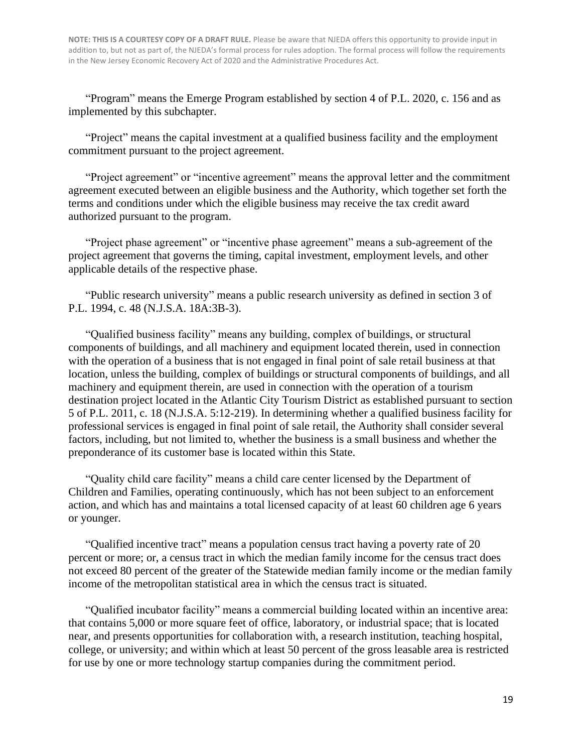"Program" means the Emerge Program established by section 4 of P.L. 2020, c. 156 and as implemented by this subchapter.

"Project" means the capital investment at a qualified business facility and the employment commitment pursuant to the project agreement.

"Project agreement" or "incentive agreement" means the approval letter and the commitment agreement executed between an eligible business and the Authority, which together set forth the terms and conditions under which the eligible business may receive the tax credit award authorized pursuant to the program.

"Project phase agreement" or "incentive phase agreement" means a sub-agreement of the project agreement that governs the timing, capital investment, employment levels, and other applicable details of the respective phase.

"Public research university" means a public research university as defined in section 3 of P.L. 1994, c. 48 (N.J.S.A. 18A:3B-3).

"Qualified business facility" means any building, complex of buildings, or structural components of buildings, and all machinery and equipment located therein, used in connection with the operation of a business that is not engaged in final point of sale retail business at that location, unless the building, complex of buildings or structural components of buildings, and all machinery and equipment therein, are used in connection with the operation of a tourism destination project located in the Atlantic City Tourism District as established pursuant to section 5 of P.L. 2011, c. 18 (N.J.S.A. 5:12-219). In determining whether a qualified business facility for professional services is engaged in final point of sale retail, the Authority shall consider several factors, including, but not limited to, whether the business is a small business and whether the preponderance of its customer base is located within this State.

"Quality child care facility" means a child care center licensed by the Department of Children and Families, operating continuously, which has not been subject to an enforcement action, and which has and maintains a total licensed capacity of at least 60 children age 6 years or younger.

"Qualified incentive tract" means a population census tract having a poverty rate of 20 percent or more; or, a census tract in which the median family income for the census tract does not exceed 80 percent of the greater of the Statewide median family income or the median family income of the metropolitan statistical area in which the census tract is situated.

"Qualified incubator facility" means a commercial building located within an incentive area: that contains 5,000 or more square feet of office, laboratory, or industrial space; that is located near, and presents opportunities for collaboration with, a research institution, teaching hospital, college, or university; and within which at least 50 percent of the gross leasable area is restricted for use by one or more technology startup companies during the commitment period.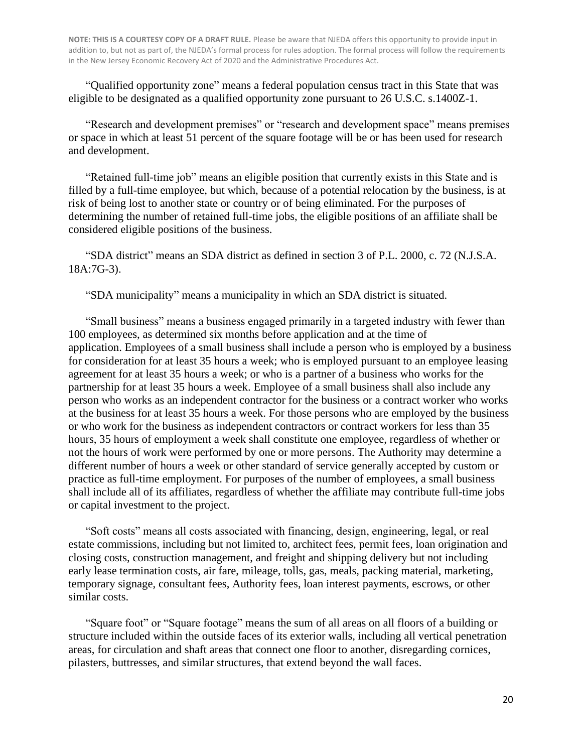**NOTE: THIS IS A COURTESY COPY OF A DRAFT RULE.** Please be aware that NJEDA offers this opportunity to provide input in addition to, but not as part of, the NJEDA's formal process for rules adoption. The formal process will follow the requirements in the New Jersey Economic Recovery Act of 2020 and the Administrative Procedures Act.

"Qualified opportunity zone" means a federal population census tract in this State that was eligible to be designated as a qualified opportunity zone pursuant to 26 U.S.C. s.1400Z-1.

"Research and development premises" or "research and development space" means premises or space in which at least 51 percent of the square footage will be or has been used for research and development.

"Retained full-time job" means an eligible position that currently exists in this State and is filled by a full-time employee, but which, because of a potential relocation by the business, is at risk of being lost to another state or country or of being eliminated. For the purposes of determining the number of retained full-time jobs, the eligible positions of an affiliate shall be considered eligible positions of the business.

"SDA district" means an SDA district as defined in section 3 of P.L. 2000, c. 72 (N.J.S.A. 18A:7G-3).

"SDA municipality" means a municipality in which an SDA district is situated.

"Small business" means a business engaged primarily in a targeted industry with fewer than 100 employees, as determined six months before application and at the time of application. Employees of a small business shall include a person who is employed by a business for consideration for at least 35 hours a week; who is employed pursuant to an employee leasing agreement for at least 35 hours a week; or who is a partner of a business who works for the partnership for at least 35 hours a week. Employee of a small business shall also include any person who works as an independent contractor for the business or a contract worker who works at the business for at least 35 hours a week. For those persons who are employed by the business or who work for the business as independent contractors or contract workers for less than 35 hours, 35 hours of employment a week shall constitute one employee, regardless of whether or not the hours of work were performed by one or more persons. The Authority may determine a different number of hours a week or other standard of service generally accepted by custom or practice as full-time employment. For purposes of the number of employees, a small business shall include all of its affiliates, regardless of whether the affiliate may contribute full-time jobs or capital investment to the project.

"Soft costs" means all costs associated with financing, design, engineering, legal, or real estate commissions, including but not limited to, architect fees, permit fees, loan origination and closing costs, construction management, and freight and shipping delivery but not including early lease termination costs, air fare, mileage, tolls, gas, meals, packing material, marketing, temporary signage, consultant fees, Authority fees, loan interest payments, escrows, or other similar costs.

"Square foot" or "Square footage" means the sum of all areas on all floors of a building or structure included within the outside faces of its exterior walls, including all vertical penetration areas, for circulation and shaft areas that connect one floor to another, disregarding cornices, pilasters, buttresses, and similar structures, that extend beyond the wall faces.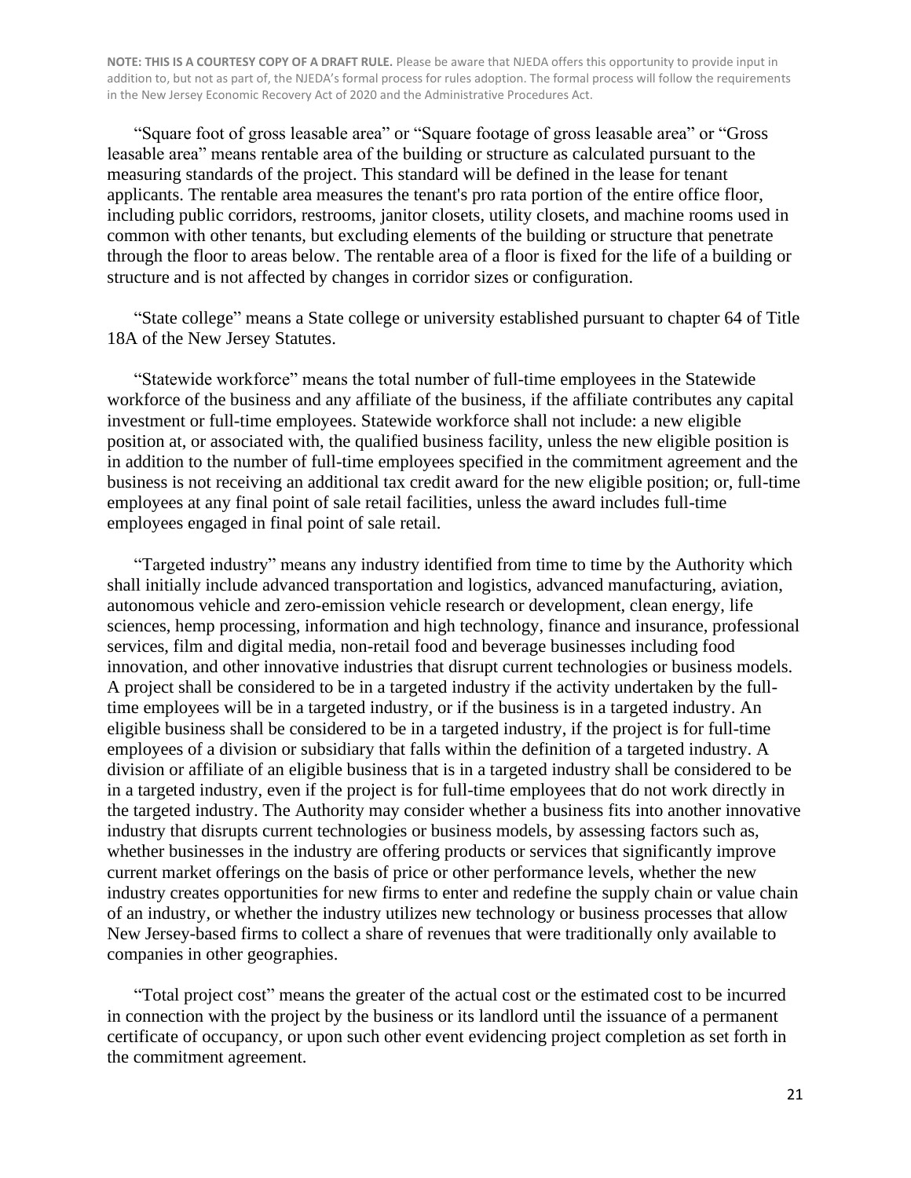**NOTE: THIS IS A COURTESY COPY OF A DRAFT RULE.** Please be aware that NJEDA offers this opportunity to provide input in addition to, but not as part of, the NJEDA's formal process for rules adoption. The formal process will follow the requirements in the New Jersey Economic Recovery Act of 2020 and the Administrative Procedures Act.

"Square foot of gross leasable area" or "Square footage of gross leasable area" or "Gross leasable area" means rentable area of the building or structure as calculated pursuant to the measuring standards of the project. This standard will be defined in the lease for tenant applicants. The rentable area measures the tenant's pro rata portion of the entire office floor, including public corridors, restrooms, janitor closets, utility closets, and machine rooms used in common with other tenants, but excluding elements of the building or structure that penetrate through the floor to areas below. The rentable area of a floor is fixed for the life of a building or structure and is not affected by changes in corridor sizes or configuration.

"State college" means a State college or university established pursuant to chapter 64 of Title 18A of the New Jersey Statutes.

"Statewide workforce" means the total number of full-time employees in the Statewide workforce of the business and any affiliate of the business, if the affiliate contributes any capital investment or full-time employees. Statewide workforce shall not include: a new eligible position at, or associated with, the qualified business facility, unless the new eligible position is in addition to the number of full-time employees specified in the commitment agreement and the business is not receiving an additional tax credit award for the new eligible position; or, full-time employees at any final point of sale retail facilities, unless the award includes full-time employees engaged in final point of sale retail.

"Targeted industry" means any industry identified from time to time by the Authority which shall initially include advanced transportation and logistics, advanced manufacturing, aviation, autonomous vehicle and zero-emission vehicle research or development, clean energy, life sciences, hemp processing, information and high technology, finance and insurance, professional services, film and digital media, non-retail food and beverage businesses including food innovation, and other innovative industries that disrupt current technologies or business models. A project shall be considered to be in a targeted industry if the activity undertaken by the full-time employees will be in a targeted industry, or if the business is in a targeted industry. An eligible business shall be considered to be in a targeted industry, if the project is for full-time employees of a division or subsidiary that falls within the definition of a targeted industry. A division or affiliate of an eligible business that is in a targeted industry shall be considered to be in a targeted industry, even if the project is for full-time employees that do not work directly in the targeted industry. The Authority may consider whether a business fits into another innovative industry that disrupts current technologies or business models, by assessing factors such as, whether businesses in the industry are offering products or services that significantly improve current market offerings on the basis of price or other performance levels, whether the new industry creates opportunities for new firms to enter and redefine the supply chain or value chain of an industry, or whether the industry utilizes new technology or business processes that allow New Jersey-based firms to collect a share of revenues that were traditionally only available to companies in other geographies.

"Total project cost" means the greater of the actual cost or the estimated cost to be incurred in connection with the project by the business or its landlord until the issuance of a permanent certificate of occupancy, or upon such other event evidencing project completion as set forth in the commitment agreement.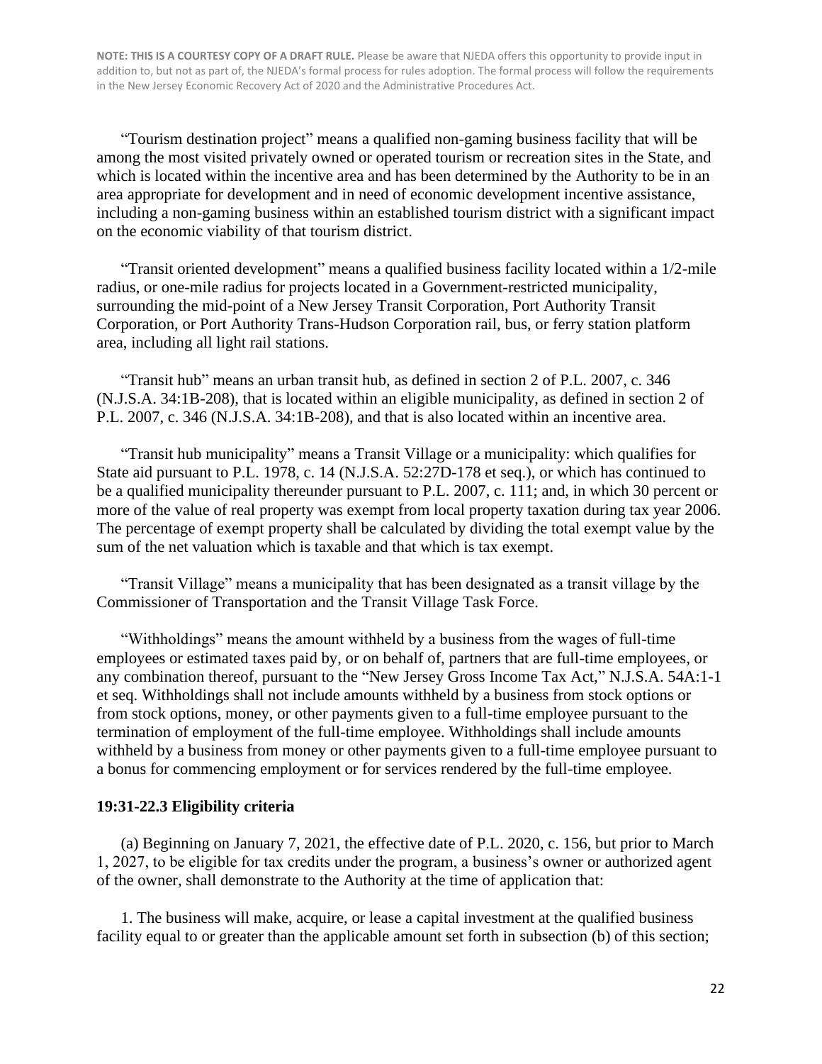**NOTE: THIS IS A COURTESY COPY OF A DRAFT RULE.** Please be aware that NJEDA offers this opportunity to provide input in addition to, but not as part of, the NJEDA's formal process for rules adoption. The formal process will follow the requirements in the New Jersey Economic Recovery Act of 2020 and the Administrative Procedures Act.

"Tourism destination project" means a qualified non-gaming business facility that will be among the most visited privately owned or operated tourism or recreation sites in the State, and which is located within the incentive area and has been determined by the Authority to be in an area appropriate for development and in need of economic development incentive assistance, including a non-gaming business within an established tourism district with a significant impact on the economic viability of that tourism district.

"Transit oriented development" means a qualified business facility located within a 1/2-mile radius, or one-mile radius for projects located in a Government-restricted municipality, surrounding the mid-point of a New Jersey Transit Corporation, Port Authority Transit Corporation, or Port Authority Trans-Hudson Corporation rail, bus, or ferry station platform area, including all light rail stations.

"Transit hub" means an urban transit hub, as defined in section 2 of P.L. 2007, c. 346 (N.J.S.A. 34:1B-208), that is located within an eligible municipality, as defined in section 2 of P.L. 2007, c. 346 (N.J.S.A. 34:1B-208), and that is also located within an incentive area.

"Transit hub municipality" means a Transit Village or a municipality: which qualifies for State aid pursuant to P.L. 1978, c. 14 (N.J.S.A. 52:27D-178 et seq.), or which has continued to be a qualified municipality thereunder pursuant to P.L. 2007, c. 111; and, in which 30 percent or more of the value of real property was exempt from local property taxation during tax year 2006. The percentage of exempt property shall be calculated by dividing the total exempt value by the sum of the net valuation which is taxable and that which is tax exempt.

"Transit Village" means a municipality that has been designated as a transit village by the Commissioner of Transportation and the Transit Village Task Force.

"Withholdings" means the amount withheld by a business from the wages of full-time employees or estimated taxes paid by, or on behalf of, partners that are full-time employees, or any combination thereof, pursuant to the "New Jersey Gross Income Tax Act," N.J.S.A. 54A:1-1 et seq. Withholdings shall not include amounts withheld by a business from stock options or from stock options, money, or other payments given to a full-time employee pursuant to the termination of employment of the full-time employee. Withholdings shall include amounts withheld by a business from money or other payments given to a full-time employee pursuant to a bonus for commencing employment or for services rendered by the full-time employee.

**19:31-22.3 Eligibility criteria**

(a) Beginning on January 7, 2021, the effective date of P.L. 2020, c. 156, but prior to March 1, 2027, to be eligible for tax credits under the program, a business's owner or authorized agent of the owner, shall demonstrate to the Authority at the time of application that:

1. The business will make, acquire, or lease a capital investment at the qualified business facility equal to or greater than the applicable amount set forth in subsection (b) of this section;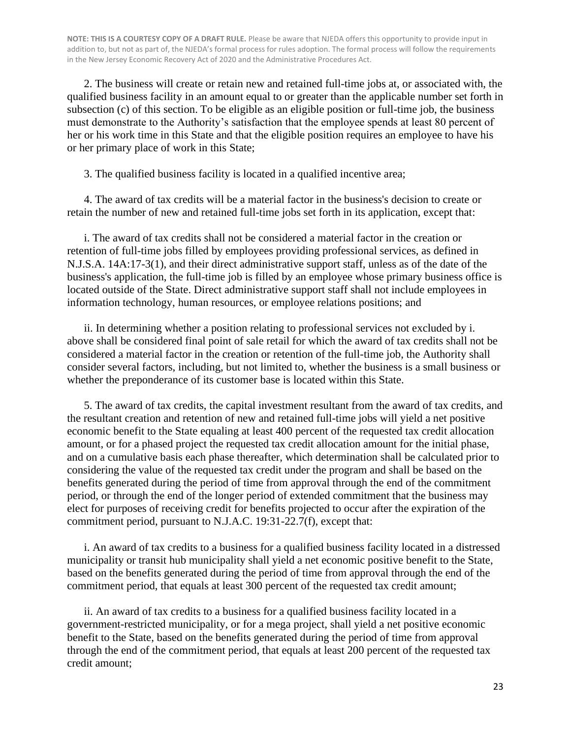**NOTE: THIS IS A COURTESY COPY OF A DRAFT RULE.** Please be aware that NJEDA offers this opportunity to provide input in addition to, but not as part of, the NJEDA's formal process for rules adoption. The formal process will follow the requirements in the New Jersey Economic Recovery Act of 2020 and the Administrative Procedures Act.

2. The business will create or retain new and retained full-time jobs at, or associated with, the qualified business facility in an amount equal to or greater than the applicable number set forth in subsection (c) of this section. To be eligible as an eligible position or full-time job, the business must demonstrate to the Authority's satisfaction that the employee spends at least 80 percent of her or his work time in this State and that the eligible position requires an employee to have his or her primary place of work in this State;

3. The qualified business facility is located in a qualified incentive area;

4. The award of tax credits will be a material factor in the business's decision to create or retain the number of new and retained full-time jobs set forth in its application, except that:

i. The award of tax credits shall not be considered a material factor in the creation or retention of full-time jobs filled by employees providing professional services, as defined in N.J.S.A. 14A:17-3(1), and their direct administrative support staff, unless as of the date of the business's application, the full-time job is filled by an employee whose primary business office is located outside of the State. Direct administrative support staff shall not include employees in information technology, human resources, or employee relations positions; and

ii. In determining whether a position relating to professional services not excluded by i. above shall be considered final point of sale retail for which the award of tax credits shall not be considered a material factor in the creation or retention of the full-time job, the Authority shall consider several factors, including, but not limited to, whether the business is a small business or whether the preponderance of its customer base is located within this State.

5. The award of tax credits, the capital investment resultant from the award of tax credits, and the resultant creation and retention of new and retained full-time jobs will yield a net positive economic benefit to the State equaling at least 400 percent of the requested tax credit allocation amount, or for a phased project the requested tax credit allocation amount for the initial phase, and on a cumulative basis each phase thereafter, which determination shall be calculated prior to considering the value of the requested tax credit under the program and shall be based on the benefits generated during the period of time from approval through the end of the commitment period, or through the end of the longer period of extended commitment that the business may elect for purposes of receiving credit for benefits projected to occur after the expiration of the commitment period, pursuant to N.J.A.C. 19:31-22.7(f), except that:

i. An award of tax credits to a business for a qualified business facility located in a distressed municipality or transit hub municipality shall yield a net economic positive benefit to the State, based on the benefits generated during the period of time from approval through the end of the commitment period, that equals at least 300 percent of the requested tax credit amount;

ii. An award of tax credits to a business for a qualified business facility located in a government-restricted municipality, or for a mega project, shall yield a net positive economic benefit to the State, based on the benefits generated during the period of time from approval through the end of the commitment period, that equals at least 200 percent of the requested tax credit amount;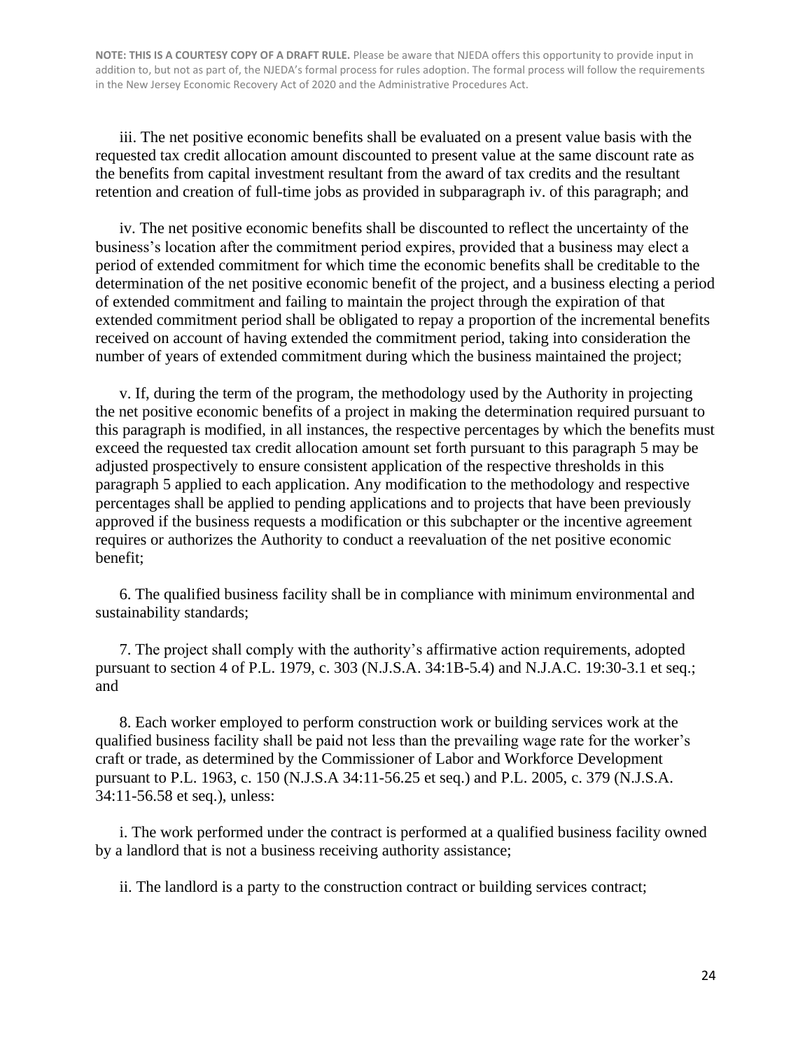**NOTE: THIS IS A COURTESY COPY OF A DRAFT RULE.** Please be aware that NJEDA offers this opportunity to provide input in addition to, but not as part of, the NJEDA's formal process for rules adoption. The formal process will follow the requirements in the New Jersey Economic Recovery Act of 2020 and the Administrative Procedures Act.

iii. The net positive economic benefits shall be evaluated on a present value basis with the requested tax credit allocation amount discounted to present value at the same discount rate as the benefits from capital investment resultant from the award of tax credits and the resultant retention and creation of full-time jobs as provided in subparagraph iv. of this paragraph; and

iv. The net positive economic benefits shall be discounted to reflect the uncertainty of the business's location after the commitment period expires, provided that a business may elect a period of extended commitment for which time the economic benefits shall be creditable to the determination of the net positive economic benefit of the project, and a business electing a period of extended commitment and failing to maintain the project through the expiration of that extended commitment period shall be obligated to repay a proportion of the incremental benefits received on account of having extended the commitment period, taking into consideration the number of years of extended commitment during which the business maintained the project;

v. If, during the term of the program, the methodology used by the Authority in projecting the net positive economic benefits of a project in making the determination required pursuant to this paragraph is modified, in all instances, the respective percentages by which the benefits must exceed the requested tax credit allocation amount set forth pursuant to this paragraph 5 may be adjusted prospectively to ensure consistent application of the respective thresholds in this paragraph 5 applied to each application. Any modification to the methodology and respective percentages shall be applied to pending applications and to projects that have been previously approved if the business requests a modification or this subchapter or the incentive agreement requires or authorizes the Authority to conduct a reevaluation of the net positive economic benefit;

6. The qualified business facility shall be in compliance with minimum environmental and sustainability standards;

7. The project shall comply with the authority's affirmative action requirements, adopted pursuant to section 4 of P.L. 1979, c. 303 (N.J.S.A. 34:1B-5.4) and N.J.A.C. 19:30-3.1 et seq.; and

8. Each worker employed to perform construction work or building services work at the qualified business facility shall be paid not less than the prevailing wage rate for the worker's craft or trade, as determined by the Commissioner of Labor and Workforce Development pursuant to P.L. 1963, c. 150 (N.J.S.A 34:11-56.25 et seq.) and P.L. 2005, c. 379 (N.J.S.A. 34:11-56.58 et seq.), unless:

i. The work performed under the contract is performed at a qualified business facility owned by a landlord that is not a business receiving authority assistance;

ii. The landlord is a party to the construction contract or building services contract;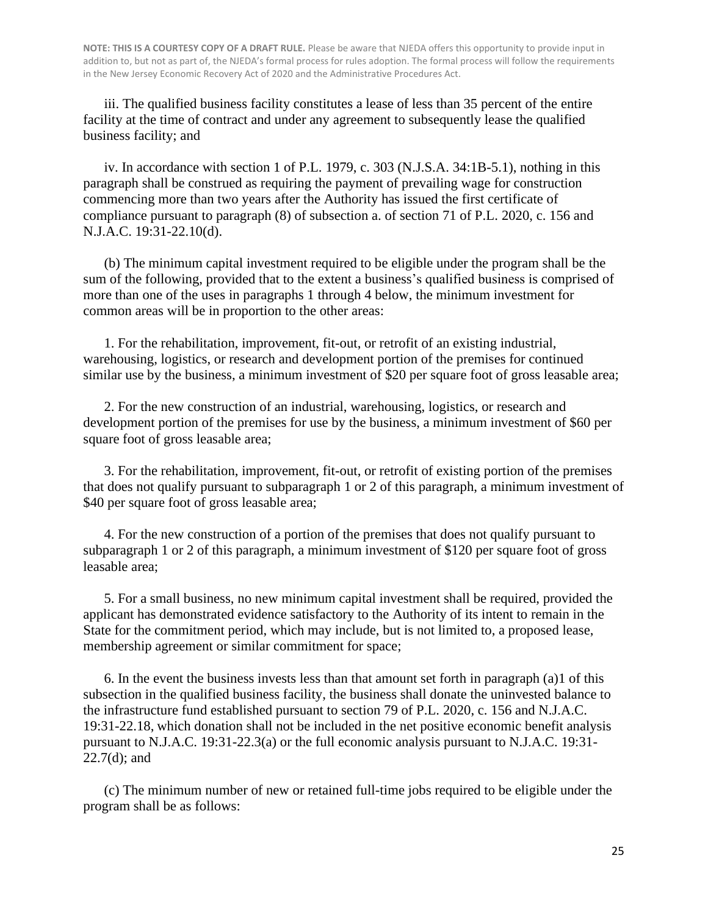**NOTE: THIS IS A COURTESY COPY OF A DRAFT RULE.** Please be aware that NJEDA offers this opportunity to provide input in addition to, but not as part of, the NJEDA's formal process for rules adoption. The formal process will follow the requirements in the New Jersey Economic Recovery Act of 2020 and the Administrative Procedures Act.

iii. The qualified business facility constitutes a lease of less than 35 percent of the entire facility at the time of contract and under any agreement to subsequently lease the qualified business facility; and

iv. In accordance with section 1 of P.L. 1979, c. 303 (N.J.S.A. 34:1B-5.1), nothing in this paragraph shall be construed as requiring the payment of prevailing wage for construction commencing more than two years after the Authority has issued the first certificate of compliance pursuant to paragraph (8) of subsection a. of section 71 of P.L. 2020, c. 156 and N.J.A.C. 19:31-22.10(d).

(b) The minimum capital investment required to be eligible under the program shall be the sum of the following, provided that to the extent a business's qualified business is comprised of more than one of the uses in paragraphs 1 through 4 below, the minimum investment for common areas will be in proportion to the other areas:

1. For the rehabilitation, improvement, fit-out, or retrofit of an existing industrial, warehousing, logistics, or research and development portion of the premises for continued similar use by the business, a minimum investment of $20 per square foot of gross leasable area;

2. For the new construction of an industrial, warehousing, logistics, or research and development portion of the premises for use by the business, a minimum investment of $60 per square foot of gross leasable area;

3. For the rehabilitation, improvement, fit-out, or retrofit of existing portion of the premises that does not qualify pursuant to subparagraph 1 or 2 of this paragraph, a minimum investment of $40 per square foot of gross leasable area;

4. For the new construction of a portion of the premises that does not qualify pursuant to subparagraph 1 or 2 of this paragraph, a minimum investment of $120 per square foot of gross leasable area;

5. For a small business, no new minimum capital investment shall be required, provided the applicant has demonstrated evidence satisfactory to the Authority of its intent to remain in the State for the commitment period, which may include, but is not limited to, a proposed lease, membership agreement or similar commitment for space;

6. In the event the business invests less than that amount set forth in paragraph (a)1 of this subsection in the qualified business facility, the business shall donate the uninvested balance to the infrastructure fund established pursuant to section 79 of P.L. 2020, c. 156 and N.J.A.C. 19:31-22.18, which donation shall not be included in the net positive economic benefit analysis pursuant to N.J.A.C. 19:31-22.3(a) or the full economic analysis pursuant to N.J.A.C. 19:31-22.7(d); and

(c) The minimum number of new or retained full-time jobs required to be eligible under the program shall be as follows: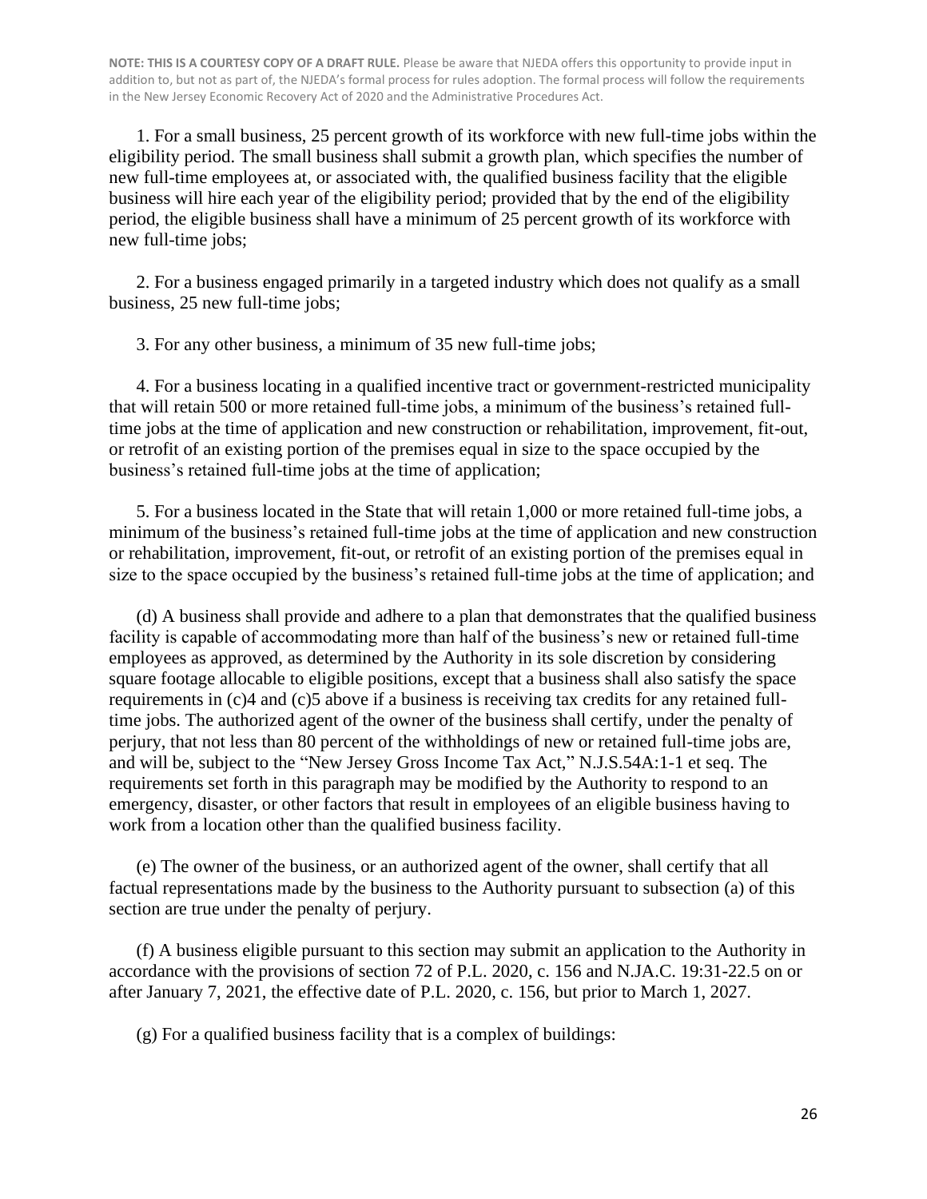**NOTE: THIS IS A COURTESY COPY OF A DRAFT RULE.** Please be aware that NJEDA offers this opportunity to provide input in addition to, but not as part of, the NJEDA's formal process for rules adoption. The formal process will follow the requirements in the New Jersey Economic Recovery Act of 2020 and the Administrative Procedures Act.

1. For a small business, 25 percent growth of its workforce with new full-time jobs within the eligibility period. The small business shall submit a growth plan, which specifies the number of new full-time employees at, or associated with, the qualified business facility that the eligible business will hire each year of the eligibility period; provided that by the end of the eligibility period, the eligible business shall have a minimum of 25 percent growth of its workforce with new full-time jobs;

2. For a business engaged primarily in a targeted industry which does not qualify as a small business, 25 new full-time jobs;

3. For any other business, a minimum of 35 new full-time jobs;

4. For a business locating in a qualified incentive tract or government-restricted municipality that will retain 500 or more retained full-time jobs, a minimum of the business's retained full-time jobs at the time of application and new construction or rehabilitation, improvement, fit-out, or retrofit of an existing portion of the premises equal in size to the space occupied by the business's retained full-time jobs at the time of application;

5. For a business located in the State that will retain 1,000 or more retained full-time jobs, a minimum of the business's retained full-time jobs at the time of application and new construction or rehabilitation, improvement, fit-out, or retrofit of an existing portion of the premises equal in size to the space occupied by the business's retained full-time jobs at the time of application; and

(d) A business shall provide and adhere to a plan that demonstrates that the qualified business facility is capable of accommodating more than half of the business's new or retained full-time employees as approved, as determined by the Authority in its sole discretion by considering square footage allocable to eligible positions, except that a business shall also satisfy the space requirements in (c)4 and (c)5 above if a business is receiving tax credits for any retained full-time jobs. The authorized agent of the owner of the business shall certify, under the penalty of perjury, that not less than 80 percent of the withholdings of new or retained full-time jobs are, and will be, subject to the "New Jersey Gross Income Tax Act," N.J.S.54A:1-1 et seq. The requirements set forth in this paragraph may be modified by the Authority to respond to an emergency, disaster, or other factors that result in employees of an eligible business having to work from a location other than the qualified business facility.

(e) The owner of the business, or an authorized agent of the owner, shall certify that all factual representations made by the business to the Authority pursuant to subsection (a) of this section are true under the penalty of perjury.

(f) A business eligible pursuant to this section may submit an application to the Authority in accordance with the provisions of section 72 of P.L. 2020, c. 156 and N.JA.C. 19:31-22.5 on or after January 7, 2021, the effective date of P.L. 2020, c. 156, but prior to March 1, 2027.

(g) For a qualified business facility that is a complex of buildings: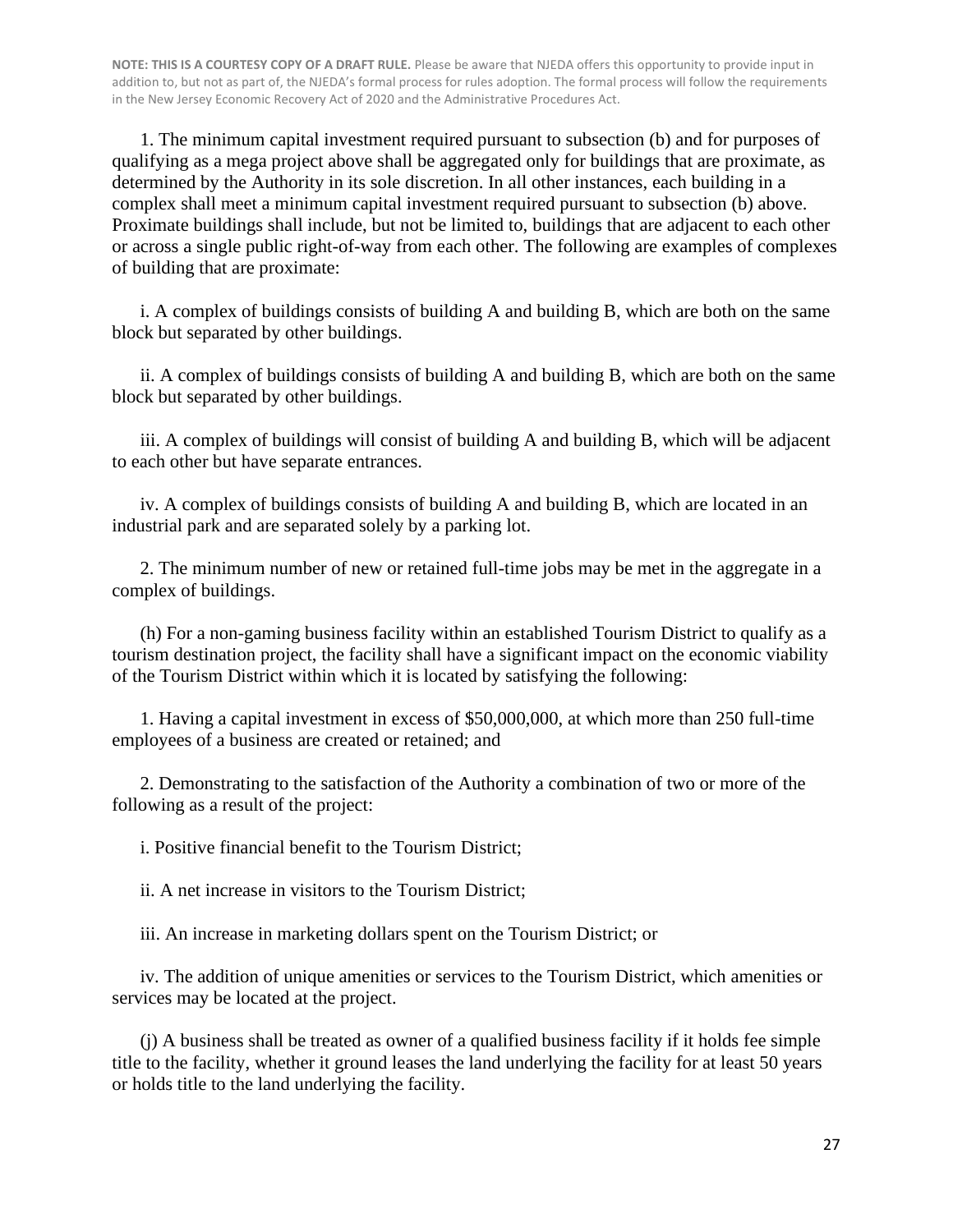**NOTE: THIS IS A COURTESY COPY OF A DRAFT RULE.** Please be aware that NJEDA offers this opportunity to provide input in addition to, but not as part of, the NJEDA's formal process for rules adoption. The formal process will follow the requirements in the New Jersey Economic Recovery Act of 2020 and the Administrative Procedures Act.

1. The minimum capital investment required pursuant to subsection (b) and for purposes of qualifying as a mega project above shall be aggregated only for buildings that are proximate, as determined by the Authority in its sole discretion. In all other instances, each building in a complex shall meet a minimum capital investment required pursuant to subsection (b) above. Proximate buildings shall include, but not be limited to, buildings that are adjacent to each other or across a single public right-of-way from each other. The following are examples of complexes of building that are proximate:

i. A complex of buildings consists of building A and building B, which are both on the same block but separated by other buildings.

ii. A complex of buildings consists of building A and building B, which are both on the same block but separated by other buildings.

iii. A complex of buildings will consist of building A and building B, which will be adjacent to each other but have separate entrances.

iv. A complex of buildings consists of building A and building B, which are located in an industrial park and are separated solely by a parking lot.

2. The minimum number of new or retained full-time jobs may be met in the aggregate in a complex of buildings.

(h) For a non-gaming business facility within an established Tourism District to qualify as a tourism destination project, the facility shall have a significant impact on the economic viability of the Tourism District within which it is located by satisfying the following:

1. Having a capital investment in excess of $50,000,000, at which more than 250 full-time employees of a business are created or retained; and

2. Demonstrating to the satisfaction of the Authority a combination of two or more of the following as a result of the project:

i. Positive financial benefit to the Tourism District;

ii. A net increase in visitors to the Tourism District;

iii. An increase in marketing dollars spent on the Tourism District; or

iv. The addition of unique amenities or services to the Tourism District, which amenities or services may be located at the project.

(j) A business shall be treated as owner of a qualified business facility if it holds fee simple title to the facility, whether it ground leases the land underlying the facility for at least 50 years or holds title to the land underlying the facility.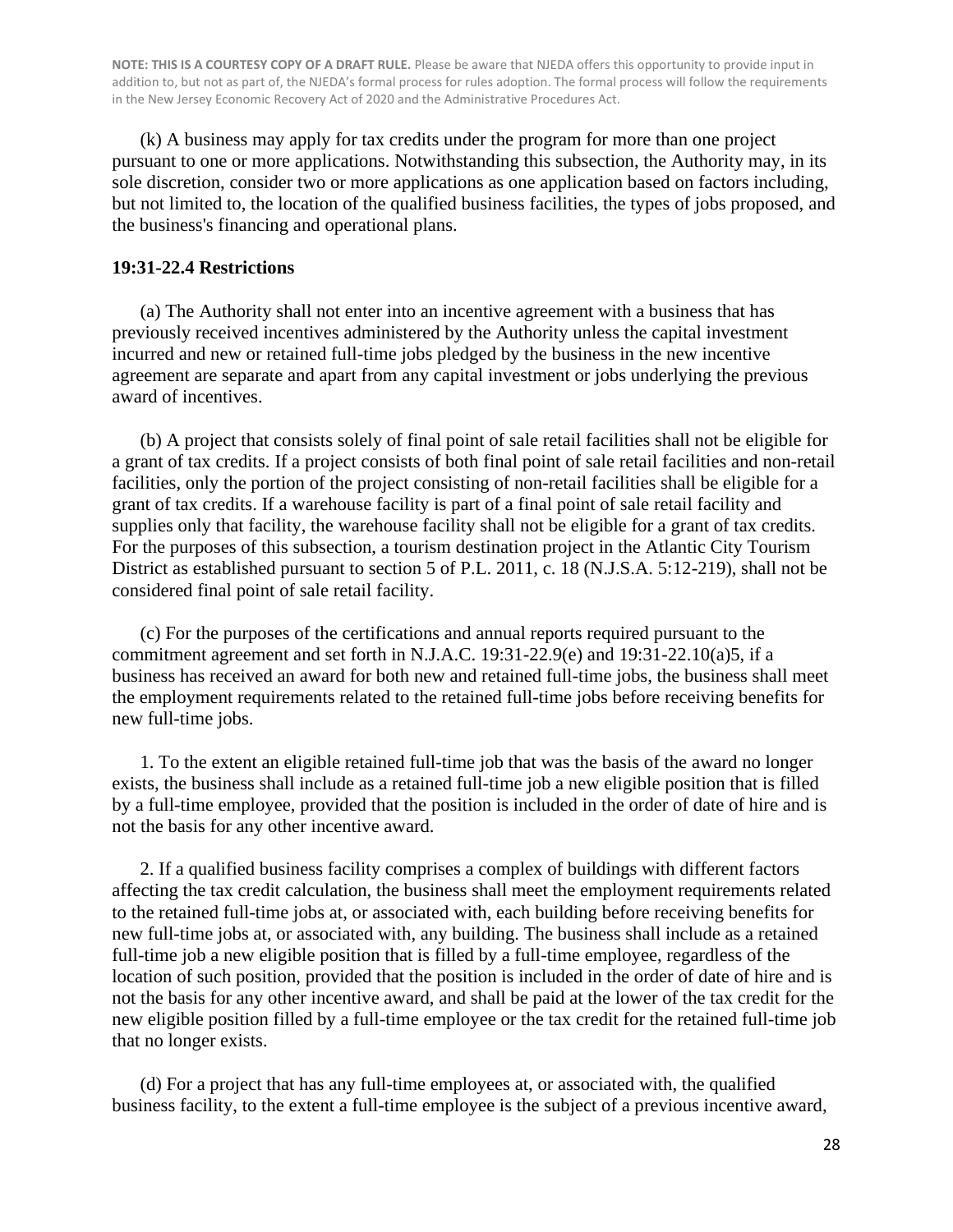**NOTE: THIS IS A COURTESY COPY OF A DRAFT RULE.** Please be aware that NJEDA offers this opportunity to provide input in addition to, but not as part of, the NJEDA's formal process for rules adoption. The formal process will follow the requirements in the New Jersey Economic Recovery Act of 2020 and the Administrative Procedures Act.

(k) A business may apply for tax credits under the program for more than one project pursuant to one or more applications. Notwithstanding this subsection, the Authority may, in its sole discretion, consider two or more applications as one application based on factors including, but not limited to, the location of the qualified business facilities, the types of jobs proposed, and the business's financing and operational plans.

**19:31-22.4 Restrictions**

(a) The Authority shall not enter into an incentive agreement with a business that has previously received incentives administered by the Authority unless the capital investment incurred and new or retained full-time jobs pledged by the business in the new incentive agreement are separate and apart from any capital investment or jobs underlying the previous award of incentives.

(b) A project that consists solely of final point of sale retail facilities shall not be eligible for a grant of tax credits. If a project consists of both final point of sale retail facilities and non-retail facilities, only the portion of the project consisting of non-retail facilities shall be eligible for a grant of tax credits. If a warehouse facility is part of a final point of sale retail facility and supplies only that facility, the warehouse facility shall not be eligible for a grant of tax credits. For the purposes of this subsection, a tourism destination project in the Atlantic City Tourism District as established pursuant to section 5 of P.L. 2011, c. 18 (N.J.S.A. 5:12-219), shall not be considered final point of sale retail facility.

(c) For the purposes of the certifications and annual reports required pursuant to the commitment agreement and set forth in N.J.A.C. 19:31-22.9(e) and 19:31-22.10(a)5, if a business has received an award for both new and retained full-time jobs, the business shall meet the employment requirements related to the retained full-time jobs before receiving benefits for new full-time jobs.

1. To the extent an eligible retained full-time job that was the basis of the award no longer exists, the business shall include as a retained full-time job a new eligible position that is filled by a full-time employee, provided that the position is included in the order of date of hire and is not the basis for any other incentive award.

2. If a qualified business facility comprises a complex of buildings with different factors affecting the tax credit calculation, the business shall meet the employment requirements related to the retained full-time jobs at, or associated with, each building before receiving benefits for new full-time jobs at, or associated with, any building. The business shall include as a retained full-time job a new eligible position that is filled by a full-time employee, regardless of the location of such position, provided that the position is included in the order of date of hire and is not the basis for any other incentive award, and shall be paid at the lower of the tax credit for the new eligible position filled by a full-time employee or the tax credit for the retained full-time job that no longer exists.

(d) For a project that has any full-time employees at, or associated with, the qualified business facility, to the extent a full-time employee is the subject of a previous incentive award,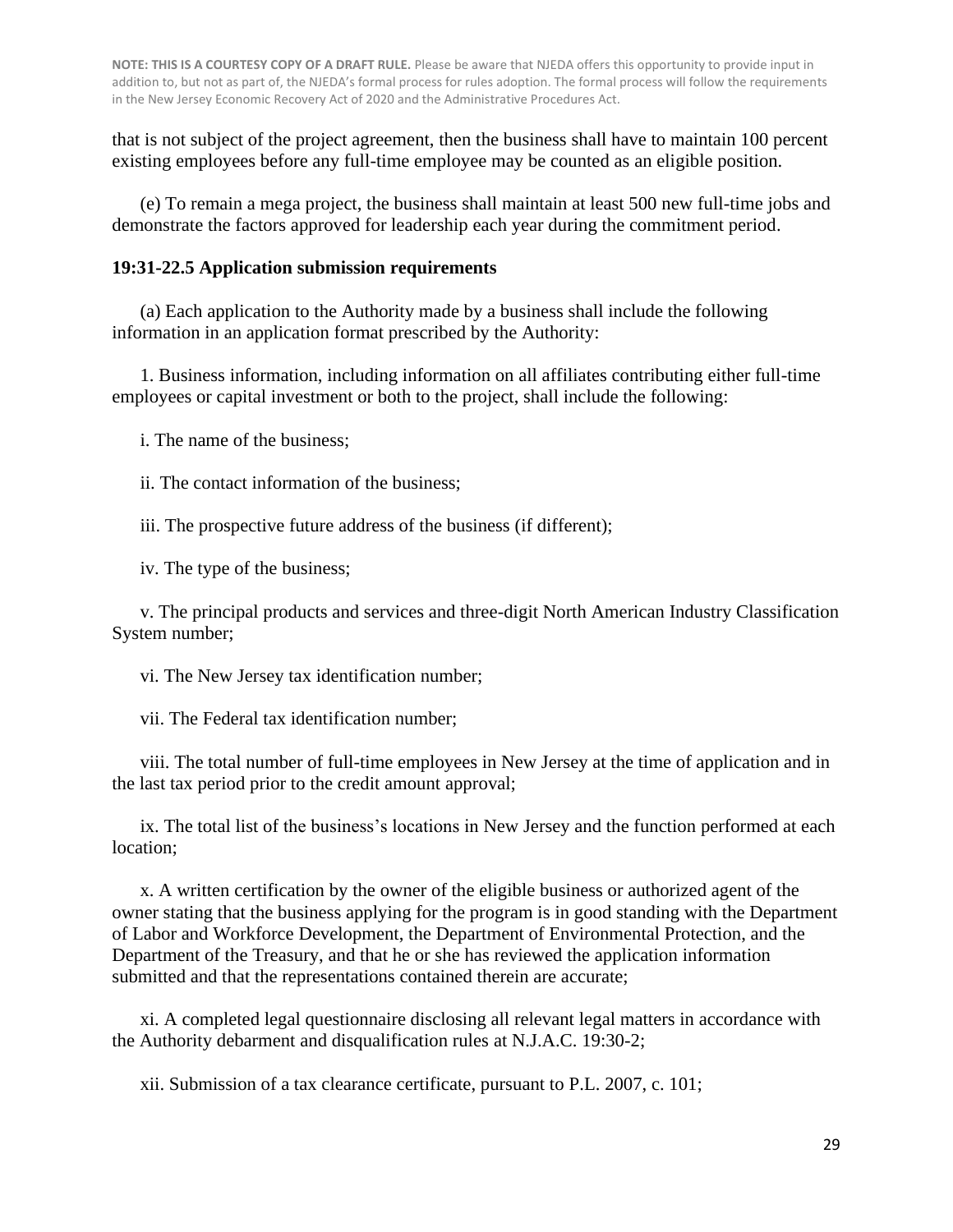that is not subject of the project agreement, then the business shall have to maintain 100 percent existing employees before any full-time employee may be counted as an eligible position.

(e) To remain a mega project, the business shall maintain at least 500 new full-time jobs and demonstrate the factors approved for leadership each year during the commitment period.

**19:31-22.5 Application submission requirements**

(a) Each application to the Authority made by a business shall include the following information in an application format prescribed by the Authority:

1. Business information, including information on all affiliates contributing either full-time employees or capital investment or both to the project, shall include the following:

i. The name of the business;

ii. The contact information of the business;

iii. The prospective future address of the business (if different);

iv. The type of the business;

v. The principal products and services and three-digit North American Industry Classification System number;

vi. The New Jersey tax identification number;

vii. The Federal tax identification number;

viii. The total number of full-time employees in New Jersey at the time of application and in the last tax period prior to the credit amount approval;

ix. The total list of the business's locations in New Jersey and the function performed at each location;

x. A written certification by the owner of the eligible business or authorized agent of the owner stating that the business applying for the program is in good standing with the Department of Labor and Workforce Development, the Department of Environmental Protection, and the Department of the Treasury, and that he or she has reviewed the application information submitted and that the representations contained therein are accurate;

xi. A completed legal questionnaire disclosing all relevant legal matters in accordance with the Authority debarment and disqualification rules at N.J.A.C. 19:30-2;

xii. Submission of a tax clearance certificate, pursuant to P.L. 2007, c. 101;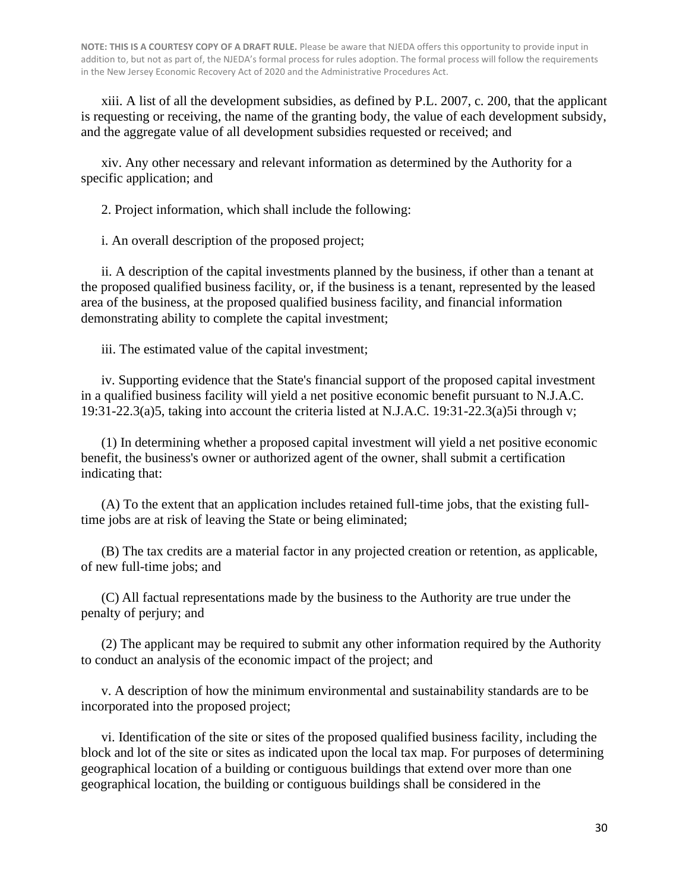**NOTE: THIS IS A COURTESY COPY OF A DRAFT RULE.** Please be aware that NJEDA offers this opportunity to provide input in addition to, but not as part of, the NJEDA's formal process for rules adoption. The formal process will follow the requirements in the New Jersey Economic Recovery Act of 2020 and the Administrative Procedures Act.

xiii. A list of all the development subsidies, as defined by P.L. 2007, c. 200, that the applicant is requesting or receiving, the name of the granting body, the value of each development subsidy, and the aggregate value of all development subsidies requested or received; and

xiv. Any other necessary and relevant information as determined by the Authority for a specific application; and

2. Project information, which shall include the following:

i. An overall description of the proposed project;

ii. A description of the capital investments planned by the business, if other than a tenant at the proposed qualified business facility, or, if the business is a tenant, represented by the leased area of the business, at the proposed qualified business facility, and financial information demonstrating ability to complete the capital investment;

iii. The estimated value of the capital investment;

iv. Supporting evidence that the State's financial support of the proposed capital investment in a qualified business facility will yield a net positive economic benefit pursuant to N.J.A.C. 19:31-22.3(a)5, taking into account the criteria listed at N.J.A.C. 19:31-22.3(a)5i through v;

(1) In determining whether a proposed capital investment will yield a net positive economic benefit, the business's owner or authorized agent of the owner, shall submit a certification indicating that:

(A) To the extent that an application includes retained full-time jobs, that the existing full-time jobs are at risk of leaving the State or being eliminated;

(B) The tax credits are a material factor in any projected creation or retention, as applicable, of new full-time jobs; and

(C) All factual representations made by the business to the Authority are true under the penalty of perjury; and

(2) The applicant may be required to submit any other information required by the Authority to conduct an analysis of the economic impact of the project; and

v. A description of how the minimum environmental and sustainability standards are to be incorporated into the proposed project;

vi. Identification of the site or sites of the proposed qualified business facility, including the block and lot of the site or sites as indicated upon the local tax map. For purposes of determining geographical location of a building or contiguous buildings that extend over more than one geographical location, the building or contiguous buildings shall be considered in the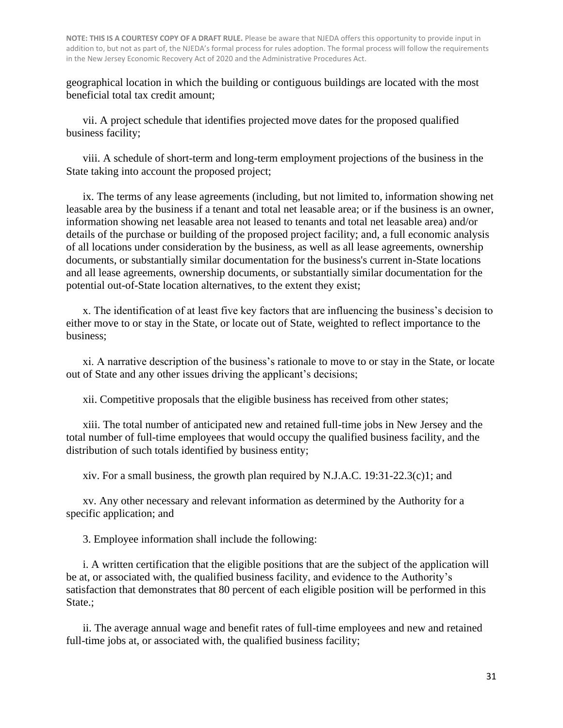geographical location in which the building or contiguous buildings are located with the most beneficial total tax credit amount;

vii. A project schedule that identifies projected move dates for the proposed qualified business facility;

viii. A schedule of short-term and long-term employment projections of the business in the State taking into account the proposed project;

ix. The terms of any lease agreements (including, but not limited to, information showing net leasable area by the business if a tenant and total net leasable area; or if the business is an owner, information showing net leasable area not leased to tenants and total net leasable area) and/or details of the purchase or building of the proposed project facility; and, a full economic analysis of all locations under consideration by the business, as well as all lease agreements, ownership documents, or substantially similar documentation for the business's current in-State locations and all lease agreements, ownership documents, or substantially similar documentation for the potential out-of-State location alternatives, to the extent they exist;

x. The identification of at least five key factors that are influencing the business's decision to either move to or stay in the State, or locate out of State, weighted to reflect importance to the business;

xi. A narrative description of the business's rationale to move to or stay in the State, or locate out of State and any other issues driving the applicant's decisions;

xii. Competitive proposals that the eligible business has received from other states;

xiii. The total number of anticipated new and retained full-time jobs in New Jersey and the total number of full-time employees that would occupy the qualified business facility, and the distribution of such totals identified by business entity;

xiv. For a small business, the growth plan required by N.J.A.C. 19:31-22.3(c)1; and

xv. Any other necessary and relevant information as determined by the Authority for a specific application; and

3. Employee information shall include the following:

i. A written certification that the eligible positions that are the subject of the application will be at, or associated with, the qualified business facility, and evidence to the Authority's satisfaction that demonstrates that 80 percent of each eligible position will be performed in this State.;

ii. The average annual wage and benefit rates of full-time employees and new and retained full-time jobs at, or associated with, the qualified business facility;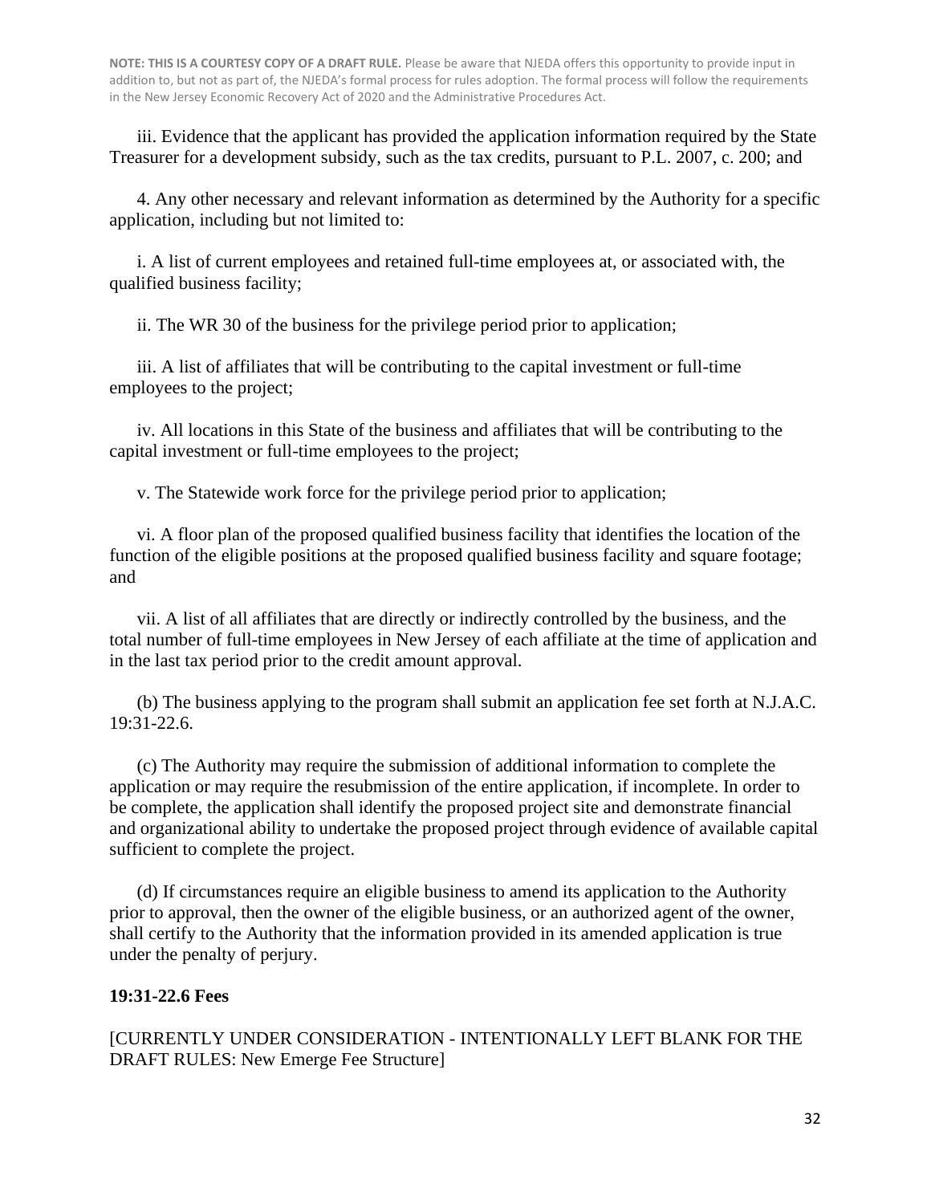**NOTE: THIS IS A COURTESY COPY OF A DRAFT RULE.** Please be aware that NJEDA offers this opportunity to provide input in addition to, but not as part of, the NJEDA's formal process for rules adoption. The formal process will follow the requirements in the New Jersey Economic Recovery Act of 2020 and the Administrative Procedures Act.

iii. Evidence that the applicant has provided the application information required by the State Treasurer for a development subsidy, such as the tax credits, pursuant to P.L. 2007, c. 200; and

4. Any other necessary and relevant information as determined by the Authority for a specific application, including but not limited to:

i. A list of current employees and retained full-time employees at, or associated with, the qualified business facility;

ii. The WR 30 of the business for the privilege period prior to application;

iii. A list of affiliates that will be contributing to the capital investment or full-time employees to the project;

iv. All locations in this State of the business and affiliates that will be contributing to the capital investment or full-time employees to the project;

v. The Statewide work force for the privilege period prior to application;

vi. A floor plan of the proposed qualified business facility that identifies the location of the function of the eligible positions at the proposed qualified business facility and square footage; and

vii. A list of all affiliates that are directly or indirectly controlled by the business, and the total number of full-time employees in New Jersey of each affiliate at the time of application and in the last tax period prior to the credit amount approval.

(b) The business applying to the program shall submit an application fee set forth at N.J.A.C. 19:31-22.6.

(c) The Authority may require the submission of additional information to complete the application or may require the resubmission of the entire application, if incomplete. In order to be complete, the application shall identify the proposed project site and demonstrate financial and organizational ability to undertake the proposed project through evidence of available capital sufficient to complete the project.

(d) If circumstances require an eligible business to amend its application to the Authority prior to approval, then the owner of the eligible business, or an authorized agent of the owner, shall certify to the Authority that the information provided in its amended application is true under the penalty of perjury.

**19:31-22.6 Fees**

[CURRENTLY UNDER CONSIDERATION - INTENTIONALLY LEFT BLANK FOR THE DRAFT RULES: New Emerge Fee Structure]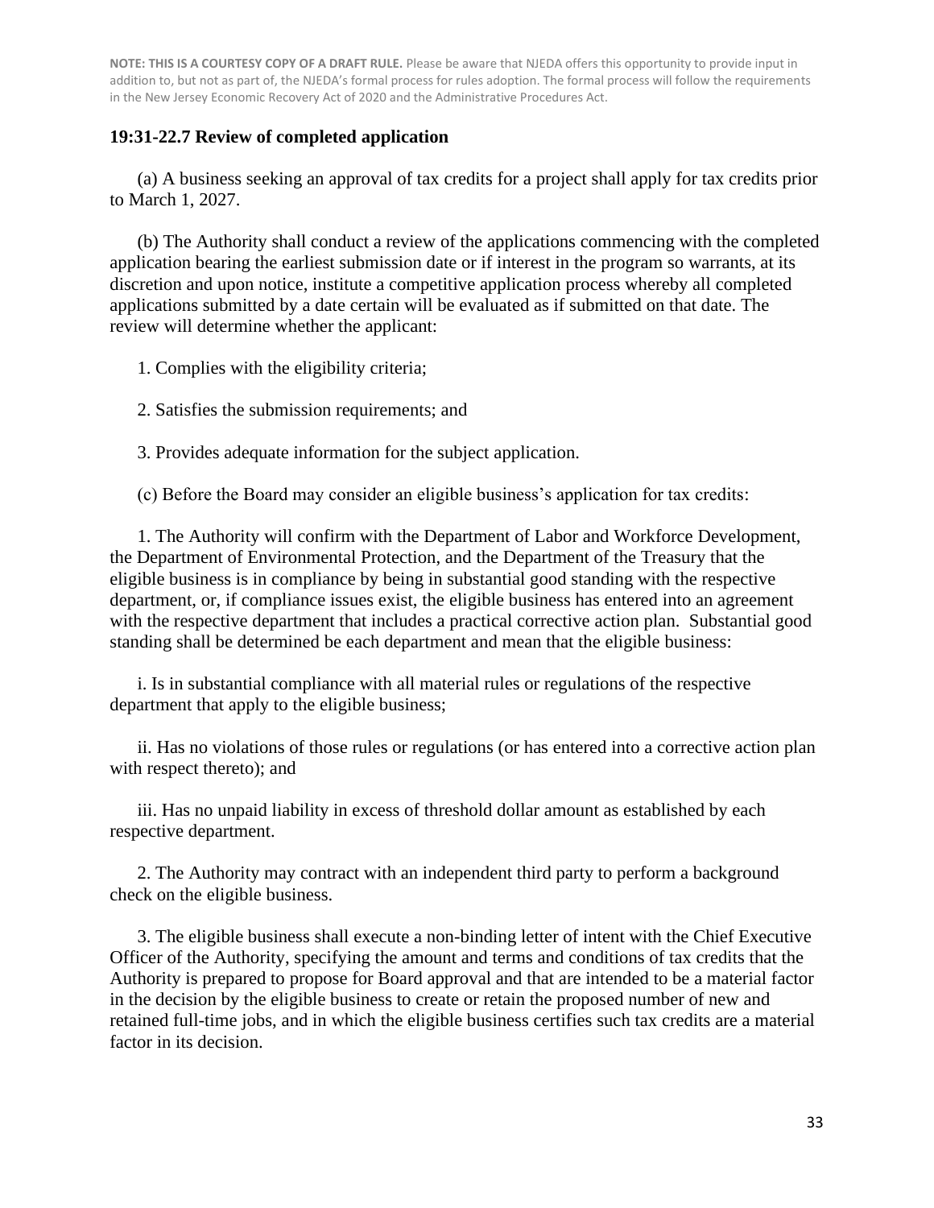**NOTE: THIS IS A COURTESY COPY OF A DRAFT RULE.** Please be aware that NJEDA offers this opportunity to provide input in addition to, but not as part of, the NJEDA's formal process for rules adoption. The formal process will follow the requirements in the New Jersey Economic Recovery Act of 2020 and the Administrative Procedures Act.

### 19:31-22.7 Review of completed application

(a) A business seeking an approval of tax credits for a project shall apply for tax credits prior to March 1, 2027.

(b) The Authority shall conduct a review of the applications commencing with the completed application bearing the earliest submission date or if interest in the program so warrants, at its discretion and upon notice, institute a competitive application process whereby all completed applications submitted by a date certain will be evaluated as if submitted on that date. The review will determine whether the applicant:

1. Complies with the eligibility criteria;

2. Satisfies the submission requirements; and

3. Provides adequate information for the subject application.

(c) Before the Board may consider an eligible business's application for tax credits:

1. The Authority will confirm with the Department of Labor and Workforce Development, the Department of Environmental Protection, and the Department of the Treasury that the eligible business is in compliance by being in substantial good standing with the respective department, or, if compliance issues exist, the eligible business has entered into an agreement with the respective department that includes a practical corrective action plan. Substantial good standing shall be determined be each department and mean that the eligible business:

i. Is in substantial compliance with all material rules or regulations of the respective department that apply to the eligible business;

ii. Has no violations of those rules or regulations (or has entered into a corrective action plan with respect thereto); and

iii. Has no unpaid liability in excess of threshold dollar amount as established by each respective department.

2. The Authority may contract with an independent third party to perform a background check on the eligible business.

3. The eligible business shall execute a non-binding letter of intent with the Chief Executive Officer of the Authority, specifying the amount and terms and conditions of tax credits that the Authority is prepared to propose for Board approval and that are intended to be a material factor in the decision by the eligible business to create or retain the proposed number of new and retained full-time jobs, and in which the eligible business certifies such tax credits are a material factor in its decision.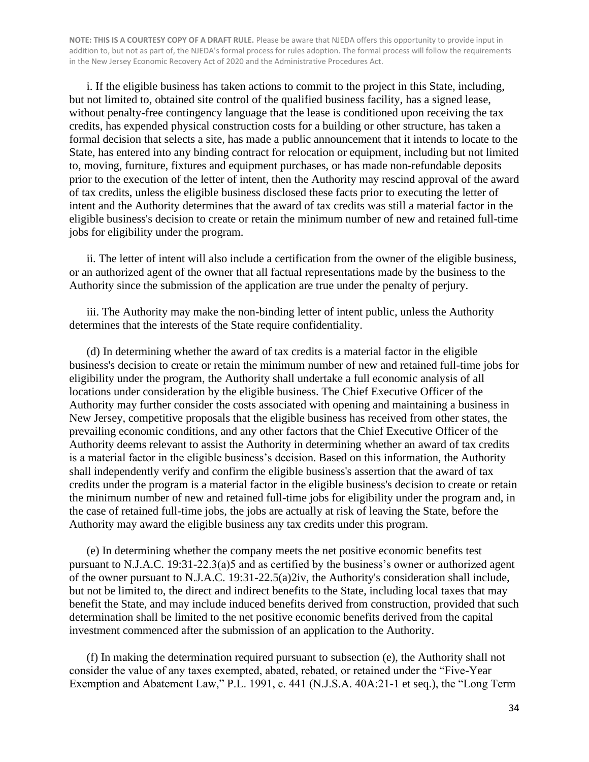**NOTE: THIS IS A COURTESY COPY OF A DRAFT RULE.** Please be aware that NJEDA offers this opportunity to provide input in addition to, but not as part of, the NJEDA's formal process for rules adoption. The formal process will follow the requirements in the New Jersey Economic Recovery Act of 2020 and the Administrative Procedures Act.

i. If the eligible business has taken actions to commit to the project in this State, including, but not limited to, obtained site control of the qualified business facility, has a signed lease, without penalty-free contingency language that the lease is conditioned upon receiving the tax credits, has expended physical construction costs for a building or other structure, has taken a formal decision that selects a site, has made a public announcement that it intends to locate to the State, has entered into any binding contract for relocation or equipment, including but not limited to, moving, furniture, fixtures and equipment purchases, or has made non-refundable deposits prior to the execution of the letter of intent, then the Authority may rescind approval of the award of tax credits, unless the eligible business disclosed these facts prior to executing the letter of intent and the Authority determines that the award of tax credits was still a material factor in the eligible business's decision to create or retain the minimum number of new and retained full-time jobs for eligibility under the program.

ii. The letter of intent will also include a certification from the owner of the eligible business, or an authorized agent of the owner that all factual representations made by the business to the Authority since the submission of the application are true under the penalty of perjury.

iii. The Authority may make the non-binding letter of intent public, unless the Authority determines that the interests of the State require confidentiality.

(d) In determining whether the award of tax credits is a material factor in the eligible business's decision to create or retain the minimum number of new and retained full-time jobs for eligibility under the program, the Authority shall undertake a full economic analysis of all locations under consideration by the eligible business. The Chief Executive Officer of the Authority may further consider the costs associated with opening and maintaining a business in New Jersey, competitive proposals that the eligible business has received from other states, the prevailing economic conditions, and any other factors that the Chief Executive Officer of the Authority deems relevant to assist the Authority in determining whether an award of tax credits is a material factor in the eligible business's decision. Based on this information, the Authority shall independently verify and confirm the eligible business's assertion that the award of tax credits under the program is a material factor in the eligible business's decision to create or retain the minimum number of new and retained full-time jobs for eligibility under the program and, in the case of retained full-time jobs, the jobs are actually at risk of leaving the State, before the Authority may award the eligible business any tax credits under this program.

(e) In determining whether the company meets the net positive economic benefits test pursuant to N.J.A.C. 19:31-22.3(a)5 and as certified by the business's owner or authorized agent of the owner pursuant to N.J.A.C. 19:31-22.5(a)2iv, the Authority's consideration shall include, but not be limited to, the direct and indirect benefits to the State, including local taxes that may benefit the State, and may include induced benefits derived from construction, provided that such determination shall be limited to the net positive economic benefits derived from the capital investment commenced after the submission of an application to the Authority.

(f) In making the determination required pursuant to subsection (e), the Authority shall not consider the value of any taxes exempted, abated, rebated, or retained under the "Five-Year Exemption and Abatement Law," P.L. 1991, c. 441 (N.J.S.A. 40A:21-1 et seq.), the "Long Term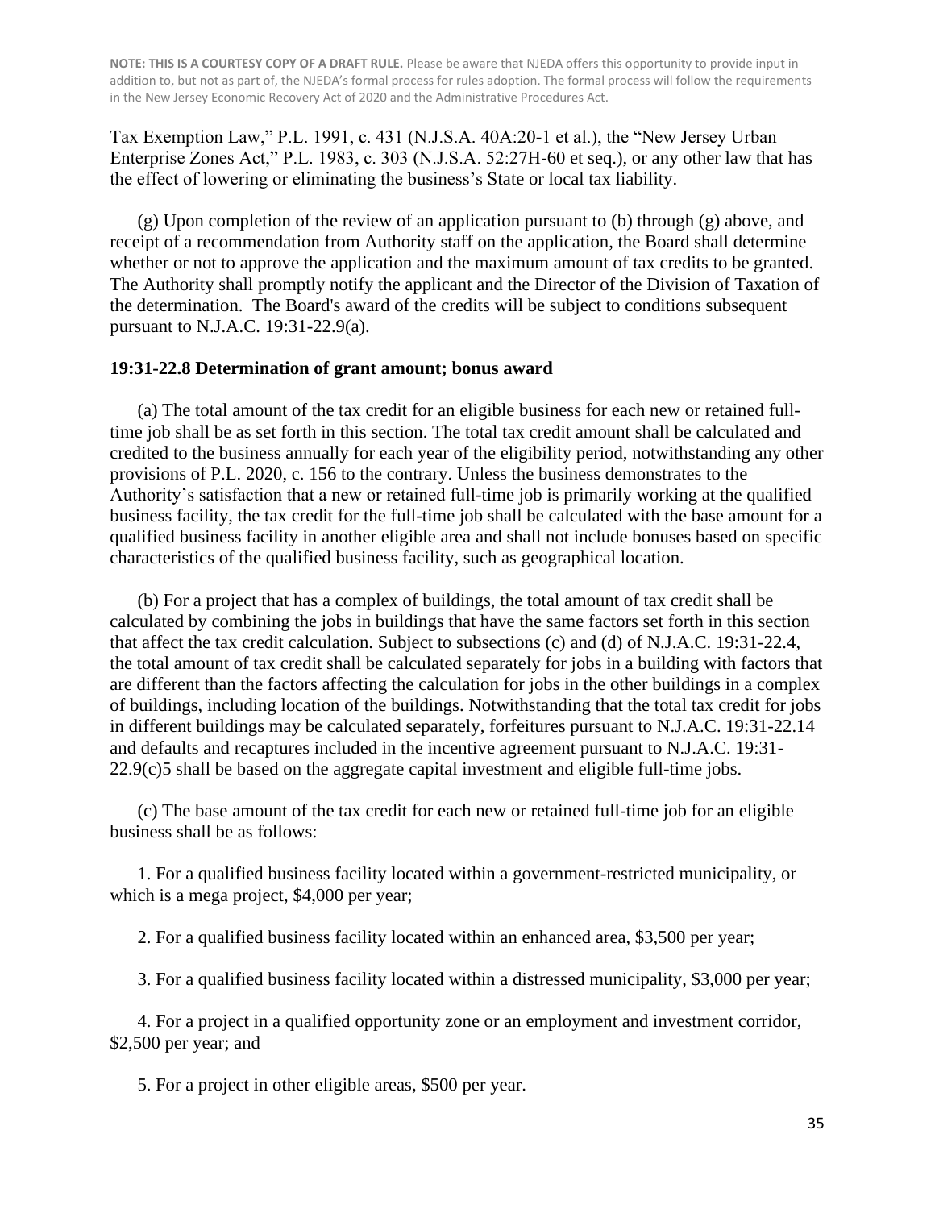**NOTE: THIS IS A COURTESY COPY OF A DRAFT RULE.** Please be aware that NJEDA offers this opportunity to provide input in addition to, but not as part of, the NJEDA's formal process for rules adoption. The formal process will follow the requirements in the New Jersey Economic Recovery Act of 2020 and the Administrative Procedures Act.

Tax Exemption Law," P.L. 1991, c. 431 (N.J.S.A. 40A:20-1 et al.), the "New Jersey Urban Enterprise Zones Act," P.L. 1983, c. 303 (N.J.S.A. 52:27H-60 et seq.), or any other law that has the effect of lowering or eliminating the business's State or local tax liability.

(g) Upon completion of the review of an application pursuant to (b) through (g) above, and receipt of a recommendation from Authority staff on the application, the Board shall determine whether or not to approve the application and the maximum amount of tax credits to be granted. The Authority shall promptly notify the applicant and the Director of the Division of Taxation of the determination. The Board's award of the credits will be subject to conditions subsequent pursuant to N.J.A.C. 19:31-22.9(a).

### 19:31-22.8 Determination of grant amount; bonus award

(a) The total amount of the tax credit for an eligible business for each new or retained full-time job shall be as set forth in this section. The total tax credit amount shall be calculated and credited to the business annually for each year of the eligibility period, notwithstanding any other provisions of P.L. 2020, c. 156 to the contrary. Unless the business demonstrates to the Authority's satisfaction that a new or retained full-time job is primarily working at the qualified business facility, the tax credit for the full-time job shall be calculated with the base amount for a qualified business facility in another eligible area and shall not include bonuses based on specific characteristics of the qualified business facility, such as geographical location.

(b) For a project that has a complex of buildings, the total amount of tax credit shall be calculated by combining the jobs in buildings that have the same factors set forth in this section that affect the tax credit calculation. Subject to subsections (c) and (d) of N.J.A.C. 19:31-22.4, the total amount of tax credit shall be calculated separately for jobs in a building with factors that are different than the factors affecting the calculation for jobs in the other buildings in a complex of buildings, including location of the buildings. Notwithstanding that the total tax credit for jobs in different buildings may be calculated separately, forfeitures pursuant to N.J.A.C. 19:31-22.14 and defaults and recaptures included in the incentive agreement pursuant to N.J.A.C. 19:31-22.9(c)5 shall be based on the aggregate capital investment and eligible full-time jobs.

(c) The base amount of the tax credit for each new or retained full-time job for an eligible business shall be as follows:

1. For a qualified business facility located within a government-restricted municipality, or which is a mega project, $4,000 per year;

2. For a qualified business facility located within an enhanced area, $3,500 per year;

3. For a qualified business facility located within a distressed municipality, $3,000 per year;

4. For a project in a qualified opportunity zone or an employment and investment corridor, $2,500 per year; and

5. For a project in other eligible areas, $500 per year.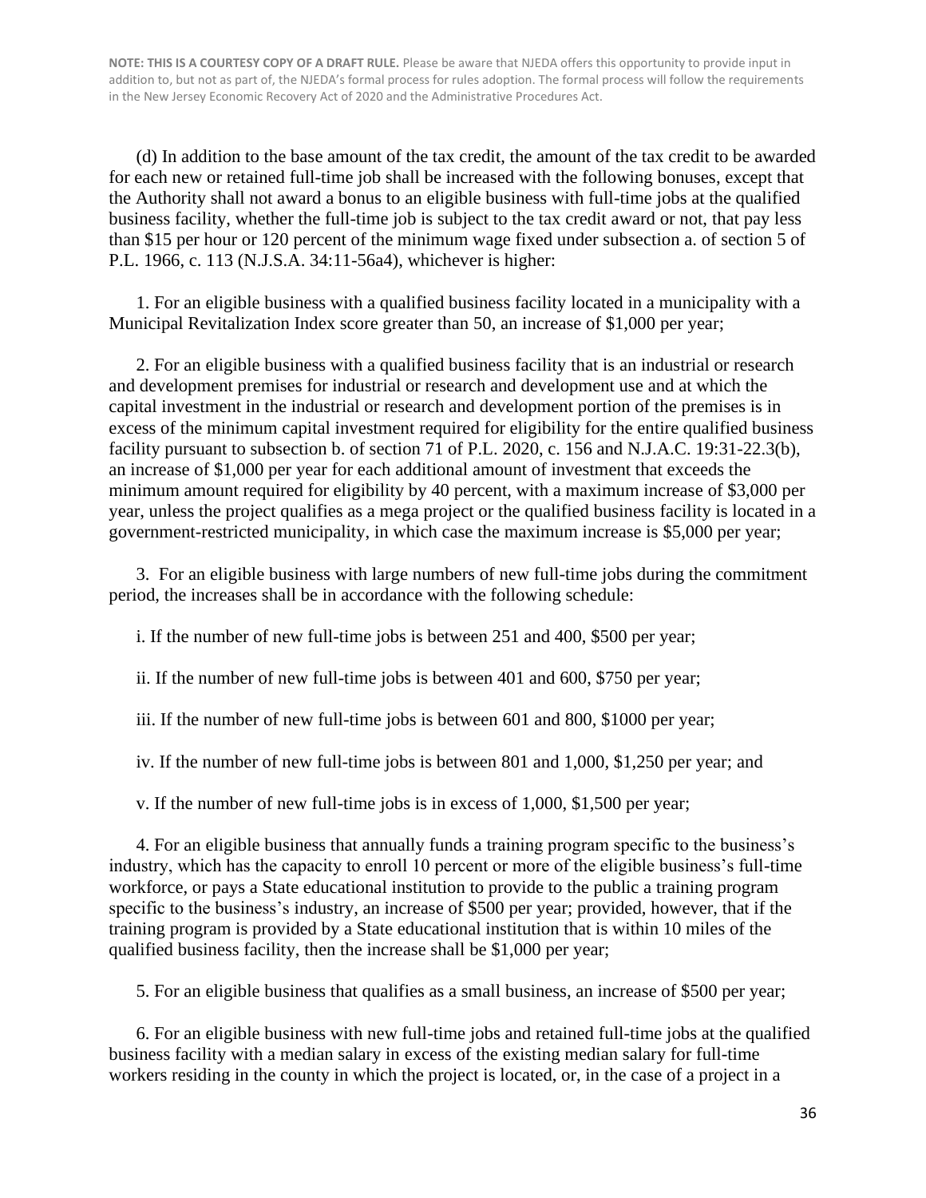**NOTE: THIS IS A COURTESY COPY OF A DRAFT RULE.** Please be aware that NJEDA offers this opportunity to provide input in addition to, but not as part of, the NJEDA's formal process for rules adoption. The formal process will follow the requirements in the New Jersey Economic Recovery Act of 2020 and the Administrative Procedures Act.

(d) In addition to the base amount of the tax credit, the amount of the tax credit to be awarded for each new or retained full-time job shall be increased with the following bonuses, except that the Authority shall not award a bonus to an eligible business with full-time jobs at the qualified business facility, whether the full-time job is subject to the tax credit award or not, that pay less than $15 per hour or 120 percent of the minimum wage fixed under subsection a. of section 5 of P.L. 1966, c. 113 (N.J.S.A. 34:11-56a4), whichever is higher:

1. For an eligible business with a qualified business facility located in a municipality with a Municipal Revitalization Index score greater than 50, an increase of $1,000 per year;

2. For an eligible business with a qualified business facility that is an industrial or research and development premises for industrial or research and development use and at which the capital investment in the industrial or research and development portion of the premises is in excess of the minimum capital investment required for eligibility for the entire qualified business facility pursuant to subsection b. of section 71 of P.L. 2020, c. 156 and N.J.A.C. 19:31-22.3(b), an increase of $1,000 per year for each additional amount of investment that exceeds the minimum amount required for eligibility by 40 percent, with a maximum increase of $3,000 per year, unless the project qualifies as a mega project or the qualified business facility is located in a government-restricted municipality, in which case the maximum increase is $5,000 per year;

3. For an eligible business with large numbers of new full-time jobs during the commitment period, the increases shall be in accordance with the following schedule:

i. If the number of new full-time jobs is between 251 and 400, $500 per year;

ii. If the number of new full-time jobs is between 401 and 600, $750 per year;

iii. If the number of new full-time jobs is between 601 and 800, $1000 per year;

iv. If the number of new full-time jobs is between 801 and 1,000, $1,250 per year; and

v. If the number of new full-time jobs is in excess of 1,000, $1,500 per year;

4. For an eligible business that annually funds a training program specific to the business's industry, which has the capacity to enroll 10 percent or more of the eligible business's full-time workforce, or pays a State educational institution to provide to the public a training program specific to the business's industry, an increase of $500 per year; provided, however, that if the training program is provided by a State educational institution that is within 10 miles of the qualified business facility, then the increase shall be $1,000 per year;

5. For an eligible business that qualifies as a small business, an increase of $500 per year;

6. For an eligible business with new full-time jobs and retained full-time jobs at the qualified business facility with a median salary in excess of the existing median salary for full-time workers residing in the county in which the project is located, or, in the case of a project in a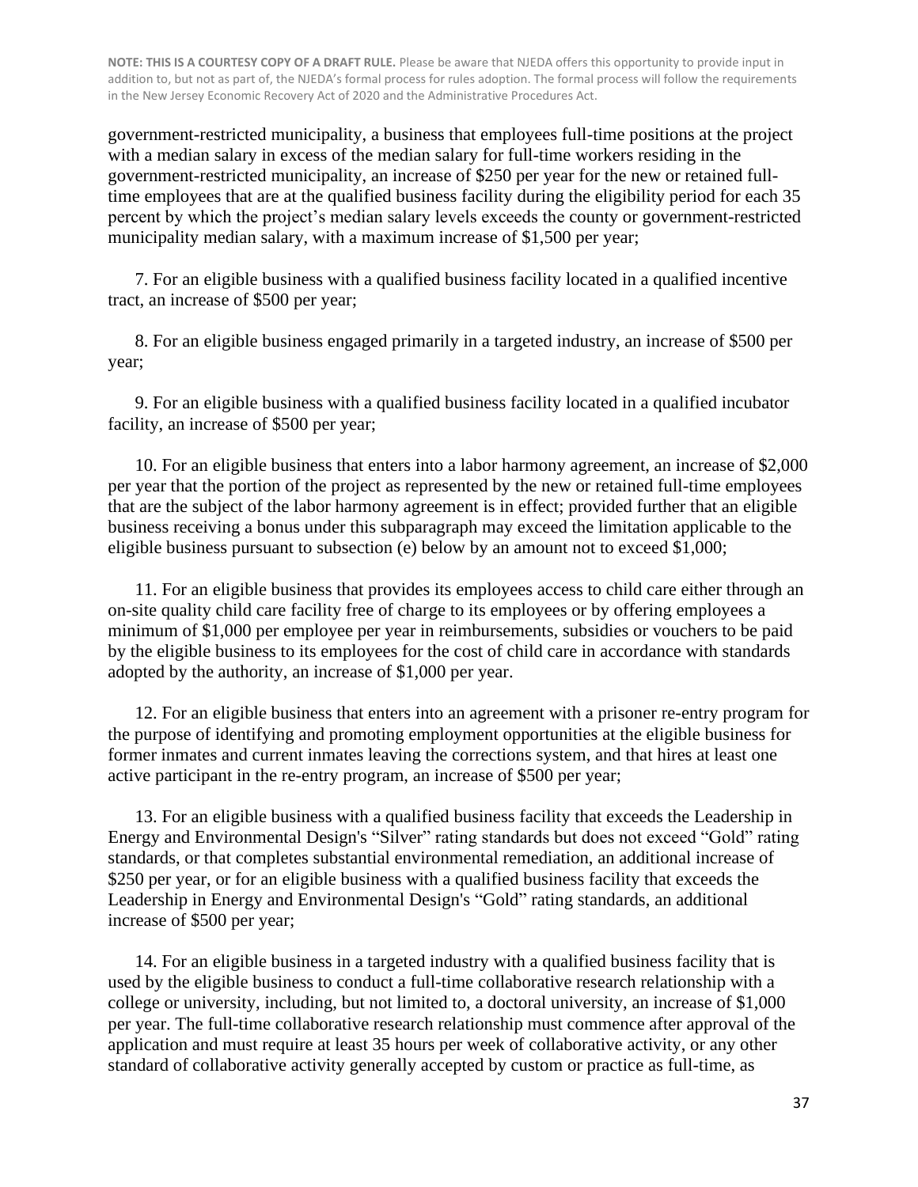**NOTE: THIS IS A COURTESY COPY OF A DRAFT RULE.** Please be aware that NJEDA offers this opportunity to provide input in addition to, but not as part of, the NJEDA's formal process for rules adoption. The formal process will follow the requirements in the New Jersey Economic Recovery Act of 2020 and the Administrative Procedures Act.

government-restricted municipality, a business that employees full-time positions at the project with a median salary in excess of the median salary for full-time workers residing in the government-restricted municipality, an increase of $250 per year for the new or retained full-time employees that are at the qualified business facility during the eligibility period for each 35 percent by which the project's median salary levels exceeds the county or government-restricted municipality median salary, with a maximum increase of $1,500 per year;

7. For an eligible business with a qualified business facility located in a qualified incentive tract, an increase of $500 per year;

8. For an eligible business engaged primarily in a targeted industry, an increase of $500 per year;

9. For an eligible business with a qualified business facility located in a qualified incubator facility, an increase of $500 per year;

10. For an eligible business that enters into a labor harmony agreement, an increase of $2,000 per year that the portion of the project as represented by the new or retained full-time employees that are the subject of the labor harmony agreement is in effect; provided further that an eligible business receiving a bonus under this subparagraph may exceed the limitation applicable to the eligible business pursuant to subsection (e) below by an amount not to exceed $1,000;

11. For an eligible business that provides its employees access to child care either through an on-site quality child care facility free of charge to its employees or by offering employees a minimum of $1,000 per employee per year in reimbursements, subsidies or vouchers to be paid by the eligible business to its employees for the cost of child care in accordance with standards adopted by the authority, an increase of $1,000 per year.

12. For an eligible business that enters into an agreement with a prisoner re-entry program for the purpose of identifying and promoting employment opportunities at the eligible business for former inmates and current inmates leaving the corrections system, and that hires at least one active participant in the re-entry program, an increase of $500 per year;

13. For an eligible business with a qualified business facility that exceeds the Leadership in Energy and Environmental Design's "Silver" rating standards but does not exceed "Gold" rating standards, or that completes substantial environmental remediation, an additional increase of $250 per year, or for an eligible business with a qualified business facility that exceeds the Leadership in Energy and Environmental Design's "Gold" rating standards, an additional increase of $500 per year;

14. For an eligible business in a targeted industry with a qualified business facility that is used by the eligible business to conduct a full-time collaborative research relationship with a college or university, including, but not limited to, a doctoral university, an increase of $1,000 per year. The full-time collaborative research relationship must commence after approval of the application and must require at least 35 hours per week of collaborative activity, or any other standard of collaborative activity generally accepted by custom or practice as full-time, as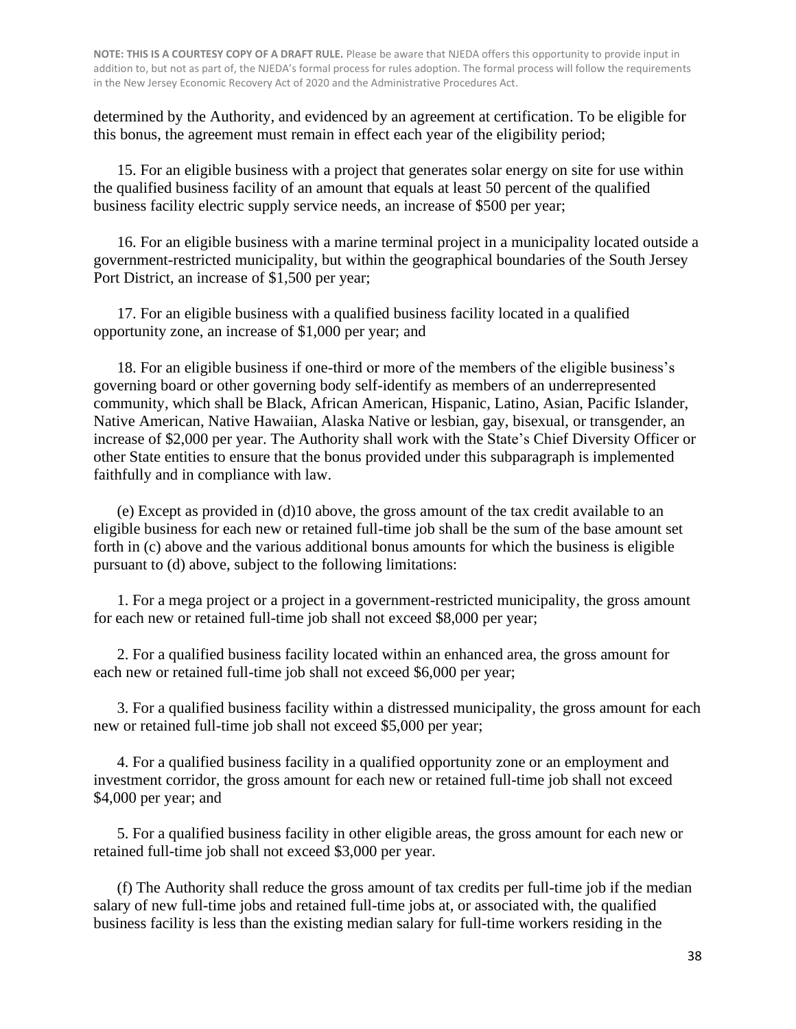**NOTE: THIS IS A COURTESY COPY OF A DRAFT RULE.** Please be aware that NJEDA offers this opportunity to provide input in addition to, but not as part of, the NJEDA's formal process for rules adoption. The formal process will follow the requirements in the New Jersey Economic Recovery Act of 2020 and the Administrative Procedures Act.

determined by the Authority, and evidenced by an agreement at certification. To be eligible for this bonus, the agreement must remain in effect each year of the eligibility period;

15. For an eligible business with a project that generates solar energy on site for use within the qualified business facility of an amount that equals at least 50 percent of the qualified business facility electric supply service needs, an increase of $500 per year;

16. For an eligible business with a marine terminal project in a municipality located outside a government-restricted municipality, but within the geographical boundaries of the South Jersey Port District, an increase of $1,500 per year;

17. For an eligible business with a qualified business facility located in a qualified opportunity zone, an increase of $1,000 per year; and

18. For an eligible business if one-third or more of the members of the eligible business's governing board or other governing body self-identify as members of an underrepresented community, which shall be Black, African American, Hispanic, Latino, Asian, Pacific Islander, Native American, Native Hawaiian, Alaska Native or lesbian, gay, bisexual, or transgender, an increase of $2,000 per year. The Authority shall work with the State's Chief Diversity Officer or other State entities to ensure that the bonus provided under this subparagraph is implemented faithfully and in compliance with law.

(e) Except as provided in (d)10 above, the gross amount of the tax credit available to an eligible business for each new or retained full-time job shall be the sum of the base amount set forth in (c) above and the various additional bonus amounts for which the business is eligible pursuant to (d) above, subject to the following limitations:

1. For a mega project or a project in a government-restricted municipality, the gross amount for each new or retained full-time job shall not exceed $8,000 per year;

2. For a qualified business facility located within an enhanced area, the gross amount for each new or retained full-time job shall not exceed $6,000 per year;

3. For a qualified business facility within a distressed municipality, the gross amount for each new or retained full-time job shall not exceed $5,000 per year;

4. For a qualified business facility in a qualified opportunity zone or an employment and investment corridor, the gross amount for each new or retained full-time job shall not exceed $4,000 per year; and

5. For a qualified business facility in other eligible areas, the gross amount for each new or retained full-time job shall not exceed $3,000 per year.

(f) The Authority shall reduce the gross amount of tax credits per full-time job if the median salary of new full-time jobs and retained full-time jobs at, or associated with, the qualified business facility is less than the existing median salary for full-time workers residing in the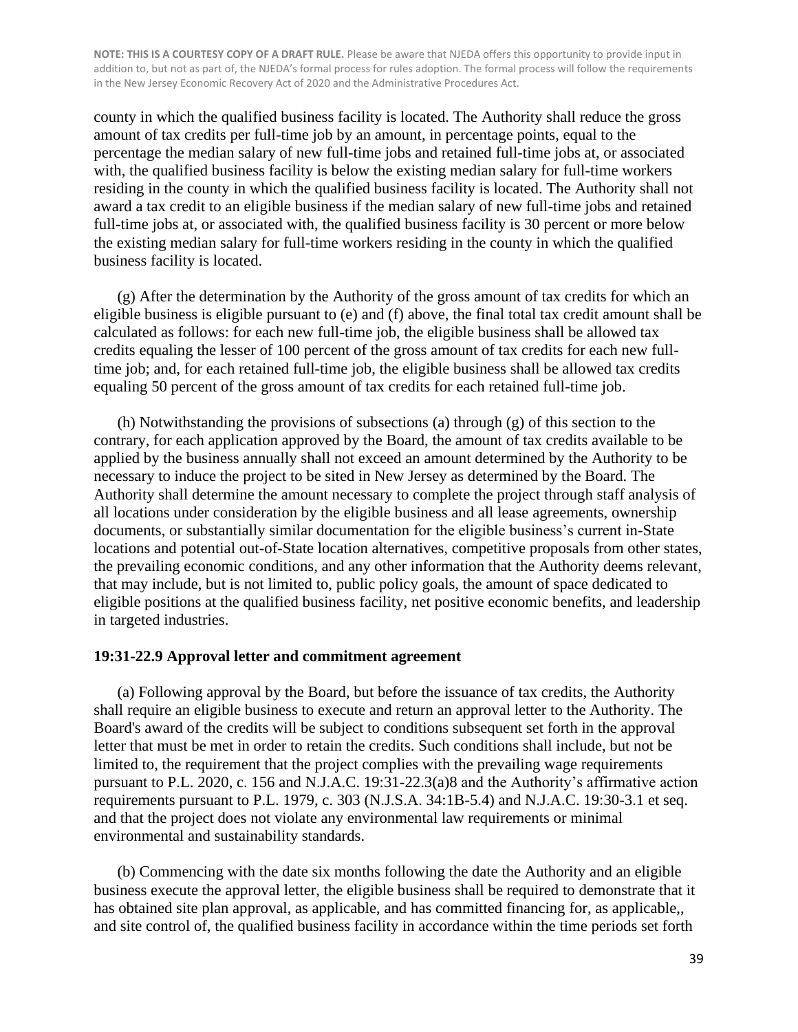county in which the qualified business facility is located. The Authority shall reduce the gross amount of tax credits per full-time job by an amount, in percentage points, equal to the percentage the median salary of new full-time jobs and retained full-time jobs at, or associated with, the qualified business facility is below the existing median salary for full-time workers residing in the county in which the qualified business facility is located. The Authority shall not award a tax credit to an eligible business if the median salary of new full-time jobs and retained full-time jobs at, or associated with, the qualified business facility is 30 percent or more below the existing median salary for full-time workers residing in the county in which the qualified business facility is located.

(g) After the determination by the Authority of the gross amount of tax credits for which an eligible business is eligible pursuant to (e) and (f) above, the final total tax credit amount shall be calculated as follows: for each new full-time job, the eligible business shall be allowed tax credits equaling the lesser of 100 percent of the gross amount of tax credits for each new full-time job; and, for each retained full-time job, the eligible business shall be allowed tax credits equaling 50 percent of the gross amount of tax credits for each retained full-time job.

(h) Notwithstanding the provisions of subsections (a) through (g) of this section to the contrary, for each application approved by the Board, the amount of tax credits available to be applied by the business annually shall not exceed an amount determined by the Authority to be necessary to induce the project to be sited in New Jersey as determined by the Board. The Authority shall determine the amount necessary to complete the project through staff analysis of all locations under consideration by the eligible business and all lease agreements, ownership documents, or substantially similar documentation for the eligible business's current in-State locations and potential out-of-State location alternatives, competitive proposals from other states, the prevailing economic conditions, and any other information that the Authority deems relevant, that may include, but is not limited to, public policy goals, the amount of space dedicated to eligible positions at the qualified business facility, net positive economic benefits, and leadership in targeted industries.

**19:31-22.9 Approval letter and commitment agreement**

(a) Following approval by the Board, but before the issuance of tax credits, the Authority shall require an eligible business to execute and return an approval letter to the Authority. The Board's award of the credits will be subject to conditions subsequent set forth in the approval letter that must be met in order to retain the credits. Such conditions shall include, but not be limited to, the requirement that the project complies with the prevailing wage requirements pursuant to P.L. 2020, c. 156 and N.J.A.C. 19:31-22.3(a)8 and the Authority's affirmative action requirements pursuant to P.L. 1979, c. 303 (N.J.S.A. 34:1B-5.4) and N.J.A.C. 19:30-3.1 et seq. and that the project does not violate any environmental law requirements or minimal environmental and sustainability standards.

(b) Commencing with the date six months following the date the Authority and an eligible business execute the approval letter, the eligible business shall be required to demonstrate that it has obtained site plan approval, as applicable, and has committed financing for, as applicable,, and site control of, the qualified business facility in accordance within the time periods set forth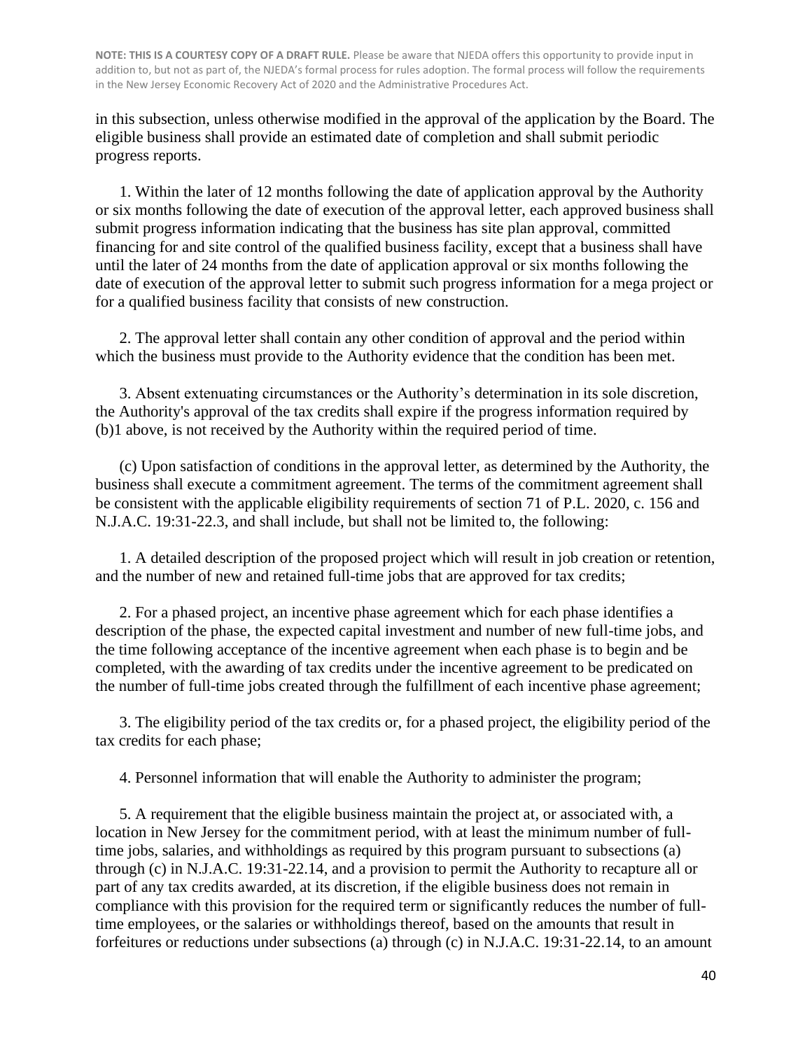**NOTE: THIS IS A COURTESY COPY OF A DRAFT RULE.** Please be aware that NJEDA offers this opportunity to provide input in addition to, but not as part of, the NJEDA's formal process for rules adoption. The formal process will follow the requirements in the New Jersey Economic Recovery Act of 2020 and the Administrative Procedures Act.

in this subsection, unless otherwise modified in the approval of the application by the Board. The eligible business shall provide an estimated date of completion and shall submit periodic progress reports.

1. Within the later of 12 months following the date of application approval by the Authority or six months following the date of execution of the approval letter, each approved business shall submit progress information indicating that the business has site plan approval, committed financing for and site control of the qualified business facility, except that a business shall have until the later of 24 months from the date of application approval or six months following the date of execution of the approval letter to submit such progress information for a mega project or for a qualified business facility that consists of new construction.

2. The approval letter shall contain any other condition of approval and the period within which the business must provide to the Authority evidence that the condition has been met.

3. Absent extenuating circumstances or the Authority's determination in its sole discretion, the Authority's approval of the tax credits shall expire if the progress information required by (b)1 above, is not received by the Authority within the required period of time.

(c) Upon satisfaction of conditions in the approval letter, as determined by the Authority, the business shall execute a commitment agreement. The terms of the commitment agreement shall be consistent with the applicable eligibility requirements of section 71 of P.L. 2020, c. 156 and N.J.A.C. 19:31-22.3, and shall include, but shall not be limited to, the following:

1. A detailed description of the proposed project which will result in job creation or retention, and the number of new and retained full-time jobs that are approved for tax credits;

2. For a phased project, an incentive phase agreement which for each phase identifies a description of the phase, the expected capital investment and number of new full-time jobs, and the time following acceptance of the incentive agreement when each phase is to begin and be completed, with the awarding of tax credits under the incentive agreement to be predicated on the number of full-time jobs created through the fulfillment of each incentive phase agreement;

3. The eligibility period of the tax credits or, for a phased project, the eligibility period of the tax credits for each phase;

4. Personnel information that will enable the Authority to administer the program;

5. A requirement that the eligible business maintain the project at, or associated with, a location in New Jersey for the commitment period, with at least the minimum number of full-time jobs, salaries, and withholdings as required by this program pursuant to subsections (a) through (c) in N.J.A.C. 19:31-22.14, and a provision to permit the Authority to recapture all or part of any tax credits awarded, at its discretion, if the eligible business does not remain in compliance with this provision for the required term or significantly reduces the number of full-time employees, or the salaries or withholdings thereof, based on the amounts that result in forfeitures or reductions under subsections (a) through (c) in N.J.A.C. 19:31-22.14, to an amount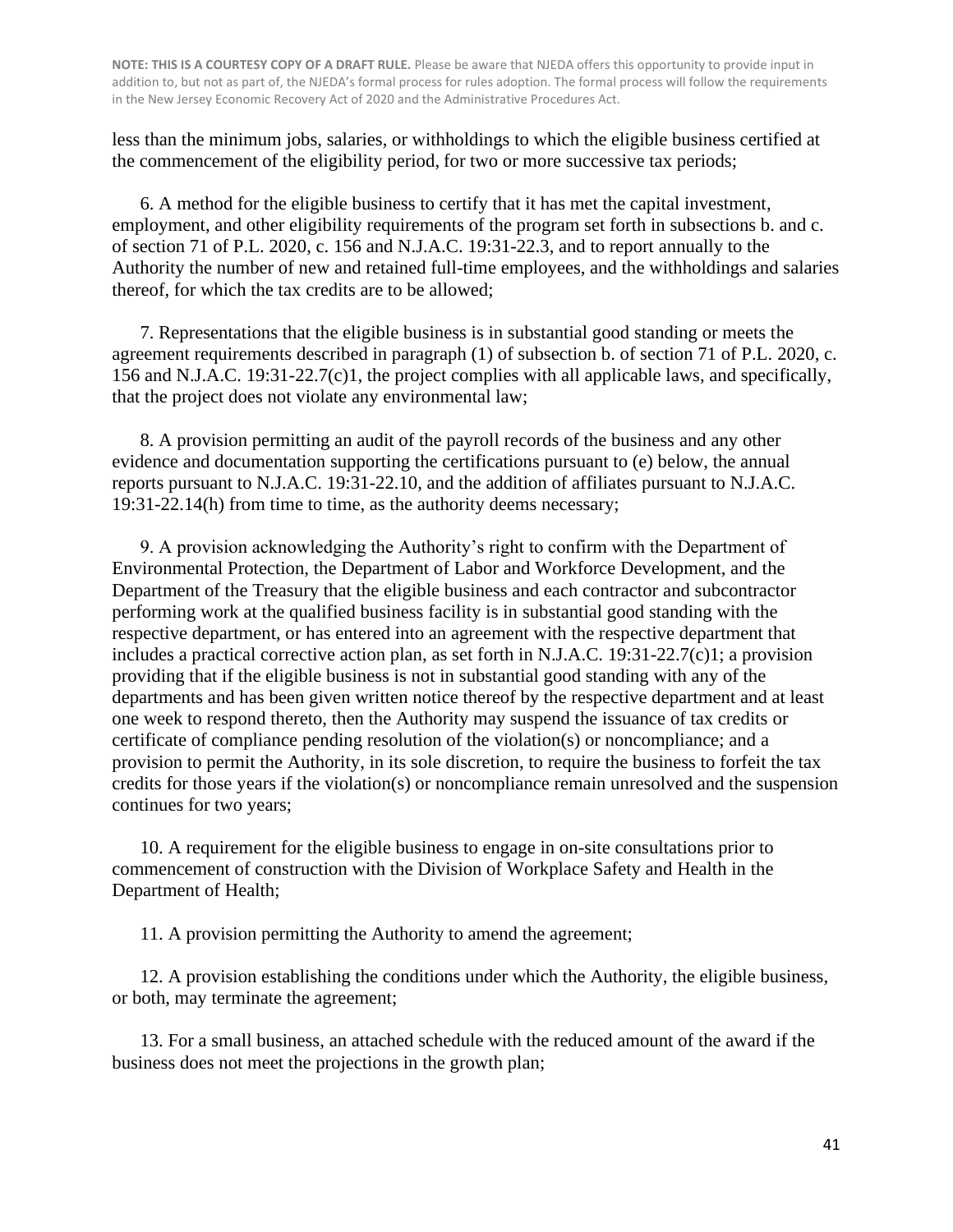**NOTE: THIS IS A COURTESY COPY OF A DRAFT RULE.** Please be aware that NJEDA offers this opportunity to provide input in addition to, but not as part of, the NJEDA's formal process for rules adoption. The formal process will follow the requirements in the New Jersey Economic Recovery Act of 2020 and the Administrative Procedures Act.

less than the minimum jobs, salaries, or withholdings to which the eligible business certified at the commencement of the eligibility period, for two or more successive tax periods;

6. A method for the eligible business to certify that it has met the capital investment, employment, and other eligibility requirements of the program set forth in subsections b. and c. of section 71 of P.L. 2020, c. 156 and N.J.A.C. 19:31-22.3, and to report annually to the Authority the number of new and retained full-time employees, and the withholdings and salaries thereof, for which the tax credits are to be allowed;

7. Representations that the eligible business is in substantial good standing or meets the agreement requirements described in paragraph (1) of subsection b. of section 71 of P.L. 2020, c. 156 and N.J.A.C. 19:31-22.7(c)1, the project complies with all applicable laws, and specifically, that the project does not violate any environmental law;

8. A provision permitting an audit of the payroll records of the business and any other evidence and documentation supporting the certifications pursuant to (e) below, the annual reports pursuant to N.J.A.C. 19:31-22.10, and the addition of affiliates pursuant to N.J.A.C. 19:31-22.14(h) from time to time, as the authority deems necessary;

9. A provision acknowledging the Authority's right to confirm with the Department of Environmental Protection, the Department of Labor and Workforce Development, and the Department of the Treasury that the eligible business and each contractor and subcontractor performing work at the qualified business facility is in substantial good standing with the respective department, or has entered into an agreement with the respective department that includes a practical corrective action plan, as set forth in N.J.A.C. 19:31-22.7(c)1; a provision providing that if the eligible business is not in substantial good standing with any of the departments and has been given written notice thereof by the respective department and at least one week to respond thereto, then the Authority may suspend the issuance of tax credits or certificate of compliance pending resolution of the violation(s) or noncompliance; and a provision to permit the Authority, in its sole discretion, to require the business to forfeit the tax credits for those years if the violation(s) or noncompliance remain unresolved and the suspension continues for two years;

10. A requirement for the eligible business to engage in on-site consultations prior to commencement of construction with the Division of Workplace Safety and Health in the Department of Health;

11. A provision permitting the Authority to amend the agreement;

12. A provision establishing the conditions under which the Authority, the eligible business, or both, may terminate the agreement;

13. For a small business, an attached schedule with the reduced amount of the award if the business does not meet the projections in the growth plan;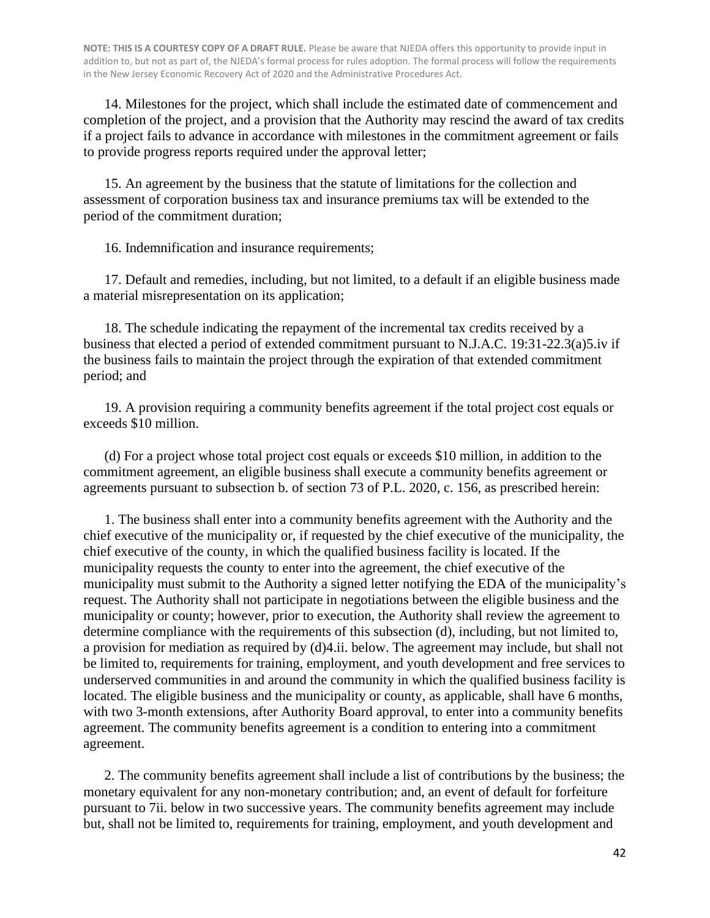**NOTE: THIS IS A COURTESY COPY OF A DRAFT RULE.** Please be aware that NJEDA offers this opportunity to provide input in addition to, but not as part of, the NJEDA's formal process for rules adoption. The formal process will follow the requirements in the New Jersey Economic Recovery Act of 2020 and the Administrative Procedures Act.

14. Milestones for the project, which shall include the estimated date of commencement and completion of the project, and a provision that the Authority may rescind the award of tax credits if a project fails to advance in accordance with milestones in the commitment agreement or fails to provide progress reports required under the approval letter;

15. An agreement by the business that the statute of limitations for the collection and assessment of corporation business tax and insurance premiums tax will be extended to the period of the commitment duration;

16. Indemnification and insurance requirements;

17. Default and remedies, including, but not limited, to a default if an eligible business made a material misrepresentation on its application;

18. The schedule indicating the repayment of the incremental tax credits received by a business that elected a period of extended commitment pursuant to N.J.A.C. 19:31-22.3(a)5.iv if the business fails to maintain the project through the expiration of that extended commitment period; and

19. A provision requiring a community benefits agreement if the total project cost equals or exceeds $10 million.

(d) For a project whose total project cost equals or exceeds $10 million, in addition to the commitment agreement, an eligible business shall execute a community benefits agreement or agreements pursuant to subsection b. of section 73 of P.L. 2020, c. 156, as prescribed herein:

1. The business shall enter into a community benefits agreement with the Authority and the chief executive of the municipality or, if requested by the chief executive of the municipality, the chief executive of the county, in which the qualified business facility is located. If the municipality requests the county to enter into the agreement, the chief executive of the municipality must submit to the Authority a signed letter notifying the EDA of the municipality's request. The Authority shall not participate in negotiations between the eligible business and the municipality or county; however, prior to execution, the Authority shall review the agreement to determine compliance with the requirements of this subsection (d), including, but not limited to, a provision for mediation as required by (d)4.ii. below. The agreement may include, but shall not be limited to, requirements for training, employment, and youth development and free services to underserved communities in and around the community in which the qualified business facility is located. The eligible business and the municipality or county, as applicable, shall have 6 months, with two 3-month extensions, after Authority Board approval, to enter into a community benefits agreement. The community benefits agreement is a condition to entering into a commitment agreement.

2. The community benefits agreement shall include a list of contributions by the business; the monetary equivalent for any non-monetary contribution; and, an event of default for forfeiture pursuant to 7ii. below in two successive years. The community benefits agreement may include but, shall not be limited to, requirements for training, employment, and youth development and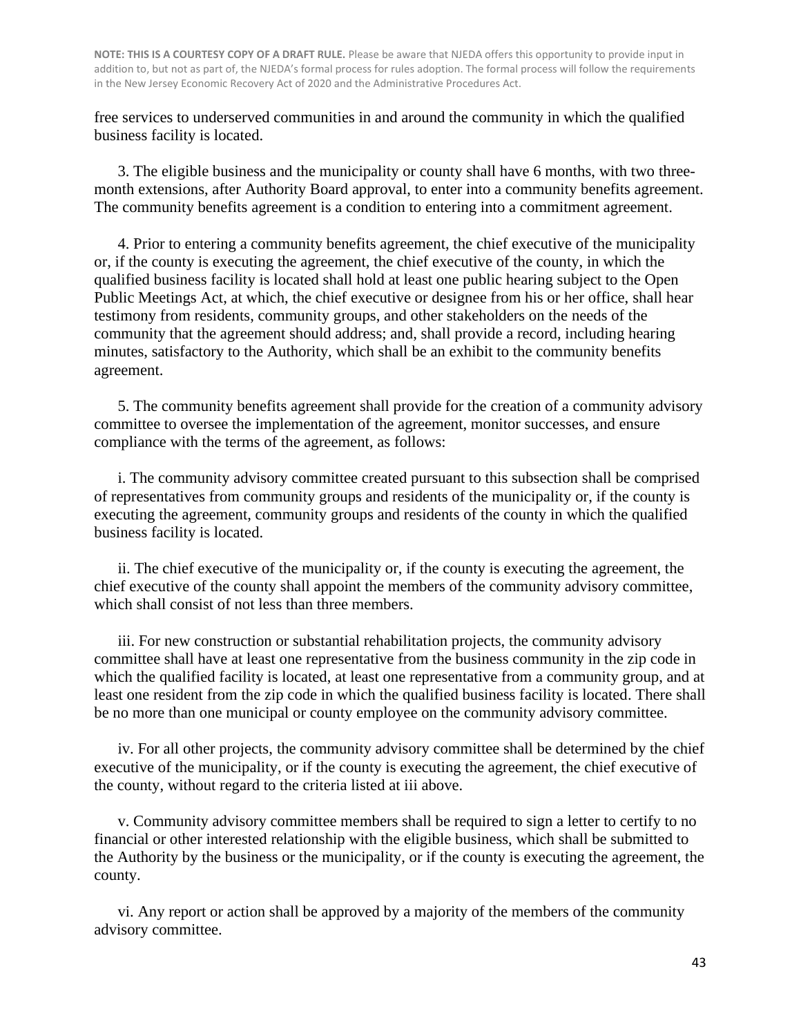**NOTE: THIS IS A COURTESY COPY OF A DRAFT RULE.** Please be aware that NJEDA offers this opportunity to provide input in addition to, but not as part of, the NJEDA's formal process for rules adoption. The formal process will follow the requirements in the New Jersey Economic Recovery Act of 2020 and the Administrative Procedures Act.

free services to underserved communities in and around the community in which the qualified business facility is located.

3. The eligible business and the municipality or county shall have 6 months, with two three-month extensions, after Authority Board approval, to enter into a community benefits agreement. The community benefits agreement is a condition to entering into a commitment agreement.

4. Prior to entering a community benefits agreement, the chief executive of the municipality or, if the county is executing the agreement, the chief executive of the county, in which the qualified business facility is located shall hold at least one public hearing subject to the Open Public Meetings Act, at which, the chief executive or designee from his or her office, shall hear testimony from residents, community groups, and other stakeholders on the needs of the community that the agreement should address; and, shall provide a record, including hearing minutes, satisfactory to the Authority, which shall be an exhibit to the community benefits agreement.

5. The community benefits agreement shall provide for the creation of a community advisory committee to oversee the implementation of the agreement, monitor successes, and ensure compliance with the terms of the agreement, as follows:

i. The community advisory committee created pursuant to this subsection shall be comprised of representatives from community groups and residents of the municipality or, if the county is executing the agreement, community groups and residents of the county in which the qualified business facility is located.

ii. The chief executive of the municipality or, if the county is executing the agreement, the chief executive of the county shall appoint the members of the community advisory committee, which shall consist of not less than three members.

iii. For new construction or substantial rehabilitation projects, the community advisory committee shall have at least one representative from the business community in the zip code in which the qualified facility is located, at least one representative from a community group, and at least one resident from the zip code in which the qualified business facility is located. There shall be no more than one municipal or county employee on the community advisory committee.

iv. For all other projects, the community advisory committee shall be determined by the chief executive of the municipality, or if the county is executing the agreement, the chief executive of the county, without regard to the criteria listed at iii above.

v. Community advisory committee members shall be required to sign a letter to certify to no financial or other interested relationship with the eligible business, which shall be submitted to the Authority by the business or the municipality, or if the county is executing the agreement, the county.

vi. Any report or action shall be approved by a majority of the members of the community advisory committee.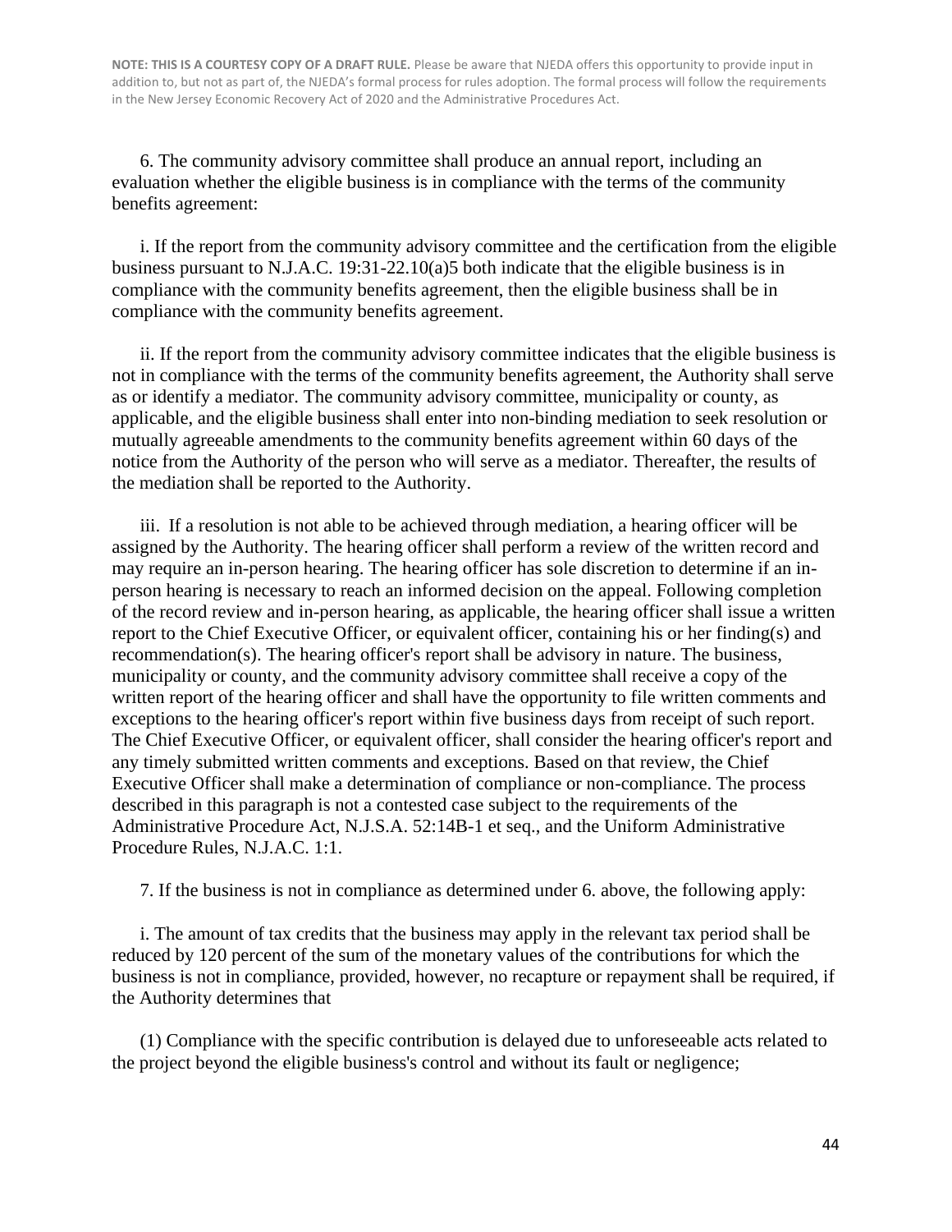**NOTE: THIS IS A COURTESY COPY OF A DRAFT RULE.** Please be aware that NJEDA offers this opportunity to provide input in addition to, but not as part of, the NJEDA's formal process for rules adoption. The formal process will follow the requirements in the New Jersey Economic Recovery Act of 2020 and the Administrative Procedures Act.

6. The community advisory committee shall produce an annual report, including an evaluation whether the eligible business is in compliance with the terms of the community benefits agreement:

i. If the report from the community advisory committee and the certification from the eligible business pursuant to N.J.A.C. 19:31-22.10(a)5 both indicate that the eligible business is in compliance with the community benefits agreement, then the eligible business shall be in compliance with the community benefits agreement.

ii. If the report from the community advisory committee indicates that the eligible business is not in compliance with the terms of the community benefits agreement, the Authority shall serve as or identify a mediator. The community advisory committee, municipality or county, as applicable, and the eligible business shall enter into non-binding mediation to seek resolution or mutually agreeable amendments to the community benefits agreement within 60 days of the notice from the Authority of the person who will serve as a mediator. Thereafter, the results of the mediation shall be reported to the Authority.

iii. If a resolution is not able to be achieved through mediation, a hearing officer will be assigned by the Authority. The hearing officer shall perform a review of the written record and may require an in-person hearing. The hearing officer has sole discretion to determine if an in-person hearing is necessary to reach an informed decision on the appeal. Following completion of the record review and in-person hearing, as applicable, the hearing officer shall issue a written report to the Chief Executive Officer, or equivalent officer, containing his or her finding(s) and recommendation(s). The hearing officer's report shall be advisory in nature. The business, municipality or county, and the community advisory committee shall receive a copy of the written report of the hearing officer and shall have the opportunity to file written comments and exceptions to the hearing officer's report within five business days from receipt of such report. The Chief Executive Officer, or equivalent officer, shall consider the hearing officer's report and any timely submitted written comments and exceptions. Based on that review, the Chief Executive Officer shall make a determination of compliance or non-compliance. The process described in this paragraph is not a contested case subject to the requirements of the Administrative Procedure Act, N.J.S.A. 52:14B-1 et seq., and the Uniform Administrative Procedure Rules, N.J.A.C. 1:1.

7. If the business is not in compliance as determined under 6. above, the following apply:

i. The amount of tax credits that the business may apply in the relevant tax period shall be reduced by 120 percent of the sum of the monetary values of the contributions for which the business is not in compliance, provided, however, no recapture or repayment shall be required, if the Authority determines that

(1) Compliance with the specific contribution is delayed due to unforeseeable acts related to the project beyond the eligible business's control and without its fault or negligence;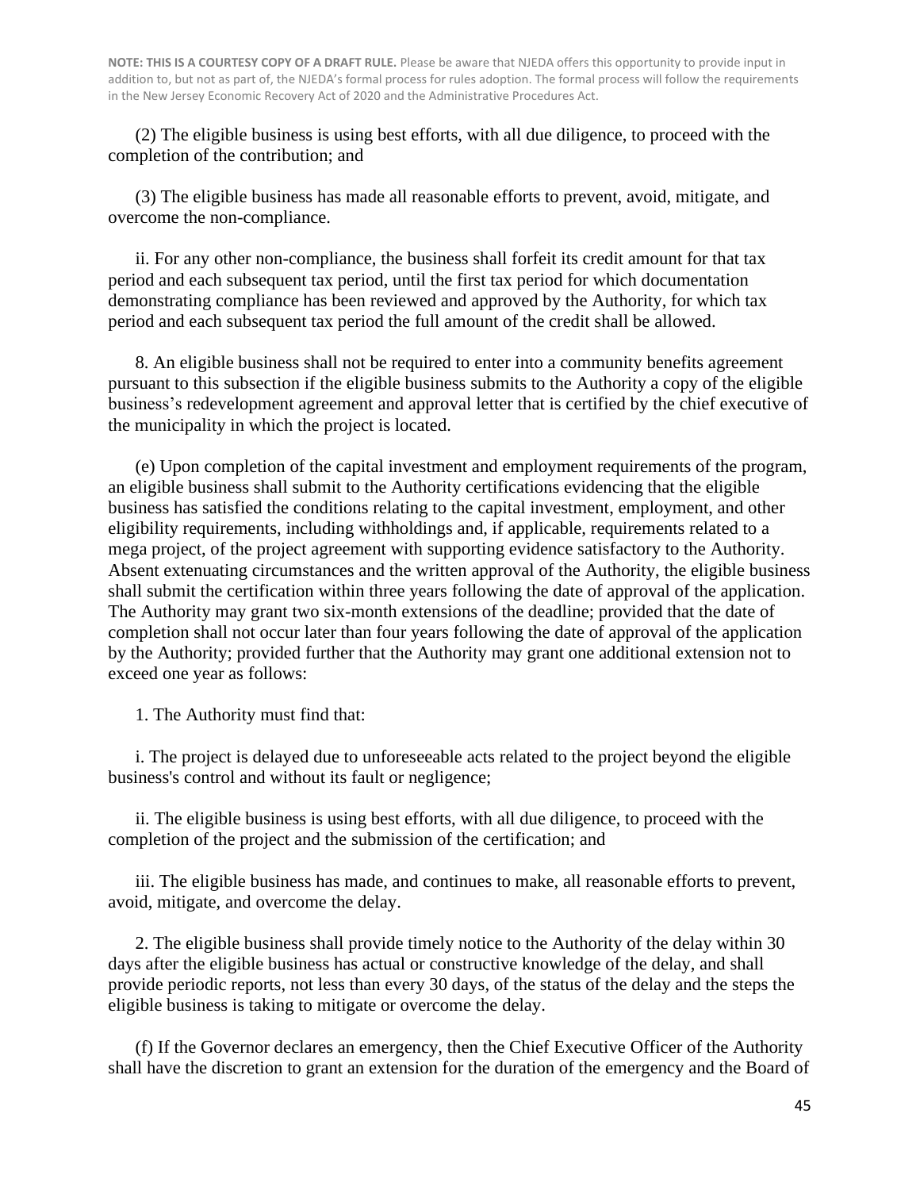(2) The eligible business is using best efforts, with all due diligence, to proceed with the completion of the contribution; and

(3) The eligible business has made all reasonable efforts to prevent, avoid, mitigate, and overcome the non-compliance.

ii. For any other non-compliance, the business shall forfeit its credit amount for that tax period and each subsequent tax period, until the first tax period for which documentation demonstrating compliance has been reviewed and approved by the Authority, for which tax period and each subsequent tax period the full amount of the credit shall be allowed.

8. An eligible business shall not be required to enter into a community benefits agreement pursuant to this subsection if the eligible business submits to the Authority a copy of the eligible business's redevelopment agreement and approval letter that is certified by the chief executive of the municipality in which the project is located.

(e) Upon completion of the capital investment and employment requirements of the program, an eligible business shall submit to the Authority certifications evidencing that the eligible business has satisfied the conditions relating to the capital investment, employment, and other eligibility requirements, including withholdings and, if applicable, requirements related to a mega project, of the project agreement with supporting evidence satisfactory to the Authority. Absent extenuating circumstances and the written approval of the Authority, the eligible business shall submit the certification within three years following the date of approval of the application. The Authority may grant two six-month extensions of the deadline; provided that the date of completion shall not occur later than four years following the date of approval of the application by the Authority; provided further that the Authority may grant one additional extension not to exceed one year as follows:

1. The Authority must find that:

i. The project is delayed due to unforeseeable acts related to the project beyond the eligible business's control and without its fault or negligence;

ii. The eligible business is using best efforts, with all due diligence, to proceed with the completion of the project and the submission of the certification; and

iii. The eligible business has made, and continues to make, all reasonable efforts to prevent, avoid, mitigate, and overcome the delay.

2. The eligible business shall provide timely notice to the Authority of the delay within 30 days after the eligible business has actual or constructive knowledge of the delay, and shall provide periodic reports, not less than every 30 days, of the status of the delay and the steps the eligible business is taking to mitigate or overcome the delay.

(f) If the Governor declares an emergency, then the Chief Executive Officer of the Authority shall have the discretion to grant an extension for the duration of the emergency and the Board of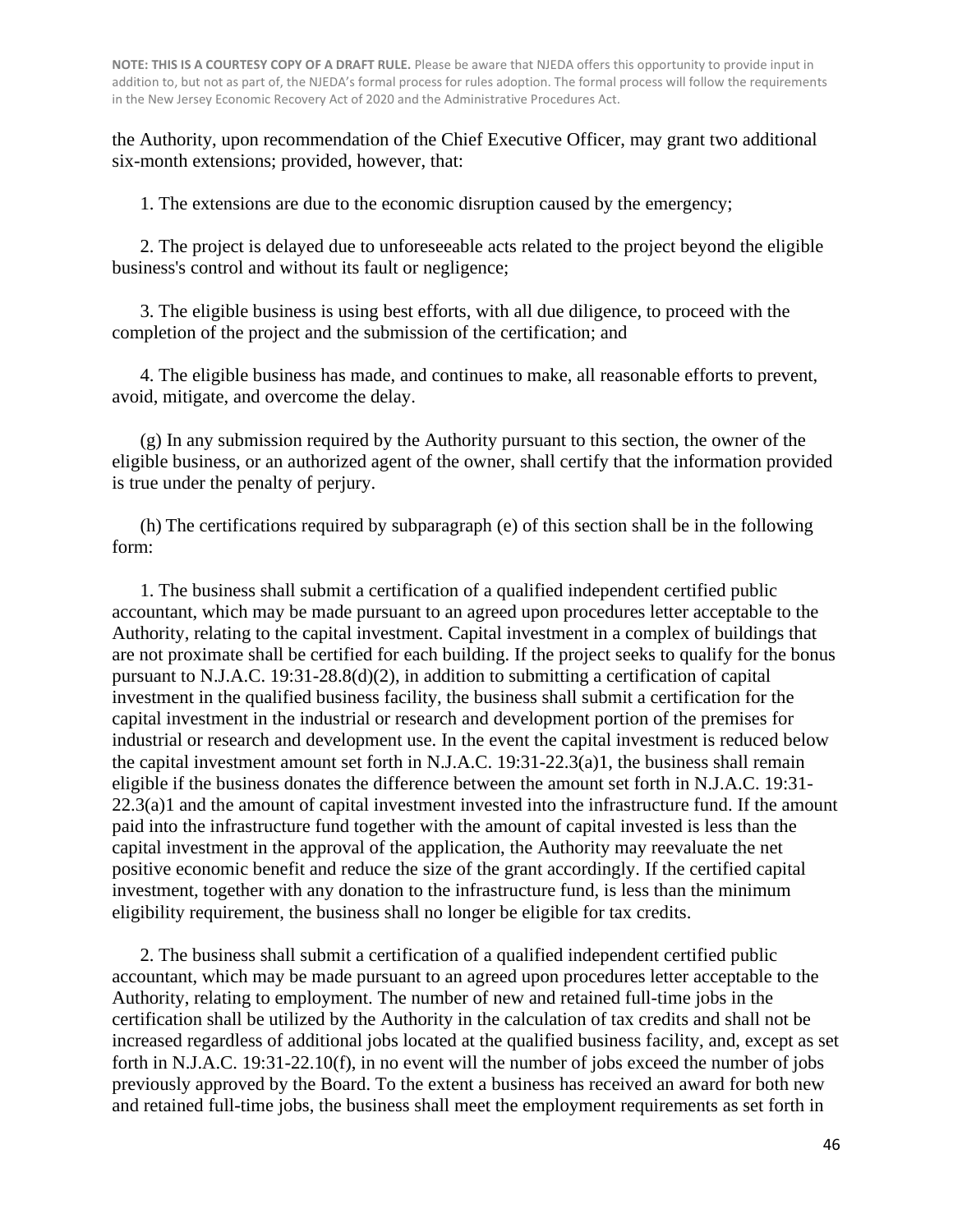the Authority, upon recommendation of the Chief Executive Officer, may grant two additional six-month extensions; provided, however, that:

1. The extensions are due to the economic disruption caused by the emergency;

2. The project is delayed due to unforeseeable acts related to the project beyond the eligible business's control and without its fault or negligence;

3. The eligible business is using best efforts, with all due diligence, to proceed with the completion of the project and the submission of the certification; and

4. The eligible business has made, and continues to make, all reasonable efforts to prevent, avoid, mitigate, and overcome the delay.

(g) In any submission required by the Authority pursuant to this section, the owner of the eligible business, or an authorized agent of the owner, shall certify that the information provided is true under the penalty of perjury.

(h) The certifications required by subparagraph (e) of this section shall be in the following form:

1. The business shall submit a certification of a qualified independent certified public accountant, which may be made pursuant to an agreed upon procedures letter acceptable to the Authority, relating to the capital investment. Capital investment in a complex of buildings that are not proximate shall be certified for each building. If the project seeks to qualify for the bonus pursuant to N.J.A.C. 19:31-28.8(d)(2), in addition to submitting a certification of capital investment in the qualified business facility, the business shall submit a certification for the capital investment in the industrial or research and development portion of the premises for industrial or research and development use. In the event the capital investment is reduced below the capital investment amount set forth in N.J.A.C. 19:31-22.3(a)1, the business shall remain eligible if the business donates the difference between the amount set forth in N.J.A.C. 19:31-22.3(a)1 and the amount of capital investment invested into the infrastructure fund. If the amount paid into the infrastructure fund together with the amount of capital invested is less than the capital investment in the approval of the application, the Authority may reevaluate the net positive economic benefit and reduce the size of the grant accordingly. If the certified capital investment, together with any donation to the infrastructure fund, is less than the minimum eligibility requirement, the business shall no longer be eligible for tax credits.

2. The business shall submit a certification of a qualified independent certified public accountant, which may be made pursuant to an agreed upon procedures letter acceptable to the Authority, relating to employment. The number of new and retained full-time jobs in the certification shall be utilized by the Authority in the calculation of tax credits and shall not be increased regardless of additional jobs located at the qualified business facility, and, except as set forth in N.J.A.C. 19:31-22.10(f), in no event will the number of jobs exceed the number of jobs previously approved by the Board. To the extent a business has received an award for both new and retained full-time jobs, the business shall meet the employment requirements as set forth in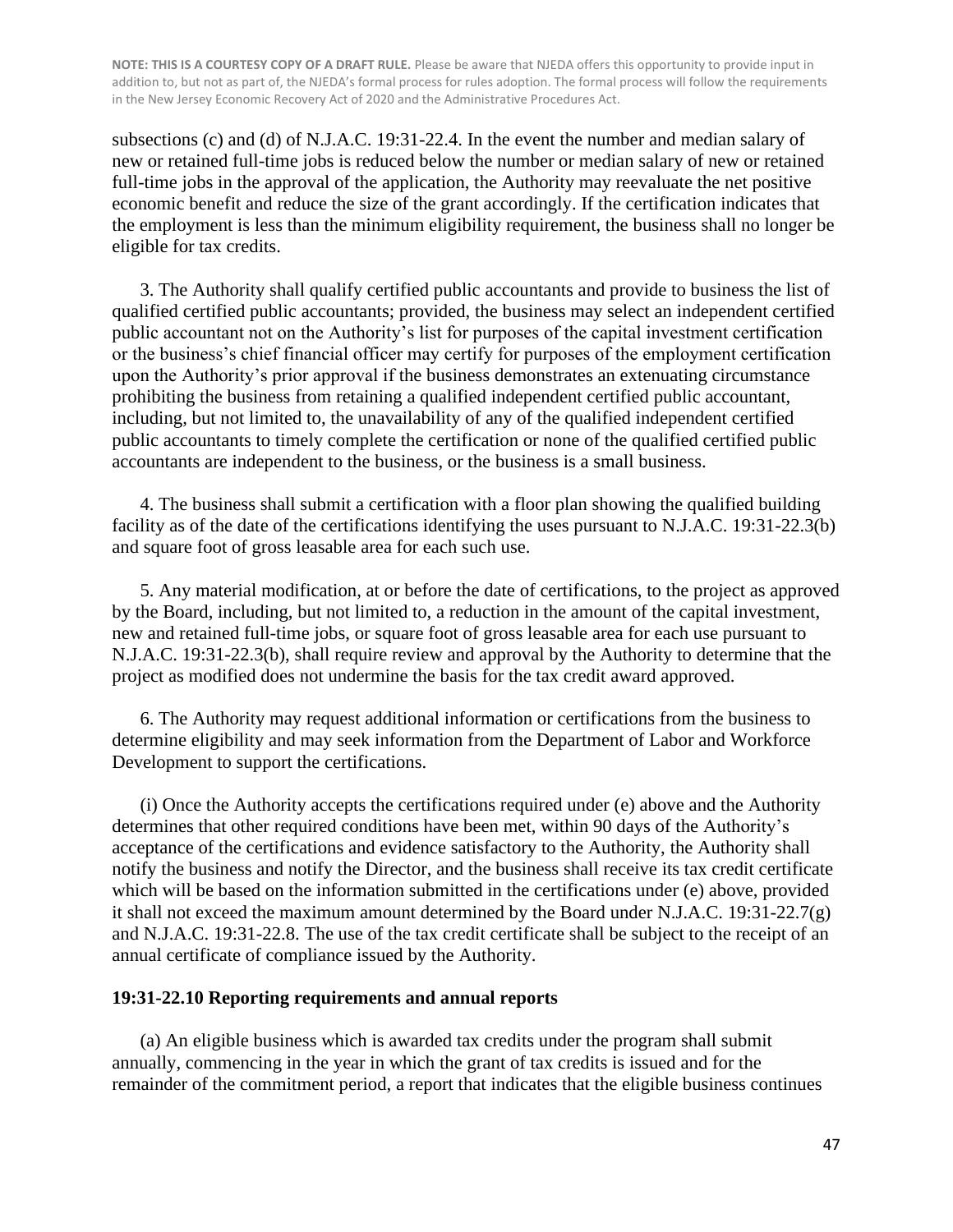subsections (c) and (d) of N.J.A.C. 19:31-22.4. In the event the number and median salary of new or retained full-time jobs is reduced below the number or median salary of new or retained full-time jobs in the approval of the application, the Authority may reevaluate the net positive economic benefit and reduce the size of the grant accordingly. If the certification indicates that the employment is less than the minimum eligibility requirement, the business shall no longer be eligible for tax credits.

3. The Authority shall qualify certified public accountants and provide to business the list of qualified certified public accountants; provided, the business may select an independent certified public accountant not on the Authority's list for purposes of the capital investment certification or the business's chief financial officer may certify for purposes of the employment certification upon the Authority's prior approval if the business demonstrates an extenuating circumstance prohibiting the business from retaining a qualified independent certified public accountant, including, but not limited to, the unavailability of any of the qualified independent certified public accountants to timely complete the certification or none of the qualified certified public accountants are independent to the business, or the business is a small business.

4. The business shall submit a certification with a floor plan showing the qualified building facility as of the date of the certifications identifying the uses pursuant to N.J.A.C. 19:31-22.3(b) and square foot of gross leasable area for each such use.

5. Any material modification, at or before the date of certifications, to the project as approved by the Board, including, but not limited to, a reduction in the amount of the capital investment, new and retained full-time jobs, or square foot of gross leasable area for each use pursuant to N.J.A.C. 19:31-22.3(b), shall require review and approval by the Authority to determine that the project as modified does not undermine the basis for the tax credit award approved.

6. The Authority may request additional information or certifications from the business to determine eligibility and may seek information from the Department of Labor and Workforce Development to support the certifications.

(i) Once the Authority accepts the certifications required under (e) above and the Authority determines that other required conditions have been met, within 90 days of the Authority's acceptance of the certifications and evidence satisfactory to the Authority, the Authority shall notify the business and notify the Director, and the business shall receive its tax credit certificate which will be based on the information submitted in the certifications under (e) above, provided it shall not exceed the maximum amount determined by the Board under N.J.A.C. 19:31-22.7(g) and N.J.A.C. 19:31-22.8. The use of the tax credit certificate shall be subject to the receipt of an annual certificate of compliance issued by the Authority.

### 19:31-22.10 Reporting requirements and annual reports

(a) An eligible business which is awarded tax credits under the program shall submit annually, commencing in the year in which the grant of tax credits is issued and for the remainder of the commitment period, a report that indicates that the eligible business continues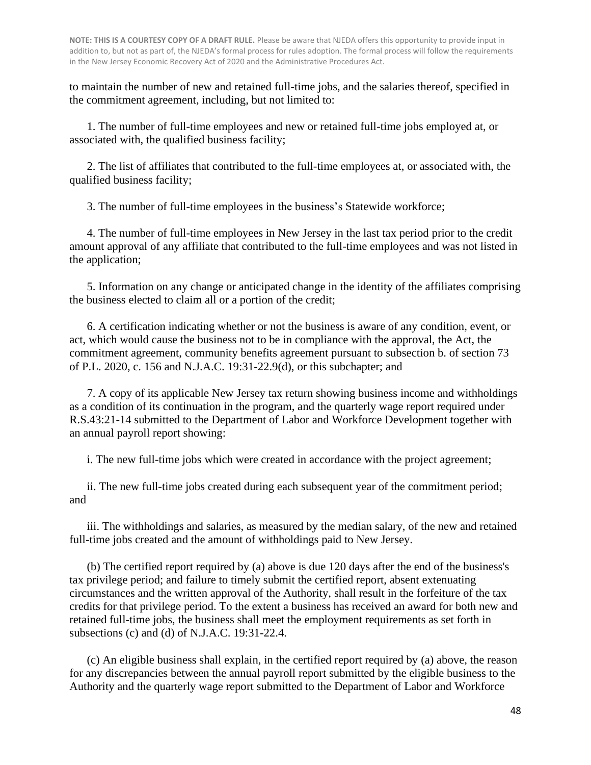**NOTE: THIS IS A COURTESY COPY OF A DRAFT RULE.** Please be aware that NJEDA offers this opportunity to provide input in addition to, but not as part of, the NJEDA's formal process for rules adoption. The formal process will follow the requirements in the New Jersey Economic Recovery Act of 2020 and the Administrative Procedures Act.

to maintain the number of new and retained full-time jobs, and the salaries thereof, specified in the commitment agreement, including, but not limited to:

1. The number of full-time employees and new or retained full-time jobs employed at, or associated with, the qualified business facility;

2. The list of affiliates that contributed to the full-time employees at, or associated with, the qualified business facility;

3. The number of full-time employees in the business's Statewide workforce;

4. The number of full-time employees in New Jersey in the last tax period prior to the credit amount approval of any affiliate that contributed to the full-time employees and was not listed in the application;

5. Information on any change or anticipated change in the identity of the affiliates comprising the business elected to claim all or a portion of the credit;

6. A certification indicating whether or not the business is aware of any condition, event, or act, which would cause the business not to be in compliance with the approval, the Act, the commitment agreement, community benefits agreement pursuant to subsection b. of section 73 of P.L. 2020, c. 156 and N.J.A.C. 19:31-22.9(d), or this subchapter; and

7. A copy of its applicable New Jersey tax return showing business income and withholdings as a condition of its continuation in the program, and the quarterly wage report required under R.S.43:21-14 submitted to the Department of Labor and Workforce Development together with an annual payroll report showing:

i. The new full-time jobs which were created in accordance with the project agreement;

ii. The new full-time jobs created during each subsequent year of the commitment period; and

iii. The withholdings and salaries, as measured by the median salary, of the new and retained full-time jobs created and the amount of withholdings paid to New Jersey.

(b) The certified report required by (a) above is due 120 days after the end of the business's tax privilege period; and failure to timely submit the certified report, absent extenuating circumstances and the written approval of the Authority, shall result in the forfeiture of the tax credits for that privilege period. To the extent a business has received an award for both new and retained full-time jobs, the business shall meet the employment requirements as set forth in subsections (c) and (d) of N.J.A.C. 19:31-22.4.

(c) An eligible business shall explain, in the certified report required by (a) above, the reason for any discrepancies between the annual payroll report submitted by the eligible business to the Authority and the quarterly wage report submitted to the Department of Labor and Workforce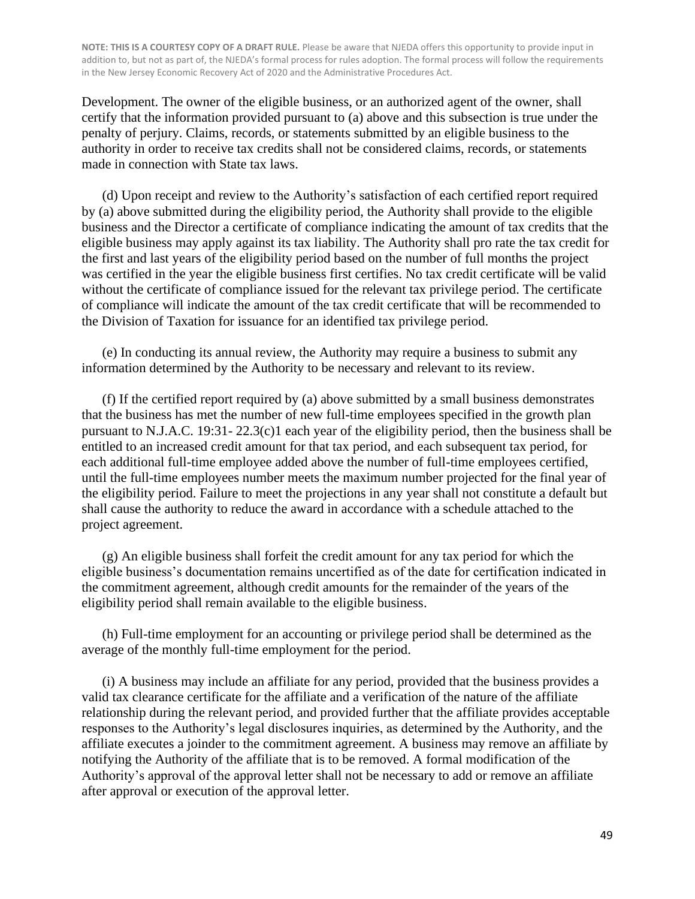**NOTE: THIS IS A COURTESY COPY OF A DRAFT RULE.** Please be aware that NJEDA offers this opportunity to provide input in addition to, but not as part of, the NJEDA's formal process for rules adoption. The formal process will follow the requirements in the New Jersey Economic Recovery Act of 2020 and the Administrative Procedures Act.

Development. The owner of the eligible business, or an authorized agent of the owner, shall certify that the information provided pursuant to (a) above and this subsection is true under the penalty of perjury. Claims, records, or statements submitted by an eligible business to the authority in order to receive tax credits shall not be considered claims, records, or statements made in connection with State tax laws.

(d) Upon receipt and review to the Authority's satisfaction of each certified report required by (a) above submitted during the eligibility period, the Authority shall provide to the eligible business and the Director a certificate of compliance indicating the amount of tax credits that the eligible business may apply against its tax liability. The Authority shall pro rate the tax credit for the first and last years of the eligibility period based on the number of full months the project was certified in the year the eligible business first certifies. No tax credit certificate will be valid without the certificate of compliance issued for the relevant tax privilege period. The certificate of compliance will indicate the amount of the tax credit certificate that will be recommended to the Division of Taxation for issuance for an identified tax privilege period.

(e) In conducting its annual review, the Authority may require a business to submit any information determined by the Authority to be necessary and relevant to its review.

(f) If the certified report required by (a) above submitted by a small business demonstrates that the business has met the number of new full-time employees specified in the growth plan pursuant to N.J.A.C. 19:31- 22.3(c)1 each year of the eligibility period, then the business shall be entitled to an increased credit amount for that tax period, and each subsequent tax period, for each additional full-time employee added above the number of full-time employees certified, until the full-time employees number meets the maximum number projected for the final year of the eligibility period. Failure to meet the projections in any year shall not constitute a default but shall cause the authority to reduce the award in accordance with a schedule attached to the project agreement.

(g) An eligible business shall forfeit the credit amount for any tax period for which the eligible business's documentation remains uncertified as of the date for certification indicated in the commitment agreement, although credit amounts for the remainder of the years of the eligibility period shall remain available to the eligible business.

(h) Full-time employment for an accounting or privilege period shall be determined as the average of the monthly full-time employment for the period.

(i) A business may include an affiliate for any period, provided that the business provides a valid tax clearance certificate for the affiliate and a verification of the nature of the affiliate relationship during the relevant period, and provided further that the affiliate provides acceptable responses to the Authority's legal disclosures inquiries, as determined by the Authority, and the affiliate executes a joinder to the commitment agreement. A business may remove an affiliate by notifying the Authority of the affiliate that is to be removed. A formal modification of the Authority's approval of the approval letter shall not be necessary to add or remove an affiliate after approval or execution of the approval letter.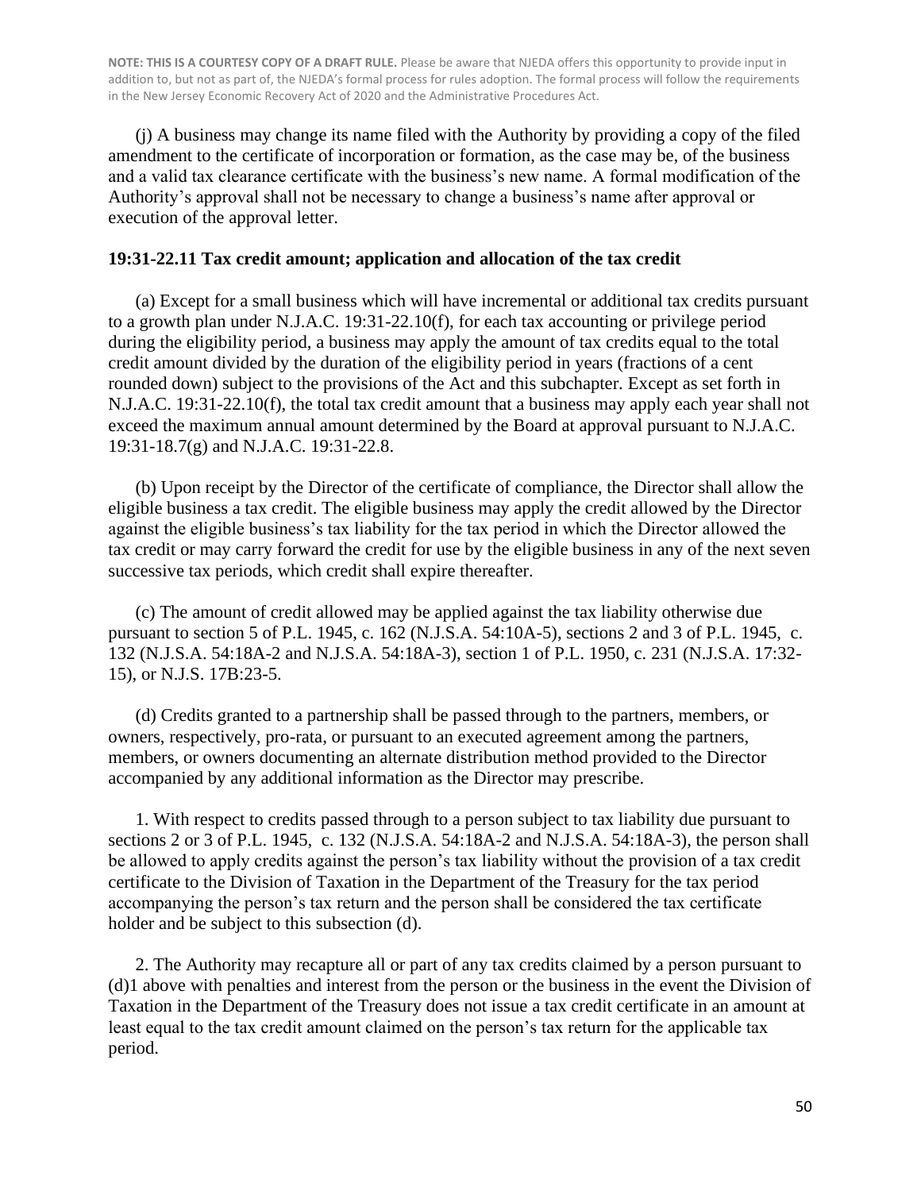**NOTE: THIS IS A COURTESY COPY OF A DRAFT RULE.** Please be aware that NJEDA offers this opportunity to provide input in addition to, but not as part of, the NJEDA's formal process for rules adoption. The formal process will follow the requirements in the New Jersey Economic Recovery Act of 2020 and the Administrative Procedures Act.

(j) A business may change its name filed with the Authority by providing a copy of the filed amendment to the certificate of incorporation or formation, as the case may be, of the business and a valid tax clearance certificate with the business's new name. A formal modification of the Authority's approval shall not be necessary to change a business's name after approval or execution of the approval letter.

**19:31-22.11 Tax credit amount; application and allocation of the tax credit**

(a) Except for a small business which will have incremental or additional tax credits pursuant to a growth plan under N.J.A.C. 19:31-22.10(f), for each tax accounting or privilege period during the eligibility period, a business may apply the amount of tax credits equal to the total credit amount divided by the duration of the eligibility period in years (fractions of a cent rounded down) subject to the provisions of the Act and this subchapter. Except as set forth in N.J.A.C. 19:31-22.10(f), the total tax credit amount that a business may apply each year shall not exceed the maximum annual amount determined by the Board at approval pursuant to N.J.A.C. 19:31-18.7(g) and N.J.A.C. 19:31-22.8.

(b) Upon receipt by the Director of the certificate of compliance, the Director shall allow the eligible business a tax credit. The eligible business may apply the credit allowed by the Director against the eligible business's tax liability for the tax period in which the Director allowed the tax credit or may carry forward the credit for use by the eligible business in any of the next seven successive tax periods, which credit shall expire thereafter.

(c) The amount of credit allowed may be applied against the tax liability otherwise due pursuant to section 5 of P.L. 1945, c. 162 (N.J.S.A. 54:10A-5), sections 2 and 3 of P.L. 1945, c. 132 (N.J.S.A. 54:18A-2 and N.J.S.A. 54:18A-3), section 1 of P.L. 1950, c. 231 (N.J.S.A. 17:32-15), or N.J.S. 17B:23-5.

(d) Credits granted to a partnership shall be passed through to the partners, members, or owners, respectively, pro-rata, or pursuant to an executed agreement among the partners, members, or owners documenting an alternate distribution method provided to the Director accompanied by any additional information as the Director may prescribe.

1. With respect to credits passed through to a person subject to tax liability due pursuant to sections 2 or 3 of P.L. 1945, c. 132 (N.J.S.A. 54:18A-2 and N.J.S.A. 54:18A-3), the person shall be allowed to apply credits against the person's tax liability without the provision of a tax credit certificate to the Division of Taxation in the Department of the Treasury for the tax period accompanying the person's tax return and the person shall be considered the tax certificate holder and be subject to this subsection (d).

2. The Authority may recapture all or part of any tax credits claimed by a person pursuant to (d)1 above with penalties and interest from the person or the business in the event the Division of Taxation in the Department of the Treasury does not issue a tax credit certificate in an amount at least equal to the tax credit amount claimed on the person's tax return for the applicable tax period.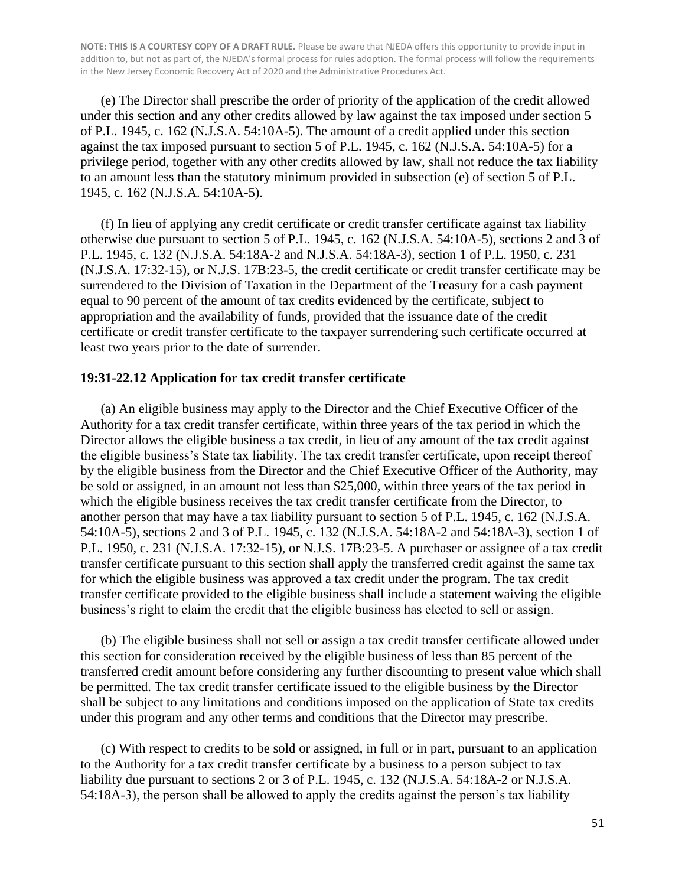**NOTE: THIS IS A COURTESY COPY OF A DRAFT RULE.** Please be aware that NJEDA offers this opportunity to provide input in addition to, but not as part of, the NJEDA's formal process for rules adoption. The formal process will follow the requirements in the New Jersey Economic Recovery Act of 2020 and the Administrative Procedures Act.

(e) The Director shall prescribe the order of priority of the application of the credit allowed under this section and any other credits allowed by law against the tax imposed under section 5 of P.L. 1945, c. 162 (N.J.S.A. 54:10A-5). The amount of a credit applied under this section against the tax imposed pursuant to section 5 of P.L. 1945, c. 162 (N.J.S.A. 54:10A-5) for a privilege period, together with any other credits allowed by law, shall not reduce the tax liability to an amount less than the statutory minimum provided in subsection (e) of section 5 of P.L. 1945, c. 162 (N.J.S.A. 54:10A-5).

(f) In lieu of applying any credit certificate or credit transfer certificate against tax liability otherwise due pursuant to section 5 of P.L. 1945, c. 162 (N.J.S.A. 54:10A-5), sections 2 and 3 of P.L. 1945, c. 132 (N.J.S.A. 54:18A-2 and N.J.S.A. 54:18A-3), section 1 of P.L. 1950, c. 231 (N.J.S.A. 17:32-15), or N.J.S. 17B:23-5, the credit certificate or credit transfer certificate may be surrendered to the Division of Taxation in the Department of the Treasury for a cash payment equal to 90 percent of the amount of tax credits evidenced by the certificate, subject to appropriation and the availability of funds, provided that the issuance date of the credit certificate or credit transfer certificate to the taxpayer surrendering such certificate occurred at least two years prior to the date of surrender.

**19:31-22.12 Application for tax credit transfer certificate**

(a) An eligible business may apply to the Director and the Chief Executive Officer of the Authority for a tax credit transfer certificate, within three years of the tax period in which the Director allows the eligible business a tax credit, in lieu of any amount of the tax credit against the eligible business's State tax liability. The tax credit transfer certificate, upon receipt thereof by the eligible business from the Director and the Chief Executive Officer of the Authority, may be sold or assigned, in an amount not less than $25,000, within three years of the tax period in which the eligible business receives the tax credit transfer certificate from the Director, to another person that may have a tax liability pursuant to section 5 of P.L. 1945, c. 162 (N.J.S.A. 54:10A-5), sections 2 and 3 of P.L. 1945, c. 132 (N.J.S.A. 54:18A-2 and 54:18A-3), section 1 of P.L. 1950, c. 231 (N.J.S.A. 17:32-15), or N.J.S. 17B:23-5. A purchaser or assignee of a tax credit transfer certificate pursuant to this section shall apply the transferred credit against the same tax for which the eligible business was approved a tax credit under the program. The tax credit transfer certificate provided to the eligible business shall include a statement waiving the eligible business's right to claim the credit that the eligible business has elected to sell or assign.

(b) The eligible business shall not sell or assign a tax credit transfer certificate allowed under this section for consideration received by the eligible business of less than 85 percent of the transferred credit amount before considering any further discounting to present value which shall be permitted. The tax credit transfer certificate issued to the eligible business by the Director shall be subject to any limitations and conditions imposed on the application of State tax credits under this program and any other terms and conditions that the Director may prescribe.

(c) With respect to credits to be sold or assigned, in full or in part, pursuant to an application to the Authority for a tax credit transfer certificate by a business to a person subject to tax liability due pursuant to sections 2 or 3 of P.L. 1945, c. 132 (N.J.S.A. 54:18A-2 or N.J.S.A. 54:18A-3), the person shall be allowed to apply the credits against the person's tax liability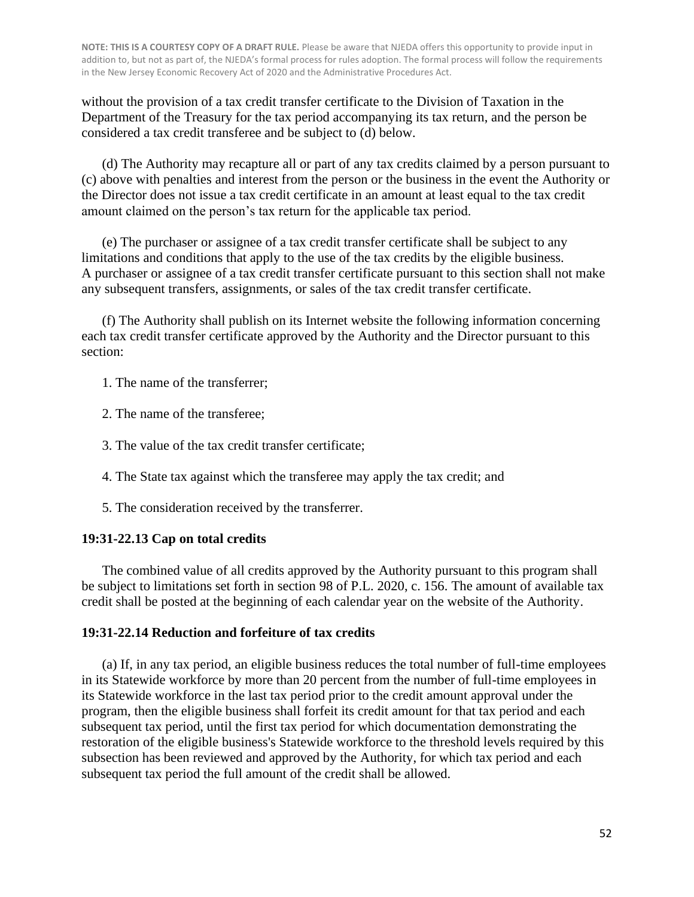without the provision of a tax credit transfer certificate to the Division of Taxation in the Department of the Treasury for the tax period accompanying its tax return, and the person be considered a tax credit transferee and be subject to (d) below.

(d) The Authority may recapture all or part of any tax credits claimed by a person pursuant to (c) above with penalties and interest from the person or the business in the event the Authority or the Director does not issue a tax credit certificate in an amount at least equal to the tax credit amount claimed on the person's tax return for the applicable tax period.

(e) The purchaser or assignee of a tax credit transfer certificate shall be subject to any limitations and conditions that apply to the use of the tax credits by the eligible business. A purchaser or assignee of a tax credit transfer certificate pursuant to this section shall not make any subsequent transfers, assignments, or sales of the tax credit transfer certificate.

(f) The Authority shall publish on its Internet website the following information concerning each tax credit transfer certificate approved by the Authority and the Director pursuant to this section:

1. The name of the transferrer;

2. The name of the transferee;

3. The value of the tax credit transfer certificate;

4. The State tax against which the transferee may apply the tax credit; and

5. The consideration received by the transferrer.

**19:31-22.13 Cap on total credits**

The combined value of all credits approved by the Authority pursuant to this program shall be subject to limitations set forth in section 98 of P.L. 2020, c. 156. The amount of available tax credit shall be posted at the beginning of each calendar year on the website of the Authority.

**19:31-22.14 Reduction and forfeiture of tax credits**

(a) If, in any tax period, an eligible business reduces the total number of full-time employees in its Statewide workforce by more than 20 percent from the number of full-time employees in its Statewide workforce in the last tax period prior to the credit amount approval under the program, then the eligible business shall forfeit its credit amount for that tax period and each subsequent tax period, until the first tax period for which documentation demonstrating the restoration of the eligible business's Statewide workforce to the threshold levels required by this subsection has been reviewed and approved by the Authority, for which tax period and each subsequent tax period the full amount of the credit shall be allowed.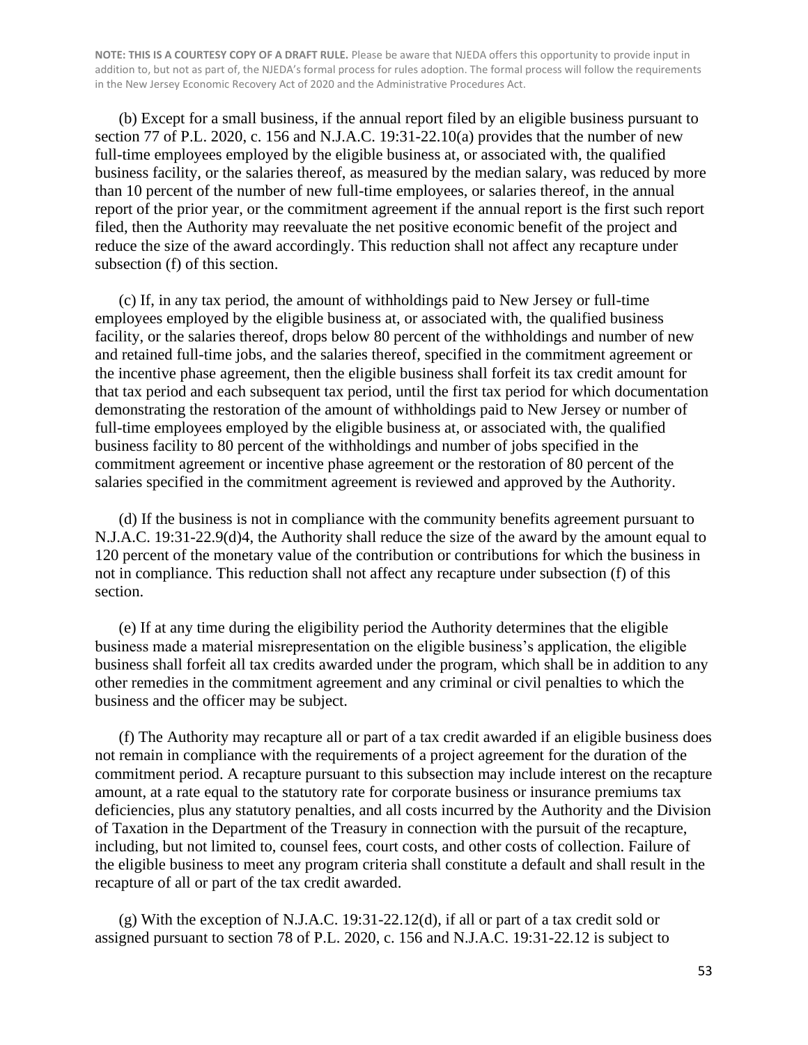**NOTE: THIS IS A COURTESY COPY OF A DRAFT RULE.** Please be aware that NJEDA offers this opportunity to provide input in addition to, but not as part of, the NJEDA's formal process for rules adoption. The formal process will follow the requirements in the New Jersey Economic Recovery Act of 2020 and the Administrative Procedures Act.

(b) Except for a small business, if the annual report filed by an eligible business pursuant to section 77 of P.L. 2020, c. 156 and N.J.A.C. 19:31-22.10(a) provides that the number of new full-time employees employed by the eligible business at, or associated with, the qualified business facility, or the salaries thereof, as measured by the median salary, was reduced by more than 10 percent of the number of new full-time employees, or salaries thereof, in the annual report of the prior year, or the commitment agreement if the annual report is the first such report filed, then the Authority may reevaluate the net positive economic benefit of the project and reduce the size of the award accordingly. This reduction shall not affect any recapture under subsection (f) of this section.

(c) If, in any tax period, the amount of withholdings paid to New Jersey or full-time employees employed by the eligible business at, or associated with, the qualified business facility, or the salaries thereof, drops below 80 percent of the withholdings and number of new and retained full-time jobs, and the salaries thereof, specified in the commitment agreement or the incentive phase agreement, then the eligible business shall forfeit its tax credit amount for that tax period and each subsequent tax period, until the first tax period for which documentation demonstrating the restoration of the amount of withholdings paid to New Jersey or number of full-time employees employed by the eligible business at, or associated with, the qualified business facility to 80 percent of the withholdings and number of jobs specified in the commitment agreement or incentive phase agreement or the restoration of 80 percent of the salaries specified in the commitment agreement is reviewed and approved by the Authority.

(d) If the business is not in compliance with the community benefits agreement pursuant to N.J.A.C. 19:31-22.9(d)4, the Authority shall reduce the size of the award by the amount equal to 120 percent of the monetary value of the contribution or contributions for which the business in not in compliance. This reduction shall not affect any recapture under subsection (f) of this section.

(e) If at any time during the eligibility period the Authority determines that the eligible business made a material misrepresentation on the eligible business's application, the eligible business shall forfeit all tax credits awarded under the program, which shall be in addition to any other remedies in the commitment agreement and any criminal or civil penalties to which the business and the officer may be subject.

(f) The Authority may recapture all or part of a tax credit awarded if an eligible business does not remain in compliance with the requirements of a project agreement for the duration of the commitment period. A recapture pursuant to this subsection may include interest on the recapture amount, at a rate equal to the statutory rate for corporate business or insurance premiums tax deficiencies, plus any statutory penalties, and all costs incurred by the Authority and the Division of Taxation in the Department of the Treasury in connection with the pursuit of the recapture, including, but not limited to, counsel fees, court costs, and other costs of collection. Failure of the eligible business to meet any program criteria shall constitute a default and shall result in the recapture of all or part of the tax credit awarded.

(g) With the exception of N.J.A.C. 19:31-22.12(d), if all or part of a tax credit sold or assigned pursuant to section 78 of P.L. 2020, c. 156 and N.J.A.C. 19:31-22.12 is subject to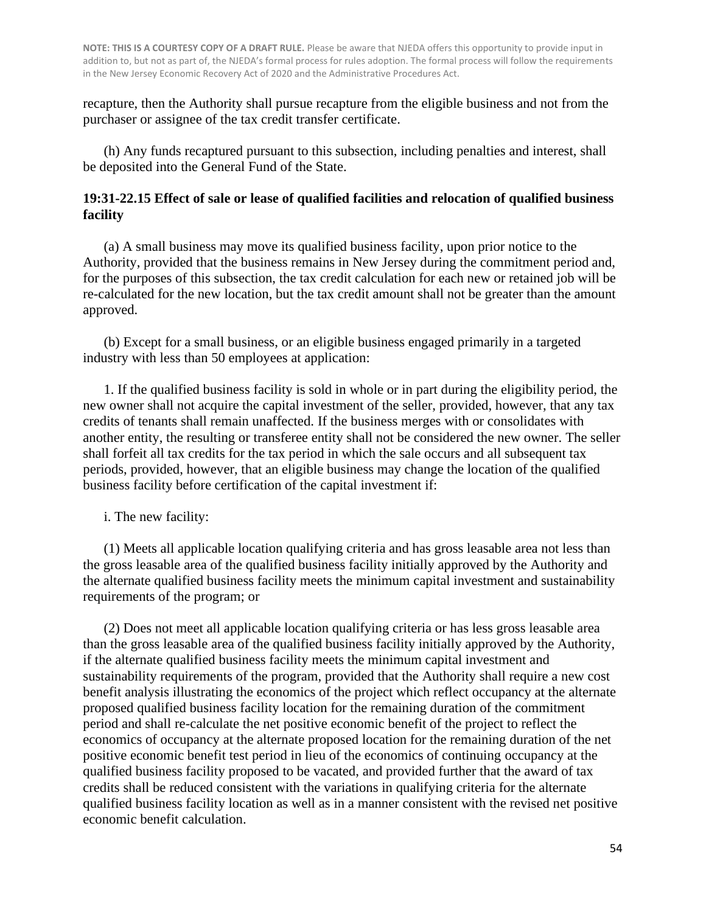**NOTE: THIS IS A COURTESY COPY OF A DRAFT RULE.** Please be aware that NJEDA offers this opportunity to provide input in addition to, but not as part of, the NJEDA's formal process for rules adoption. The formal process will follow the requirements in the New Jersey Economic Recovery Act of 2020 and the Administrative Procedures Act.

recapture, then the Authority shall pursue recapture from the eligible business and not from the purchaser or assignee of the tax credit transfer certificate.

(h) Any funds recaptured pursuant to this subsection, including penalties and interest, shall be deposited into the General Fund of the State.

**19:31-22.15 Effect of sale or lease of qualified facilities and relocation of qualified business facility**

(a) A small business may move its qualified business facility, upon prior notice to the Authority, provided that the business remains in New Jersey during the commitment period and, for the purposes of this subsection, the tax credit calculation for each new or retained job will be re-calculated for the new location, but the tax credit amount shall not be greater than the amount approved.

(b) Except for a small business, or an eligible business engaged primarily in a targeted industry with less than 50 employees at application:

1. If the qualified business facility is sold in whole or in part during the eligibility period, the new owner shall not acquire the capital investment of the seller, provided, however, that any tax credits of tenants shall remain unaffected. If the business merges with or consolidates with another entity, the resulting or transferee entity shall not be considered the new owner. The seller shall forfeit all tax credits for the tax period in which the sale occurs and all subsequent tax periods, provided, however, that an eligible business may change the location of the qualified business facility before certification of the capital investment if:

i. The new facility:

(1) Meets all applicable location qualifying criteria and has gross leasable area not less than the gross leasable area of the qualified business facility initially approved by the Authority and the alternate qualified business facility meets the minimum capital investment and sustainability requirements of the program; or

(2) Does not meet all applicable location qualifying criteria or has less gross leasable area than the gross leasable area of the qualified business facility initially approved by the Authority, if the alternate qualified business facility meets the minimum capital investment and sustainability requirements of the program, provided that the Authority shall require a new cost benefit analysis illustrating the economics of the project which reflect occupancy at the alternate proposed qualified business facility location for the remaining duration of the commitment period and shall re-calculate the net positive economic benefit of the project to reflect the economics of occupancy at the alternate proposed location for the remaining duration of the net positive economic benefit test period in lieu of the economics of continuing occupancy at the qualified business facility proposed to be vacated, and provided further that the award of tax credits shall be reduced consistent with the variations in qualifying criteria for the alternate qualified business facility location as well as in a manner consistent with the revised net positive economic benefit calculation.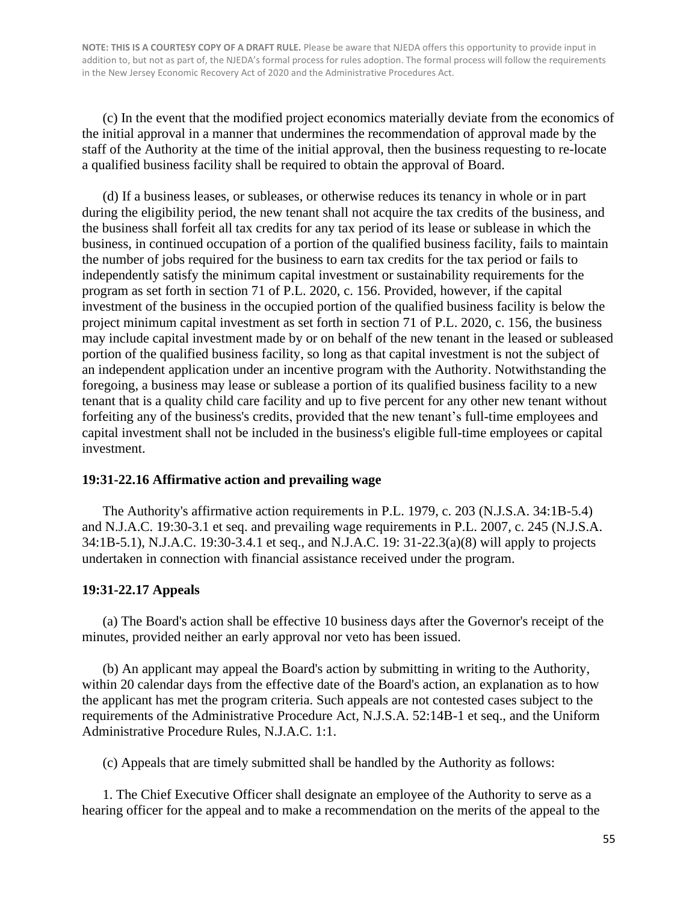**NOTE: THIS IS A COURTESY COPY OF A DRAFT RULE.** Please be aware that NJEDA offers this opportunity to provide input in addition to, but not as part of, the NJEDA's formal process for rules adoption. The formal process will follow the requirements in the New Jersey Economic Recovery Act of 2020 and the Administrative Procedures Act.

(c) In the event that the modified project economics materially deviate from the economics of the initial approval in a manner that undermines the recommendation of approval made by the staff of the Authority at the time of the initial approval, then the business requesting to re-locate a qualified business facility shall be required to obtain the approval of Board.

(d) If a business leases, or subleases, or otherwise reduces its tenancy in whole or in part during the eligibility period, the new tenant shall not acquire the tax credits of the business, and the business shall forfeit all tax credits for any tax period of its lease or sublease in which the business, in continued occupation of a portion of the qualified business facility, fails to maintain the number of jobs required for the business to earn tax credits for the tax period or fails to independently satisfy the minimum capital investment or sustainability requirements for the program as set forth in section 71 of P.L. 2020, c. 156. Provided, however, if the capital investment of the business in the occupied portion of the qualified business facility is below the project minimum capital investment as set forth in section 71 of P.L. 2020, c. 156, the business may include capital investment made by or on behalf of the new tenant in the leased or subleased portion of the qualified business facility, so long as that capital investment is not the subject of an independent application under an incentive program with the Authority. Notwithstanding the foregoing, a business may lease or sublease a portion of its qualified business facility to a new tenant that is a quality child care facility and up to five percent for any other new tenant without forfeiting any of the business's credits, provided that the new tenant's full-time employees and capital investment shall not be included in the business's eligible full-time employees or capital investment.

### 19:31-22.16 Affirmative action and prevailing wage

The Authority's affirmative action requirements in P.L. 1979, c. 203 (N.J.S.A. 34:1B-5.4) and N.J.A.C. 19:30-3.1 et seq. and prevailing wage requirements in P.L. 2007, c. 245 (N.J.S.A. 34:1B-5.1), N.J.A.C. 19:30-3.4.1 et seq., and N.J.A.C. 19: 31-22.3(a)(8) will apply to projects undertaken in connection with financial assistance received under the program.

### 19:31-22.17 Appeals

(a) The Board's action shall be effective 10 business days after the Governor's receipt of the minutes, provided neither an early approval nor veto has been issued.

(b) An applicant may appeal the Board's action by submitting in writing to the Authority, within 20 calendar days from the effective date of the Board's action, an explanation as to how the applicant has met the program criteria. Such appeals are not contested cases subject to the requirements of the Administrative Procedure Act, N.J.S.A. 52:14B-1 et seq., and the Uniform Administrative Procedure Rules, N.J.A.C. 1:1.

(c) Appeals that are timely submitted shall be handled by the Authority as follows:

1. The Chief Executive Officer shall designate an employee of the Authority to serve as a hearing officer for the appeal and to make a recommendation on the merits of the appeal to the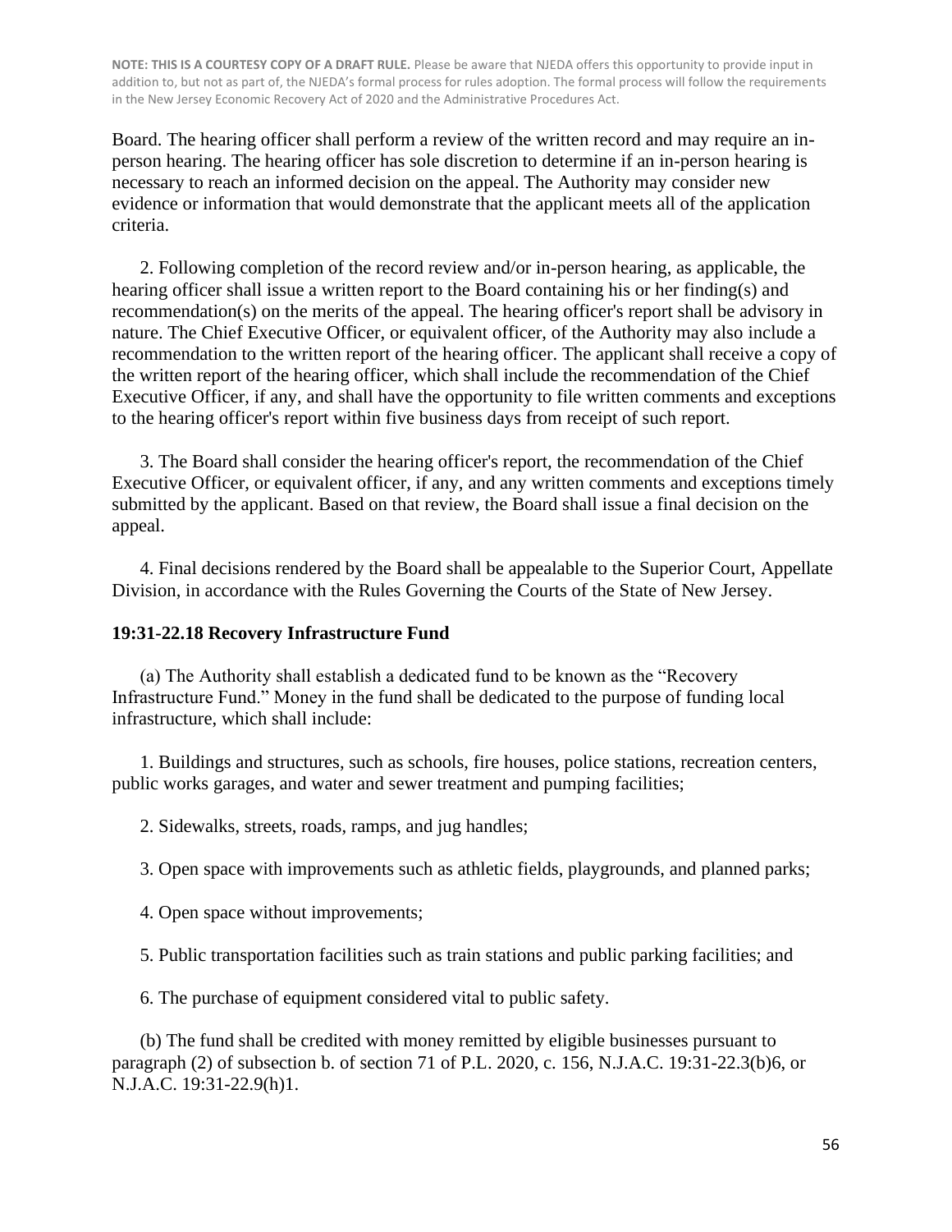**NOTE: THIS IS A COURTESY COPY OF A DRAFT RULE.** Please be aware that NJEDA offers this opportunity to provide input in addition to, but not as part of, the NJEDA's formal process for rules adoption. The formal process will follow the requirements in the New Jersey Economic Recovery Act of 2020 and the Administrative Procedures Act.

Board. The hearing officer shall perform a review of the written record and may require an in-person hearing. The hearing officer has sole discretion to determine if an in-person hearing is necessary to reach an informed decision on the appeal. The Authority may consider new evidence or information that would demonstrate that the applicant meets all of the application criteria.

2. Following completion of the record review and/or in-person hearing, as applicable, the hearing officer shall issue a written report to the Board containing his or her finding(s) and recommendation(s) on the merits of the appeal. The hearing officer's report shall be advisory in nature. The Chief Executive Officer, or equivalent officer, of the Authority may also include a recommendation to the written report of the hearing officer. The applicant shall receive a copy of the written report of the hearing officer, which shall include the recommendation of the Chief Executive Officer, if any, and shall have the opportunity to file written comments and exceptions to the hearing officer's report within five business days from receipt of such report.

3. The Board shall consider the hearing officer's report, the recommendation of the Chief Executive Officer, or equivalent officer, if any, and any written comments and exceptions timely submitted by the applicant. Based on that review, the Board shall issue a final decision on the appeal.

4. Final decisions rendered by the Board shall be appealable to the Superior Court, Appellate Division, in accordance with the Rules Governing the Courts of the State of New Jersey.

**19:31-22.18 Recovery Infrastructure Fund**

(a) The Authority shall establish a dedicated fund to be known as the "Recovery Infrastructure Fund." Money in the fund shall be dedicated to the purpose of funding local infrastructure, which shall include:

1. Buildings and structures, such as schools, fire houses, police stations, recreation centers, public works garages, and water and sewer treatment and pumping facilities;

2. Sidewalks, streets, roads, ramps, and jug handles;

3. Open space with improvements such as athletic fields, playgrounds, and planned parks;

4. Open space without improvements;

5. Public transportation facilities such as train stations and public parking facilities; and

6. The purchase of equipment considered vital to public safety.

(b) The fund shall be credited with money remitted by eligible businesses pursuant to paragraph (2) of subsection b. of section 71 of P.L. 2020, c. 156, N.J.A.C. 19:31-22.3(b)6, or N.J.A.C. 19:31-22.9(h)1.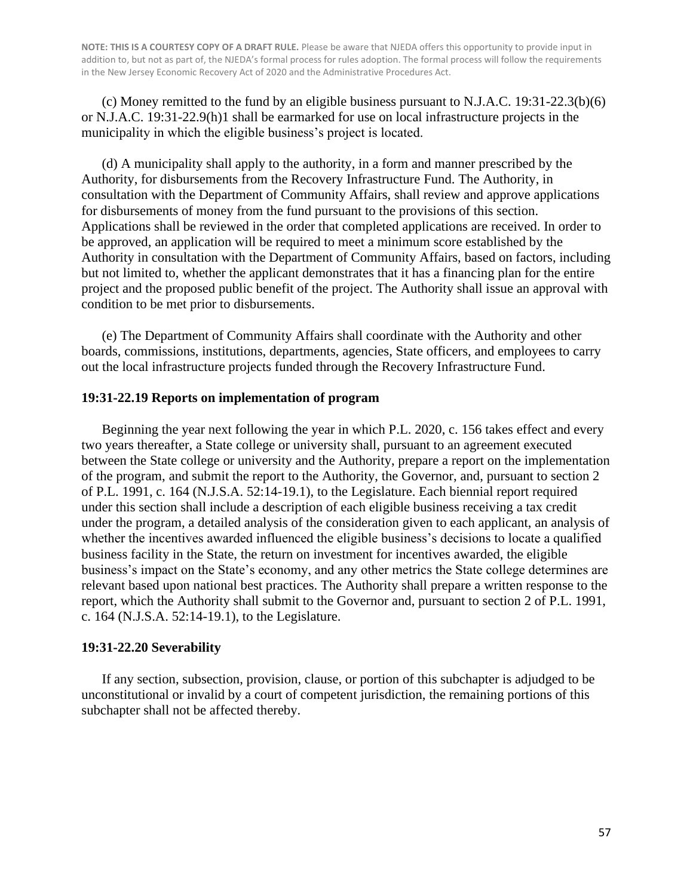**NOTE: THIS IS A COURTESY COPY OF A DRAFT RULE.** Please be aware that NJEDA offers this opportunity to provide input in addition to, but not as part of, the NJEDA's formal process for rules adoption. The formal process will follow the requirements in the New Jersey Economic Recovery Act of 2020 and the Administrative Procedures Act.

(c) Money remitted to the fund by an eligible business pursuant to N.J.A.C. 19:31-22.3(b)(6) or N.J.A.C. 19:31-22.9(h)1 shall be earmarked for use on local infrastructure projects in the municipality in which the eligible business's project is located.

(d) A municipality shall apply to the authority, in a form and manner prescribed by the Authority, for disbursements from the Recovery Infrastructure Fund. The Authority, in consultation with the Department of Community Affairs, shall review and approve applications for disbursements of money from the fund pursuant to the provisions of this section. Applications shall be reviewed in the order that completed applications are received. In order to be approved, an application will be required to meet a minimum score established by the Authority in consultation with the Department of Community Affairs, based on factors, including but not limited to, whether the applicant demonstrates that it has a financing plan for the entire project and the proposed public benefit of the project. The Authority shall issue an approval with condition to be met prior to disbursements.

(e) The Department of Community Affairs shall coordinate with the Authority and other boards, commissions, institutions, departments, agencies, State officers, and employees to carry out the local infrastructure projects funded through the Recovery Infrastructure Fund.

**19:31-22.19 Reports on implementation of program**

Beginning the year next following the year in which P.L. 2020, c. 156 takes effect and every two years thereafter, a State college or university shall, pursuant to an agreement executed between the State college or university and the Authority, prepare a report on the implementation of the program, and submit the report to the Authority, the Governor, and, pursuant to section 2 of P.L. 1991, c. 164 (N.J.S.A. 52:14-19.1), to the Legislature. Each biennial report required under this section shall include a description of each eligible business receiving a tax credit under the program, a detailed analysis of the consideration given to each applicant, an analysis of whether the incentives awarded influenced the eligible business's decisions to locate a qualified business facility in the State, the return on investment for incentives awarded, the eligible business's impact on the State's economy, and any other metrics the State college determines are relevant based upon national best practices. The Authority shall prepare a written response to the report, which the Authority shall submit to the Governor and, pursuant to section 2 of P.L. 1991, c. 164 (N.J.S.A. 52:14-19.1), to the Legislature.

**19:31-22.20 Severability**

If any section, subsection, provision, clause, or portion of this subchapter is adjudged to be unconstitutional or invalid by a court of competent jurisdiction, the remaining portions of this subchapter shall not be affected thereby.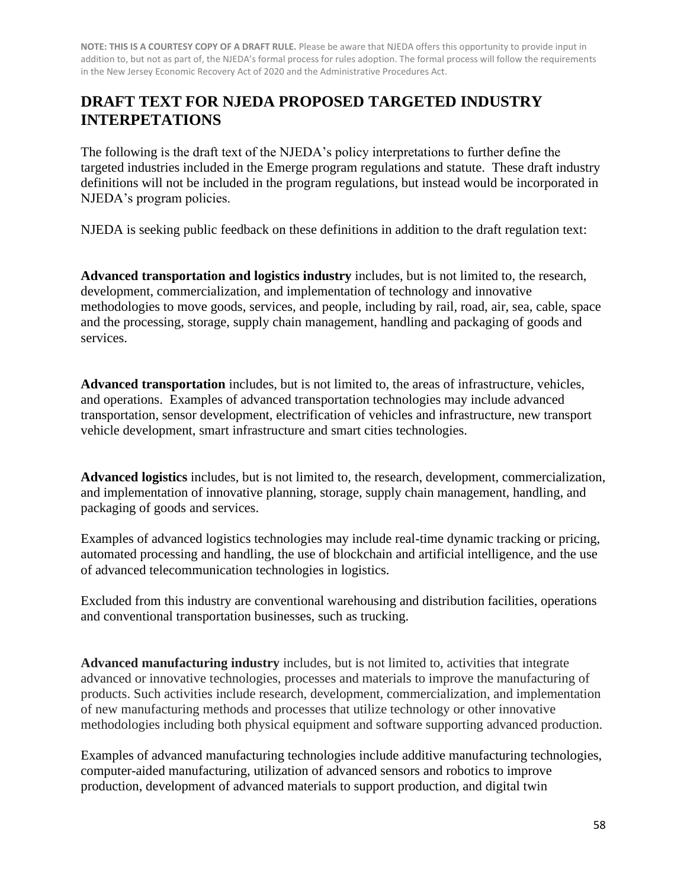**NOTE: THIS IS A COURTESY COPY OF A DRAFT RULE.** Please be aware that NJEDA offers this opportunity to provide input in addition to, but not as part of, the NJEDA's formal process for rules adoption. The formal process will follow the requirements in the New Jersey Economic Recovery Act of 2020 and the Administrative Procedures Act.

## DRAFT TEXT FOR NJEDA PROPOSED TARGETED INDUSTRY INTERPETATIONS

The following is the draft text of the NJEDA's policy interpretations to further define the targeted industries included in the Emerge program regulations and statute. These draft industry definitions will not be included in the program regulations, but instead would be incorporated in NJEDA's program policies.

NJEDA is seeking public feedback on these definitions in addition to the draft regulation text:

**Advanced transportation and logistics industry** includes, but is not limited to, the research, development, commercialization, and implementation of technology and innovative methodologies to move goods, services, and people, including by rail, road, air, sea, cable, space and the processing, storage, supply chain management, handling and packaging of goods and services.

**Advanced transportation** includes, but is not limited to, the areas of infrastructure, vehicles, and operations. Examples of advanced transportation technologies may include advanced transportation, sensor development, electrification of vehicles and infrastructure, new transport vehicle development, smart infrastructure and smart cities technologies.

**Advanced logistics** includes, but is not limited to, the research, development, commercialization, and implementation of innovative planning, storage, supply chain management, handling, and packaging of goods and services.

Examples of advanced logistics technologies may include real-time dynamic tracking or pricing, automated processing and handling, the use of blockchain and artificial intelligence, and the use of advanced telecommunication technologies in logistics.

Excluded from this industry are conventional warehousing and distribution facilities, operations and conventional transportation businesses, such as trucking.

**Advanced manufacturing industry** includes, but is not limited to, activities that integrate advanced or innovative technologies, processes and materials to improve the manufacturing of products. Such activities include research, development, commercialization, and implementation of new manufacturing methods and processes that utilize technology or other innovative methodologies including both physical equipment and software supporting advanced production.

Examples of advanced manufacturing technologies include additive manufacturing technologies, computer-aided manufacturing, utilization of advanced sensors and robotics to improve production, development of advanced materials to support production, and digital twin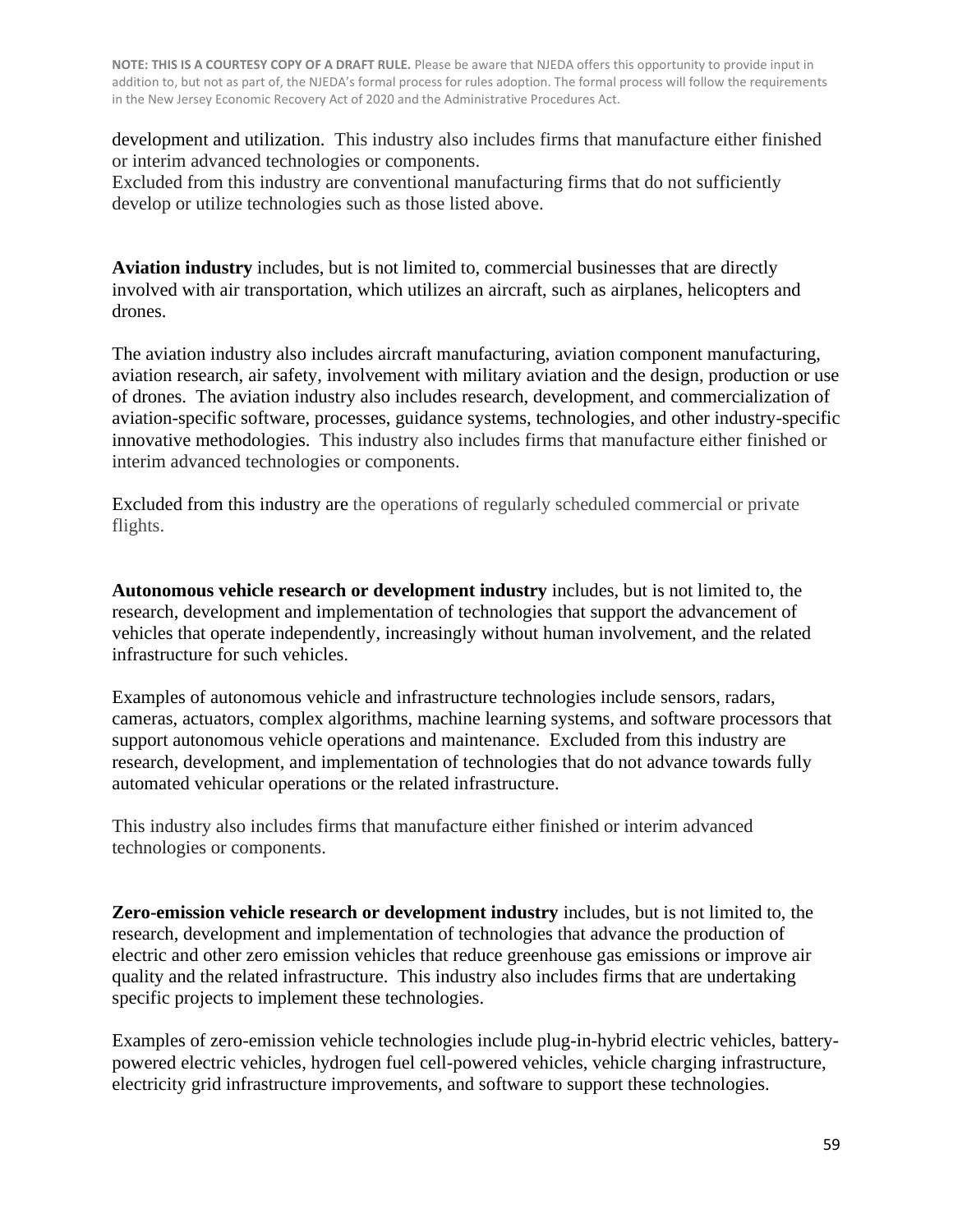development and utilization. This industry also includes firms that manufacture either finished or interim advanced technologies or components.
Excluded from this industry are conventional manufacturing firms that do not sufficiently develop or utilize technologies such as those listed above.

**Aviation industry** includes, but is not limited to, commercial businesses that are directly involved with air transportation, which utilizes an aircraft, such as airplanes, helicopters and drones.

The aviation industry also includes aircraft manufacturing, aviation component manufacturing, aviation research, air safety, involvement with military aviation and the design, production or use of drones. The aviation industry also includes research, development, and commercialization of aviation-specific software, processes, guidance systems, technologies, and other industry-specific innovative methodologies. This industry also includes firms that manufacture either finished or interim advanced technologies or components.

Excluded from this industry are the operations of regularly scheduled commercial or private flights.

**Autonomous vehicle research or development industry** includes, but is not limited to, the research, development and implementation of technologies that support the advancement of vehicles that operate independently, increasingly without human involvement, and the related infrastructure for such vehicles.

Examples of autonomous vehicle and infrastructure technologies include sensors, radars, cameras, actuators, complex algorithms, machine learning systems, and software processors that support autonomous vehicle operations and maintenance. Excluded from this industry are research, development, and implementation of technologies that do not advance towards fully automated vehicular operations or the related infrastructure.

This industry also includes firms that manufacture either finished or interim advanced technologies or components.

**Zero-emission vehicle research or development industry** includes, but is not limited to, the research, development and implementation of technologies that advance the production of electric and other zero emission vehicles that reduce greenhouse gas emissions or improve air quality and the related infrastructure. This industry also includes firms that are undertaking specific projects to implement these technologies.

Examples of zero-emission vehicle technologies include plug-in-hybrid electric vehicles, battery-powered electric vehicles, hydrogen fuel cell-powered vehicles, vehicle charging infrastructure, electricity grid infrastructure improvements, and software to support these technologies.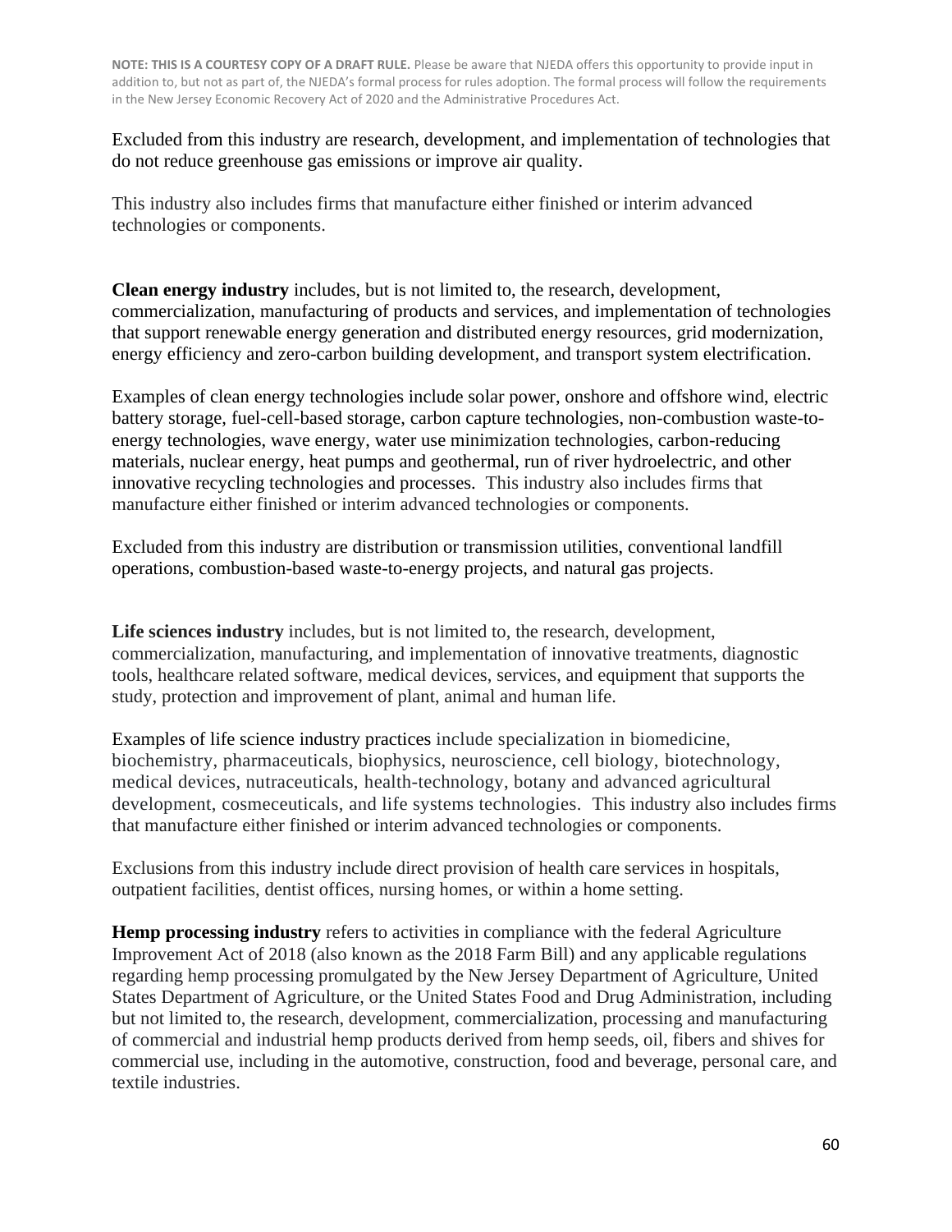NOTE: THIS IS A COURTESY COPY OF A DRAFT RULE. Please be aware that NJEDA offers this opportunity to provide input in addition to, but not as part of, the NJEDA's formal process for rules adoption. The formal process will follow the requirements in the New Jersey Economic Recovery Act of 2020 and the Administrative Procedures Act.

Excluded from this industry are research, development, and implementation of technologies that do not reduce greenhouse gas emissions or improve air quality.

This industry also includes firms that manufacture either finished or interim advanced technologies or components.

**Clean energy industry** includes, but is not limited to, the research, development, commercialization, manufacturing of products and services, and implementation of technologies that support renewable energy generation and distributed energy resources, grid modernization, energy efficiency and zero-carbon building development, and transport system electrification.

Examples of clean energy technologies include solar power, onshore and offshore wind, electric battery storage, fuel-cell-based storage, carbon capture technologies, non-combustion waste-to-energy technologies, wave energy, water use minimization technologies, carbon-reducing materials, nuclear energy, heat pumps and geothermal, run of river hydroelectric, and other innovative recycling technologies and processes. This industry also includes firms that manufacture either finished or interim advanced technologies or components.

Excluded from this industry are distribution or transmission utilities, conventional landfill operations, combustion-based waste-to-energy projects, and natural gas projects.

**Life sciences industry** includes, but is not limited to, the research, development, commercialization, manufacturing, and implementation of innovative treatments, diagnostic tools, healthcare related software, medical devices, services, and equipment that supports the study, protection and improvement of plant, animal and human life.

Examples of life science industry practices include specialization in biomedicine, biochemistry, pharmaceuticals, biophysics, neuroscience, cell biology, biotechnology, medical devices, nutraceuticals, health-technology, botany and advanced agricultural development, cosmeceuticals, and life systems technologies. This industry also includes firms that manufacture either finished or interim advanced technologies or components.

Exclusions from this industry include direct provision of health care services in hospitals, outpatient facilities, dentist offices, nursing homes, or within a home setting.

**Hemp processing industry** refers to activities in compliance with the federal Agriculture Improvement Act of 2018 (also known as the 2018 Farm Bill) and any applicable regulations regarding hemp processing promulgated by the New Jersey Department of Agriculture, United States Department of Agriculture, or the United States Food and Drug Administration, including but not limited to, the research, development, commercialization, processing and manufacturing of commercial and industrial hemp products derived from hemp seeds, oil, fibers and shives for commercial use, including in the automotive, construction, food and beverage, personal care, and textile industries.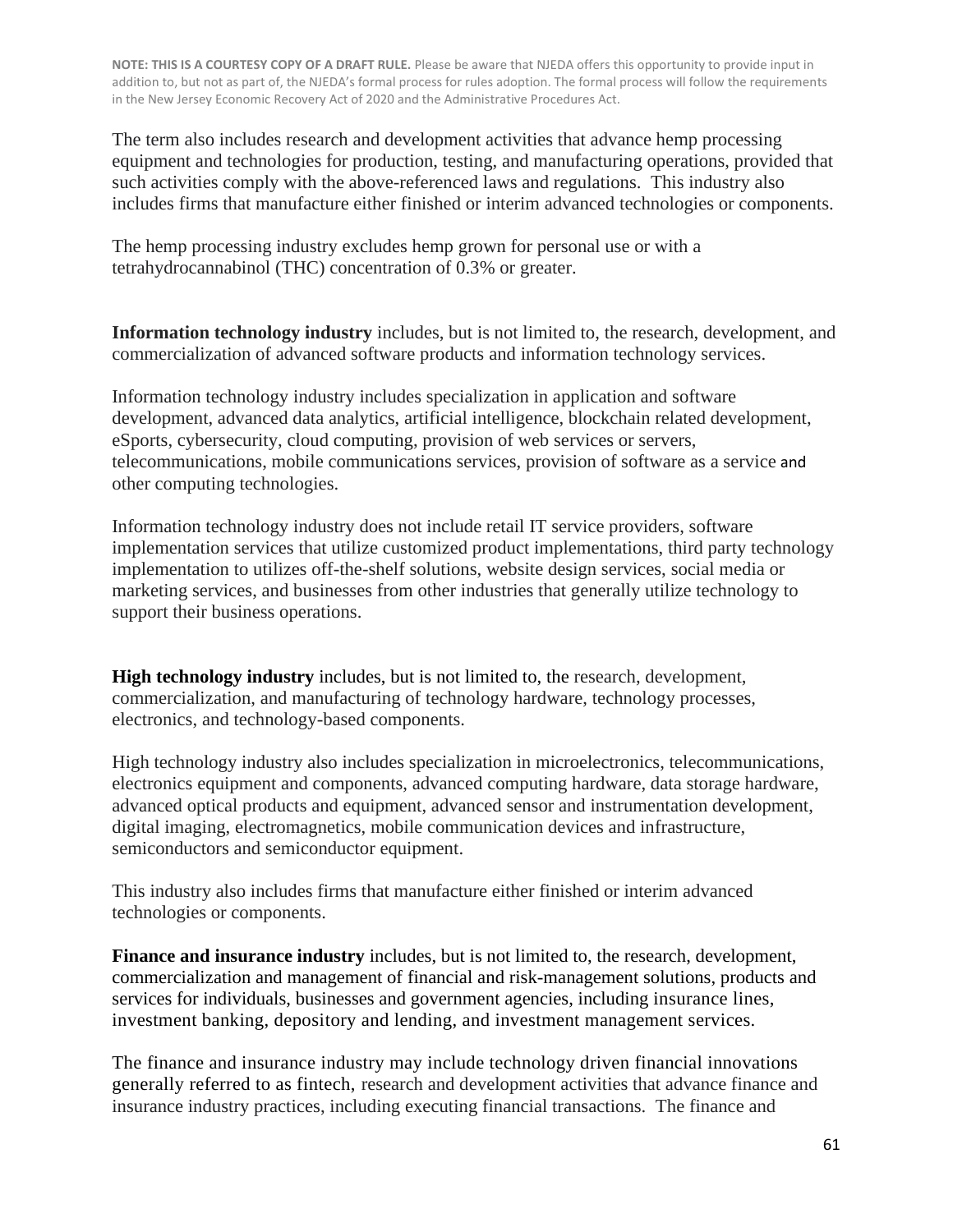**NOTE: THIS IS A COURTESY COPY OF A DRAFT RULE.** Please be aware that NJEDA offers this opportunity to provide input in addition to, but not as part of, the NJEDA's formal process for rules adoption. The formal process will follow the requirements in the New Jersey Economic Recovery Act of 2020 and the Administrative Procedures Act.

The term also includes research and development activities that advance hemp processing equipment and technologies for production, testing, and manufacturing operations, provided that such activities comply with the above-referenced laws and regulations. This industry also includes firms that manufacture either finished or interim advanced technologies or components.

The hemp processing industry excludes hemp grown for personal use or with a tetrahydrocannabinol (THC) concentration of 0.3% or greater.

**Information technology industry** includes, but is not limited to, the research, development, and commercialization of advanced software products and information technology services.

Information technology industry includes specialization in application and software development, advanced data analytics, artificial intelligence, blockchain related development, eSports, cybersecurity, cloud computing, provision of web services or servers, telecommunications, mobile communications services, provision of software as a service and other computing technologies.

Information technology industry does not include retail IT service providers, software implementation services that utilize customized product implementations, third party technology implementation to utilizes off-the-shelf solutions, website design services, social media or marketing services, and businesses from other industries that generally utilize technology to support their business operations.

**High technology industry** includes, but is not limited to, the research, development, commercialization, and manufacturing of technology hardware, technology processes, electronics, and technology-based components.

High technology industry also includes specialization in microelectronics, telecommunications, electronics equipment and components, advanced computing hardware, data storage hardware, advanced optical products and equipment, advanced sensor and instrumentation development, digital imaging, electromagnetics, mobile communication devices and infrastructure, semiconductors and semiconductor equipment.

This industry also includes firms that manufacture either finished or interim advanced technologies or components.

**Finance and insurance industry** includes, but is not limited to, the research, development, commercialization and management of financial and risk-management solutions, products and services for individuals, businesses and government agencies, including insurance lines, investment banking, depository and lending, and investment management services.

The finance and insurance industry may include technology driven financial innovations generally referred to as fintech, research and development activities that advance finance and insurance industry practices, including executing financial transactions. The finance and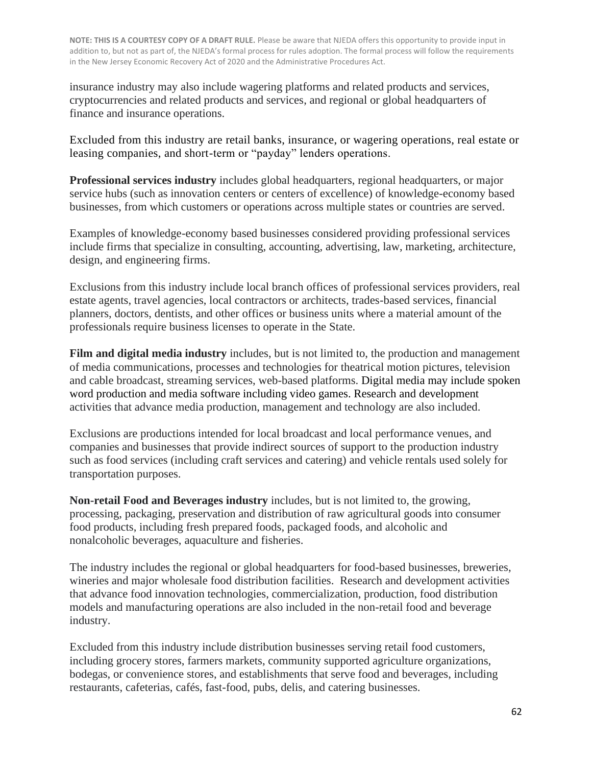insurance industry may also include wagering platforms and related products and services, cryptocurrencies and related products and services, and regional or global headquarters of finance and insurance operations.

Excluded from this industry are retail banks, insurance, or wagering operations, real estate or leasing companies, and short-term or "payday" lenders operations.

**Professional services industry** includes global headquarters, regional headquarters, or major service hubs (such as innovation centers or centers of excellence) of knowledge-economy based businesses, from which customers or operations across multiple states or countries are served.

Examples of knowledge-economy based businesses considered providing professional services include firms that specialize in consulting, accounting, advertising, law, marketing, architecture, design, and engineering firms.

Exclusions from this industry include local branch offices of professional services providers, real estate agents, travel agencies, local contractors or architects, trades-based services, financial planners, doctors, dentists, and other offices or business units where a material amount of the professionals require business licenses to operate in the State.

**Film and digital media industry** includes, but is not limited to, the production and management of media communications, processes and technologies for theatrical motion pictures, television and cable broadcast, streaming services, web-based platforms. Digital media may include spoken word production and media software including video games. Research and development activities that advance media production, management and technology are also included.

Exclusions are productions intended for local broadcast and local performance venues, and companies and businesses that provide indirect sources of support to the production industry such as food services (including craft services and catering) and vehicle rentals used solely for transportation purposes.

**Non-retail Food and Beverages industry** includes, but is not limited to, the growing, processing, packaging, preservation and distribution of raw agricultural goods into consumer food products, including fresh prepared foods, packaged foods, and alcoholic and nonalcoholic beverages, aquaculture and fisheries.

The industry includes the regional or global headquarters for food-based businesses, breweries, wineries and major wholesale food distribution facilities. Research and development activities that advance food innovation technologies, commercialization, production, food distribution models and manufacturing operations are also included in the non-retail food and beverage industry.

Excluded from this industry include distribution businesses serving retail food customers, including grocery stores, farmers markets, community supported agriculture organizations, bodegas, or convenience stores, and establishments that serve food and beverages, including restaurants, cafeterias, cafés, fast-food, pubs, delis, and catering businesses.